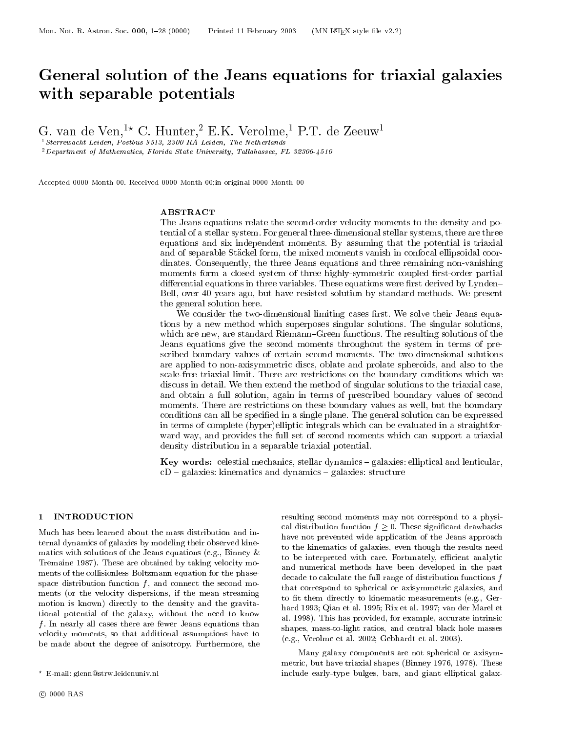# General solution of the Jeans equations for triaxial galaxies with separable potentials

G. van de Ven,[1⋆] C. Hunter,[2] E.K. Verolme,[1] P.T. de Zeeuw[1]

[1] *Sterrewacht Leiden, Postbus 9513, 2300 RA Leiden, The Netherlands*
[2] *Department of Mathematics, Florida State University, Tallahassee, FL 32306-4510*

Accepted 0000 Month 00. Received 0000 Month 00;in original 0000 Month 00

## ABSTRACT

The Jeans equations relate the second-order velocity moments to the density and potential of a stellar system. For general three-dimensional stellar systems, there are three equations and six independent moments. By assuming that the potential is triaxial and of separable Stäckel form, the mixed moments vanish in confocal ellipsoidal coordinates. Consequently, the three Jeans equations and three remaining non-vanishing moments form a closed system of three highly-symmetric coupled first-order partial differential equations in three variables. These equations were first derived by Lynden–Bell, over 40 years ago, but have resisted solution by standard methods. We present the general solution here.

We consider the two-dimensional limiting cases first. We solve their Jeans equations by a new method which superposes singular solutions. The singular solutions, which are new, are standard Riemann–Green functions. The resulting solutions of the Jeans equations give the second moments throughout the system in terms of prescribed boundary values of certain second moments. The two-dimensional solutions are applied to non-axisymmetric discs, oblate and prolate spheroids, and also to the scale-free triaxial limit. There are restrictions on the boundary conditions which we discuss in detail. We then extend the method of singular solutions to the triaxial case, and obtain a full solution, again in terms of prescribed boundary values of second moments. There are restrictions on these boundary values as well, but the boundary conditions can all be specified in a single plane. The general solution can be expressed in terms of complete (hyper)elliptic integrals which can be evaluated in a straightforward way, and provides the full set of second moments which can support a triaxial density distribution in a separable triaxial potential.

**Key words:** celestial mechanics, stellar dynamics – galaxies: elliptical and lenticular, cD – galaxies: kinematics and dynamics – galaxies: structure

## 1 INTRODUCTION

Much has been learned about the mass distribution and internal dynamics of galaxies by modeling their observed kinematics with solutions of the Jeans equations (e.g., Binney & Tremaine 1987). These are obtained by taking velocity moments of the collisionless Boltzmann equation for the phase-space distribution function $f$, and connect the second moments (or the velocity dispersions, if the mean streaming motion is known) directly to the density and the gravitational potential of the galaxy, without the need to know $f$. In nearly all cases there are fewer Jeans equations than velocity moments, so that additional assumptions have to be made about the degree of anisotropy. Furthermore, the resulting second moments may not correspond to a physical distribution function $f \geq 0$. These significant drawbacks have not prevented wide application of the Jeans approach to the kinematics of galaxies, even though the results need to be interpreted with care. Fortunately, efficient analytic and numerical methods have been developed in the past decade to calculate the full range of distribution functions $f$ that correspond to spherical or axisymmetric galaxies, and to fit them directly to kinematic measurements (e.g., Gerhard 1993; Qian et al. 1995; Rix et al. 1997; van der Marel et al. 1998). This has provided, for example, accurate intrinsic shapes, mass-to-light ratios, and central black hole masses (e.g., Verolme et al. 2002; Gebhardt et al. 2003).

Many galaxy components are not spherical or axisymmetric, but have triaxial shapes (Binney 1976, 1978). These include early-type bulges, bars, and giant elliptical galax-

⋆ E-mail: glenn@strw.leidenuniv.nl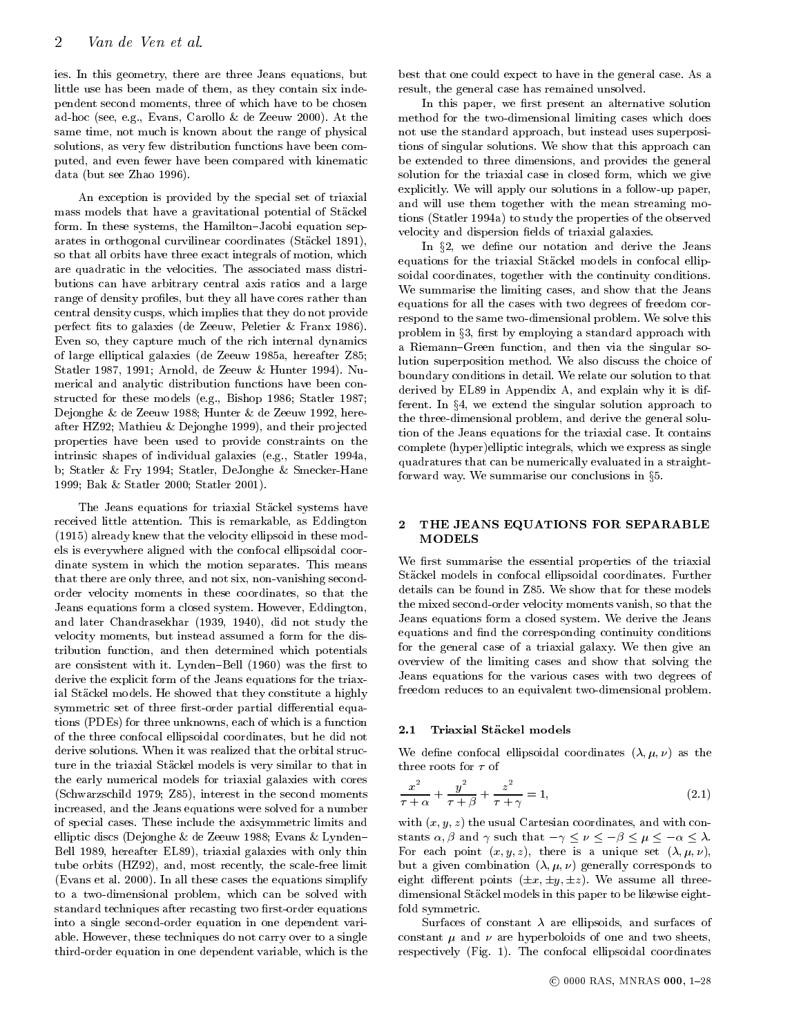ies. In this geometry, there are three Jeans equations, but little use has been made of them, as they contain six independent second moments, three of which have to be chosen ad-hoc (see, e.g., Evans, Carollo & de Zeeuw 2000). At the same time, not much is known about the range of physical solutions, as very few distribution functions have been computed, and even fewer have been compared with kinematic data (but see Zhao 1996).

An exception is provided by the special set of triaxial mass models that have a gravitational potential of Stäckel form. In these systems, the Hamilton–Jacobi equation separates in orthogonal curvilinear coordinates (Stäckel 1891), so that all orbits have three exact integrals of motion, which are quadratic in the velocities. The associated mass distributions can have arbitrary central axis ratios and a large range of density profiles, but they all have cores rather than central density cusps, which implies that they do not provide perfect fits to galaxies (de Zeeuw, Peletier & Franx 1986). Even so, they capture much of the rich internal dynamics of large elliptical galaxies (de Zeeuw 1985a, hereafter Z85; Statler 1987, 1991; Arnold, de Zeeuw & Hunter 1994). Numerical and analytic distribution functions have been constructed for these models (e.g., Bishop 1986; Statler 1987; Dejonghe & de Zeeuw 1988; Hunter & de Zeeuw 1992, hereafter HZ92; Mathieu & Dejonghe 1999), and their projected properties have been used to provide constraints on the intrinsic shapes of individual galaxies (e.g., Statler 1994a, b; Statler & Fry 1994; Statler, DeJonghe & Smecker-Hane 1999; Bak & Statler 2000; Statler 2001).

The Jeans equations for triaxial Stäckel systems have received little attention. This is remarkable, as Eddington (1915) already knew that the velocity ellipsoid in these models is everywhere aligned with the confocal ellipsoidal coordinate system in which the motion separates. This means that there are only three, and not six, non-vanishing second-order velocity moments in these coordinates, so that the Jeans equations form a closed system. However, Eddington, and later Chandrasekhar (1939, 1940), did not study the velocity moments, but instead assumed a form for the distribution function, and then determined which potentials are consistent with it. Lynden–Bell (1960) was the first to derive the explicit form of the Jeans equations for the triaxial Stäckel models. He showed that they constitute a highly symmetric set of three first-order partial differential equations (PDEs) for three unknowns, each of which is a function of the three confocal ellipsoidal coordinates, but he did not derive solutions. When it was realized that the orbital structure in the triaxial Stäckel models is very similar to that in the early numerical models for triaxial galaxies with cores (Schwarzschild 1979; Z85), interest in the second moments increased, and the Jeans equations were solved for a number of special cases. These include the axisymmetric limits and elliptic discs (Dejonghe & de Zeeuw 1988; Evans & Lynden–Bell 1989, hereafter EL89), triaxial galaxies with only thin tube orbits (HZ92), and, most recently, the scale-free limit (Evans et al. 2000). In all these cases the equations simplify to a two-dimensional problem, which can be solved with standard techniques after recasting two first-order equations into a single second-order equation in one dependent variable. However, these techniques do not carry over to a single third-order equation in one dependent variable, which is the best that one could expect to have in the general case. As a result, the general case has remained unsolved.

In this paper, we first present an alternative solution method for the two-dimensional limiting cases which does not use the standard approach, but instead uses superpositions of singular solutions. We show that this approach can be extended to three dimensions, and provides the general solution for the triaxial case in closed form, which we give explicitly. We will apply our solutions in a follow-up paper, and will use them together with the mean streaming motions (Statler 1994a) to study the properties of the observed velocity and dispersion fields of triaxial galaxies.

In §2, we define our notation and derive the Jeans equations for the triaxial Stäckel models in confocal ellipsoidal coordinates, together with the continuity conditions. We summarise the limiting cases, and show that the Jeans equations for all the cases with two degrees of freedom correspond to the same two-dimensional problem. We solve this problem in §3, first by employing a standard approach with a Riemann–Green function, and then via the singular solution superposition method. We also discuss the choice of boundary conditions in detail. We relate our solution to that derived by EL89 in Appendix A, and explain why it is different. In §4, we extend the singular solution approach to the three-dimensional problem, and derive the general solution of the Jeans equations for the triaxial case. It contains complete (hyper)elliptic integrals, which we express as single quadratures that can be numerically evaluated in a straightforward way. We summarise our conclusions in §5.

## 2 THE JEANS EQUATIONS FOR SEPARABLE MODELS

We first summarise the essential properties of the triaxial Stäckel models in confocal ellipsoidal coordinates. Further details can be found in Z85. We show that for these models the mixed second-order velocity moments vanish, so that the Jeans equations form a closed system. We derive the Jeans equations and find the corresponding continuity conditions for the general case of a triaxial galaxy. We then give an overview of the limiting cases and show that solving the Jeans equations for the various cases with two degrees of freedom reduces to an equivalent two-dimensional problem.

### 2.1 Triaxial Stäckel models

We define confocal ellipsoidal coordinates $(\lambda, \mu, \nu)$ as the three roots for $\tau$ of

$$\frac{x^2}{\tau+\alpha} + \frac{y^2}{\tau+\beta} + \frac{z^2}{\tau+\gamma} = 1, \tag{2.1}$$

with $(x, y, z)$ the usual Cartesian coordinates, and with constants $\alpha, \beta$ and $\gamma$ such that $-\gamma \le \nu \le -\beta \le \mu \le -\alpha \le \lambda$. For each point $(x, y, z)$, there is a unique set $(\lambda, \mu, \nu)$, but a given combination $(\lambda, \mu, \nu)$ generally corresponds to eight different points $(\pm x, \pm y, \pm z)$. We assume all three-dimensional Stäckel models in this paper to be likewise eight-fold symmetric.

Surfaces of constant $\lambda$ are ellipsoids, and surfaces of constant $\mu$ and $\nu$ are hyperboloids of one and two sheets, respectively (Fig. 1). The confocal ellipsoidal coordinates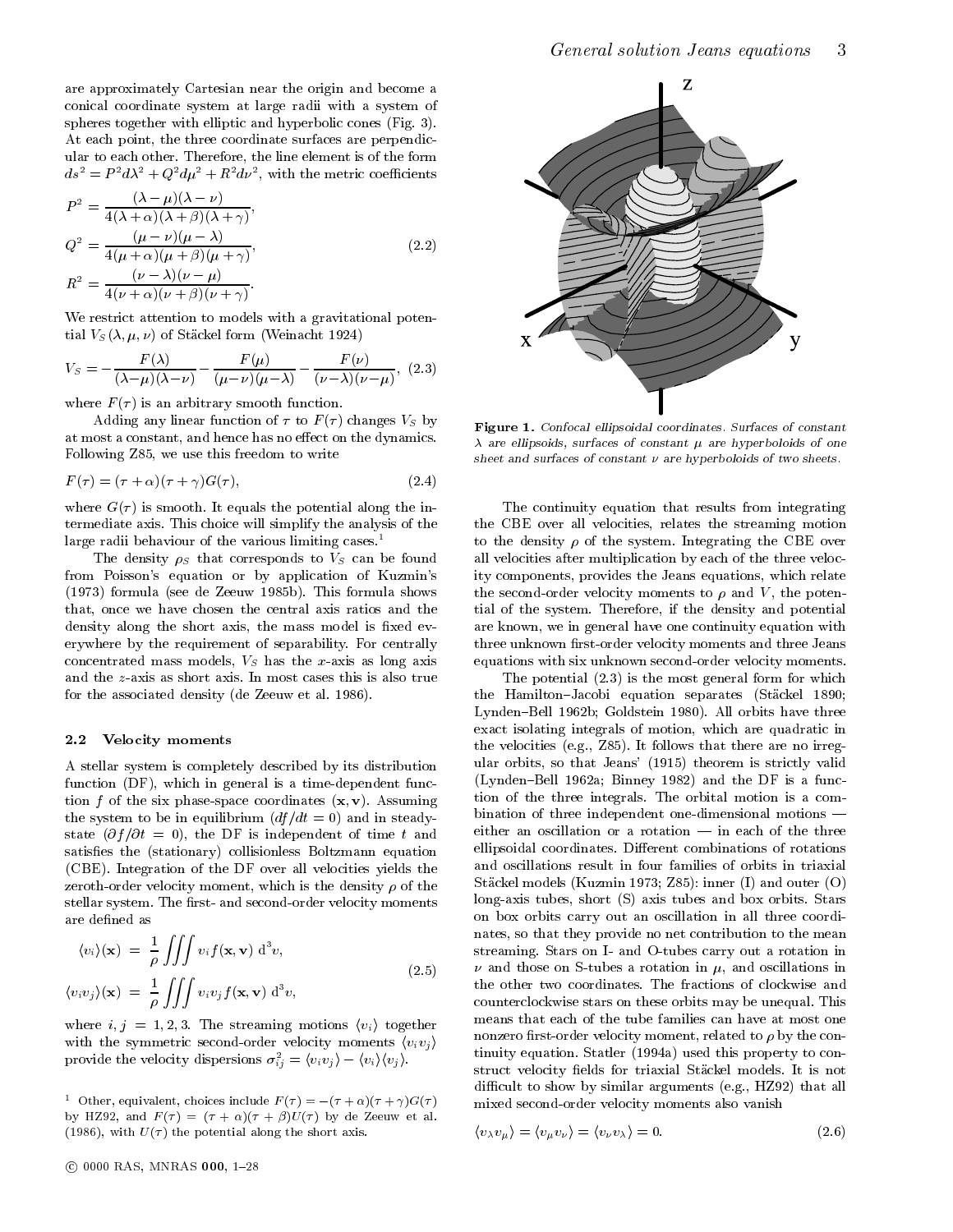are approximately Cartesian near the origin and become a conical coordinate system at large radii with a system of spheres together with elliptic and hyperbolic cones (Fig. 3). At each point, the three coordinate surfaces are perpendicular to each other. Therefore, the line element is of the form $ds^2 = P^2 d\lambda^2 + Q^2 d\mu^2 + R^2 d\nu^2$, with the metric coefficients

$$
\begin{aligned}
P^2 &= \frac{(\lambda-\mu)(\lambda-\nu)}{4(\lambda+\alpha)(\lambda+\beta)(\lambda+\gamma)}, \\
Q^2 &= \frac{(\mu-\nu)(\mu-\lambda)}{4(\mu+\alpha)(\mu+\beta)(\mu+\gamma)}, \\
R^2 &= \frac{(\nu-\lambda)(\nu-\mu)}{4(\nu+\alpha)(\nu+\beta)(\nu+\gamma)}.
\end{aligned}
\tag{2.2}
$$

We restrict attention to models with a gravitational potential $V_S(\lambda, \mu, \nu)$ of Stäckel form (Weinacht 1924)

$$
V_S = -\frac{F(\lambda)}{(\lambda-\mu)(\lambda-\nu)} - \frac{F(\mu)}{(\mu-\nu)(\mu-\lambda)} - \frac{F(\nu)}{(\nu-\lambda)(\nu-\mu)}, \tag{2.3}
$$

where $F(\tau)$ is an arbitrary smooth function.

Adding any linear function of $\tau$ to $F(\tau)$ changes $V_S$ by at most a constant, and hence has no effect on the dynamics. Following Z85, we use this freedom to write

$$
F(\tau) = (\tau+\alpha)(\tau+\gamma)G(\tau), \tag{2.4}
$$

where $G(\tau)$ is smooth. It equals the potential along the intermediate axis. This choice will simplify the analysis of the large radii behaviour of the various limiting cases.[1]

The density $\rho_S$ that corresponds to $V_S$ can be found from Poisson's equation or by application of Kuzmin's (1973) formula (see de Zeeuw 1985b). This formula shows that, once we have chosen the central axis ratios and the density along the short axis, the mass model is fixed everywhere by the requirement of separability. For centrally concentrated mass models, $V_S$ has the $x$-axis as long axis and the $z$-axis as short axis. In most cases this is also true for the associated density (de Zeeuw et al. 1986).

### 2.2 Velocity moments

A stellar system is completely described by its distribution function (DF), which in general is a time-dependent function $f$ of the six phase-space coordinates $(\mathbf{x}, \mathbf{v})$. Assuming the system to be in equilibrium ($df/dt = 0$) and in steady-state ($\partial f/\partial t = 0$), the DF is independent of time $t$ and satisfies the (stationary) collisionless Boltzmann equation (CBE). Integration of the DF over all velocities yields the zeroth-order velocity moment, which is the density $\rho$ of the stellar system. The first- and second-order velocity moments are defined as

$$
\begin{aligned}
\langle v_i \rangle(\mathbf{x}) &= \frac{1}{\rho} \iiint v_i f(\mathbf{x}, \mathbf{v})\, \mathrm{d}^3 v, \\
\langle v_i v_j \rangle(\mathbf{x}) &= \frac{1}{\rho} \iiint v_i v_j f(\mathbf{x}, \mathbf{v})\, \mathrm{d}^3 v,
\end{aligned}
\tag{2.5}
$$

where $i, j = 1, 2, 3$. The streaming motions $\langle v_i \rangle$ together with the symmetric second-order velocity moments $\langle v_i v_j \rangle$ provide the velocity dispersions $\sigma_{ij}^2 = \langle v_i v_j \rangle - \langle v_i \rangle \langle v_j \rangle$.

[1] Other, equivalent, choices include $F(\tau) = -(\tau+\alpha)(\tau+\gamma)G(\tau)$ by HZ92, and $F(\tau) = (\tau+\alpha)(\tau+\beta)U(\tau)$ by de Zeeuw et al. (1986), with $U(\tau)$ the potential along the short axis.

**Figure 1.** *Confocal ellipsoidal coordinates. Surfaces of constant $\lambda$ are ellipsoids, surfaces of constant $\mu$ are hyperboloids of one sheet and surfaces of constant $\nu$ are hyperboloids of two sheets.*

The continuity equation that results from integrating the CBE over all velocities, relates the streaming motion to the density $\rho$ of the system. Integrating the CBE over all velocities after multiplication by each of the three velocity components, provides the Jeans equations, which relate the second-order velocity moments to $\rho$ and $V$, the potential of the system. Therefore, if the density and potential are known, we in general have one continuity equation with three unknown first-order velocity moments and three Jeans equations with six unknown second-order velocity moments.

The potential (2.3) is the most general form for which the Hamilton–Jacobi equation separates (Stäckel 1890; Lynden–Bell 1962b; Goldstein 1980). All orbits have three exact isolating integrals of motion, which are quadratic in the velocities (e.g., Z85). It follows that there are no irregular orbits, so that Jeans' (1915) theorem is strictly valid (Lynden–Bell 1962a; Binney 1982) and the DF is a function of the three integrals. The orbital motion is a combination of three independent one-dimensional motions — either an oscillation or a rotation — in each of the three ellipsoidal coordinates. Different combinations of rotations and oscillations result in four families of orbits in triaxial Stäckel models (Kuzmin 1973; Z85): inner (I) and outer (O) long-axis tubes, short (S) axis tubes and box orbits. Stars on box orbits carry out an oscillation in all three coordinates, so that they provide no net contribution to the mean streaming. Stars on I- and O-tubes carry out a rotation in $\nu$ and those on S-tubes a rotation in $\mu$, and oscillations in the other two coordinates. The fractions of clockwise and counterclockwise stars on these orbits may be unequal. This means that each of the tube families can have at most one nonzero first-order velocity moment, related to $\rho$ by the continuity equation. Statler (1994a) used this property to construct velocity fields for triaxial Stäckel models. It is not difficult to show by similar arguments (e.g., HZ92) that all mixed second-order velocity moments also vanish

$$
\langle v_\lambda v_\mu \rangle = \langle v_\mu v_\nu \rangle = \langle v_\nu v_\lambda \rangle = 0. \tag{2.6}
$$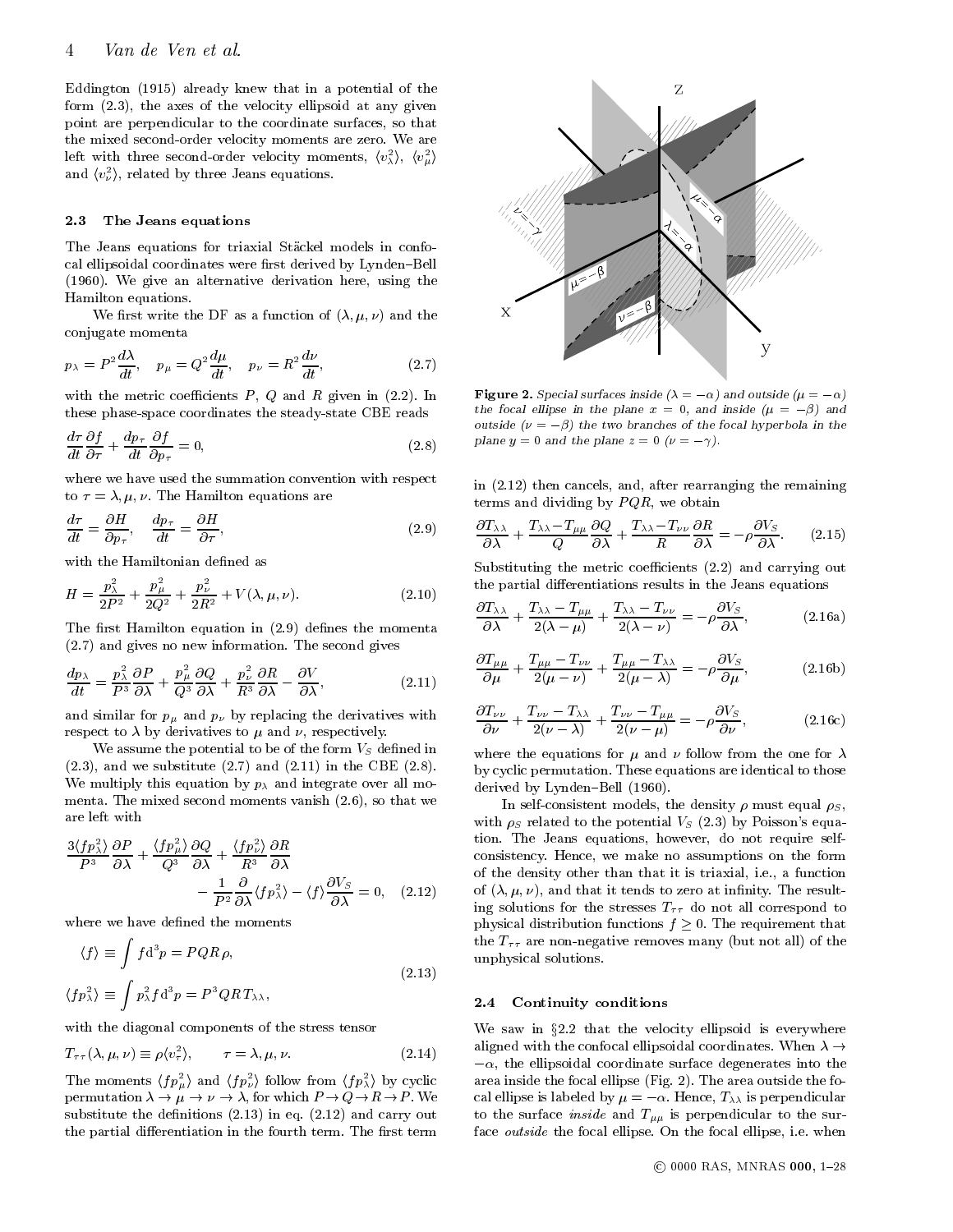Eddington (1915) already knew that in a potential of the form (2.3), the axes of the velocity ellipsoid at any given point are perpendicular to the coordinate surfaces, so that the mixed second-order velocity moments are zero. We are left with three second-order velocity moments, $\langle v_\lambda^2\rangle$, $\langle v_\mu^2\rangle$ and $\langle v_\nu^2\rangle$, related by three Jeans equations.

### 2.3 The Jeans equations

The Jeans equations for triaxial Stäckel models in confocal ellipsoidal coordinates were first derived by Lynden–Bell (1960). We give an alternative derivation here, using the Hamilton equations.

We first write the DF as a function of $(\lambda, \mu, \nu)$ and the conjugate momenta

$$p_\lambda = P^2 \frac{d\lambda}{dt}, \quad p_\mu = Q^2 \frac{d\mu}{dt}, \quad p_\nu = R^2 \frac{d\nu}{dt}, \tag{2.7}$$

with the metric coefficients $P$, $Q$ and $R$ given in (2.2). In these phase-space coordinates the steady-state CBE reads

$$\frac{d\tau}{dt}\frac{\partial f}{\partial \tau} + \frac{dp_\tau}{dt}\frac{\partial f}{\partial p_\tau} = 0, \tag{2.8}$$

where we have used the summation convention with respect to $\tau = \lambda, \mu, \nu$. The Hamilton equations are

$$\frac{d\tau}{dt} = \frac{\partial H}{\partial p_\tau}, \quad \frac{dp_\tau}{dt} = \frac{\partial H}{\partial \tau}, \tag{2.9}$$

with the Hamiltonian defined as

$$H = \frac{p_\lambda^2}{2P^2} + \frac{p_\mu^2}{2Q^2} + \frac{p_\nu^2}{2R^2} + V(\lambda, \mu, \nu). \tag{2.10}$$

The first Hamilton equation in (2.9) defines the momenta (2.7) and gives no new information. The second gives

$$\frac{dp_\lambda}{dt} = \frac{p_\lambda^2}{P^3}\frac{\partial P}{\partial \lambda} + \frac{p_\mu^2}{Q^3}\frac{\partial Q}{\partial \lambda} + \frac{p_\nu^2}{R^3}\frac{\partial R}{\partial \lambda} - \frac{\partial V}{\partial \lambda}, \tag{2.11}$$

and similar for $p_\mu$ and $p_\nu$ by replacing the derivatives with respect to $\lambda$ by derivatives to $\mu$ and $\nu$, respectively.

We assume the potential to be of the form $V_S$ defined in (2.3), and we substitute (2.7) and (2.11) in the CBE (2.8). We multiply this equation by $p_\lambda$ and integrate over all momenta. The mixed second moments vanish (2.6), so that we are left with

$$\frac{3\langle f p_\lambda^2\rangle}{P^3}\frac{\partial P}{\partial \lambda} + \frac{\langle f p_\mu^2\rangle}{Q^3}\frac{\partial Q}{\partial \lambda} + \frac{\langle f p_\nu^2\rangle}{R^3}\frac{\partial R}{\partial \lambda} - \frac{1}{P^2}\frac{\partial}{\partial \lambda}\langle f p_\lambda^2\rangle - \langle f\rangle \frac{\partial V_S}{\partial \lambda} = 0, \tag{2.12}$$

where we have defined the moments

$$\langle f\rangle \equiv \int f \mathrm{d}^3 p = PQR\,\rho,$$
$$\langle f p_\lambda^2\rangle \equiv \int p_\lambda^2 f \mathrm{d}^3 p = P^3 QR\, T_{\lambda\lambda}, \tag{2.13}$$

with the diagonal components of the stress tensor

$$T_{\tau\tau}(\lambda, \mu, \nu) \equiv \rho\langle v_\tau^2\rangle, \qquad \tau = \lambda, \mu, \nu. \tag{2.14}$$

The moments $\langle f p_\mu^2\rangle$ and $\langle f p_\nu^2\rangle$ follow from $\langle f p_\lambda^2\rangle$ by cyclic permutation $\lambda \to \mu \to \nu \to \lambda$, for which $P \to Q \to R \to P$. We substitute the definitions (2.13) in eq. (2.12) and carry out the partial differentiation in the fourth term. The first term in (2.12) then cancels, and, after rearranging the remaining terms and dividing by $PQR$, we obtain

$$\frac{\partial T_{\lambda\lambda}}{\partial \lambda} + \frac{T_{\lambda\lambda} - T_{\mu\mu}}{Q}\frac{\partial Q}{\partial \lambda} + \frac{T_{\lambda\lambda} - T_{\nu\nu}}{R}\frac{\partial R}{\partial \lambda} = -\rho\frac{\partial V_S}{\partial \lambda}. \tag{2.15}$$

Substituting the metric coefficients (2.2) and carrying out the partial differentiations results in the Jeans equations

$$\frac{\partial T_{\lambda\lambda}}{\partial \lambda} + \frac{T_{\lambda\lambda} - T_{\mu\mu}}{2(\lambda - \mu)} + \frac{T_{\lambda\lambda} - T_{\nu\nu}}{2(\lambda - \nu)} = -\rho\frac{\partial V_S}{\partial \lambda}, \tag{2.16a}$$

$$\frac{\partial T_{\mu\mu}}{\partial \mu} + \frac{T_{\mu\mu} - T_{\nu\nu}}{2(\mu - \nu)} + \frac{T_{\mu\mu} - T_{\lambda\lambda}}{2(\mu - \lambda)} = -\rho\frac{\partial V_S}{\partial \mu}, \tag{2.16b}$$

$$\frac{\partial T_{\nu\nu}}{\partial \nu} + \frac{T_{\nu\nu} - T_{\lambda\lambda}}{2(\nu - \lambda)} + \frac{T_{\nu\nu} - T_{\mu\mu}}{2(\nu - \mu)} = -\rho\frac{\partial V_S}{\partial \nu}, \tag{2.16c}$$

where the equations for $\mu$ and $\nu$ follow from the one for $\lambda$ by cyclic permutation. These equations are identical to those derived by Lynden–Bell (1960).

In self-consistent models, the density $\rho$ must equal $\rho_S$, with $\rho_S$ related to the potential $V_S$ (2.3) by Poisson's equation. The Jeans equations, however, do not require self-consistency. Hence, we make no assumptions on the form of the density other than that it is triaxial, i.e., a function of $(\lambda, \mu, \nu)$, and that it tends to zero at infinity. The resulting solutions for the stresses $T_{\tau\tau}$ do not all correspond to physical distribution functions $f \geq 0$. The requirement that the $T_{\tau\tau}$ are non-negative removes many (but not all) of the unphysical solutions.

**Figure 2.** *Special surfaces inside ($\lambda = -\alpha$) and outside ($\mu = -\alpha$) the focal ellipse in the plane $x = 0$, and inside ($\mu = -\beta$) and outside ($\nu = -\beta$) the two branches of the focal hyperbola in the plane $y = 0$ and the plane $z = 0$ ($\nu = -\gamma$).*

### 2.4 Continuity conditions

We saw in §2.2 that the velocity ellipsoid is everywhere aligned with the confocal ellipsoidal coordinates. When $\lambda \to -\alpha$, the ellipsoidal coordinate surface degenerates into the area inside the focal ellipse (Fig. 2). The area outside the focal ellipse is labeled by $\mu = -\alpha$. Hence, $T_{\lambda\lambda}$ is perpendicular to the surface *inside* and $T_{\mu\mu}$ is perpendicular to the surface *outside* the focal ellipse. On the focal ellipse, i.e. when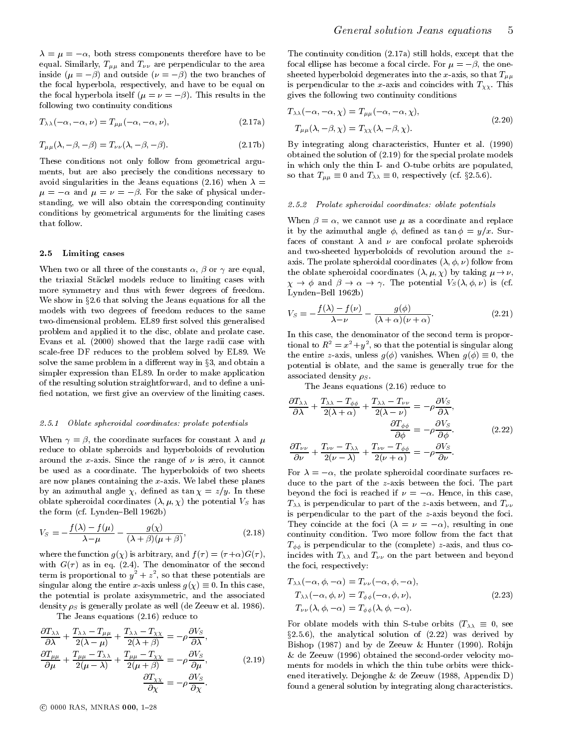$\lambda = \mu = -\alpha$, both stress components therefore have to be equal. Similarly, $T_{\mu\mu}$ and $T_{\nu\nu}$ are perpendicular to the area inside ($\mu = -\beta$) and outside ($\nu = -\beta$) the two branches of the focal hyperbola, respectively, and have to be equal on the focal hyperbola itself ($\mu = \nu = -\beta$). This results in the following two continuity conditions

$$T_{\lambda\lambda}(-\alpha, -\alpha, \nu) = T_{\mu\mu}(-\alpha, -\alpha, \nu), \tag{2.17a}$$

$$T_{\mu\mu}(\lambda, -\beta, -\beta) = T_{\nu\nu}(\lambda, -\beta, -\beta). \tag{2.17b}$$

These conditions not only follow from geometrical arguments, but are also precisely the conditions necessary to avoid singularities in the Jeans equations (2.16) when $\lambda = \mu = -\alpha$ and $\mu = \nu = -\beta$. For the sake of physical understanding, we will also obtain the corresponding continuity conditions by geometrical arguments for the limiting cases that follow.

## 2.5 Limiting cases

When two or all three of the constants $\alpha$, $\beta$ or $\gamma$ are equal, the triaxial Stäckel models reduce to limiting cases with more symmetry and thus with fewer degrees of freedom. We show in §2.6 that solving the Jeans equations for all the models with two degrees of freedom reduces to the same two-dimensional problem. EL89 first solved this generalised problem and applied it to the disc, oblate and prolate case. Evans et al. (2000) showed that the large radii case with scale-free DF reduces to the problem solved by EL89. We solve the same problem in a different way in §3, and obtain a simpler expression than EL89. In order to make application of the resulting solution straightforward, and to define a unified notation, we first give an overview of the limiting cases.

### 2.5.1 Oblate spheroidal coordinates: prolate potentials

When $\gamma = \beta$, the coordinate surfaces for constant $\lambda$ and $\mu$ reduce to oblate spheroids and hyperboloids of revolution around the $x$-axis. Since the range of $\nu$ is zero, it cannot be used as a coordinate. The hyperboloids of two sheets are now planes containing the $x$-axis. We label these planes by an azimuthal angle $\chi$, defined as $\tan\chi = z/y$. In these oblate spheroidal coordinates $(\lambda, \mu, \chi)$ the potential $V_S$ has the form (cf. Lynden–Bell 1962b)

$$V_S = -\frac{f(\lambda) - f(\mu)}{\lambda - \mu} - \frac{g(\chi)}{(\lambda+\beta)(\mu+\beta)}, \tag{2.18}$$

where the function $g(\chi)$ is arbitrary, and $f(\tau) = (\tau+\alpha)G(\tau)$, with $G(\tau)$ as in eq. (2.4). The denominator of the second term is proportional to $y^2 + z^2$, so that these potentials are singular along the entire $x$-axis unless $g(\chi) \equiv 0$. In this case, the potential is prolate axisymmetric, and the associated density $\rho_S$ is generally prolate as well (de Zeeuw et al. 1986).

The Jeans equations (2.16) reduce to

$$\begin{aligned}
\frac{\partial T_{\lambda\lambda}}{\partial \lambda} + \frac{T_{\lambda\lambda} - T_{\mu\mu}}{2(\lambda-\mu)} + \frac{T_{\lambda\lambda} - T_{\chi\chi}}{2(\lambda+\beta)} &= -\rho \frac{\partial V_S}{\partial \lambda}, \\
\frac{\partial T_{\mu\mu}}{\partial \mu} + \frac{T_{\mu\mu} - T_{\lambda\lambda}}{2(\mu-\lambda)} + \frac{T_{\mu\mu} - T_{\chi\chi}}{2(\mu+\beta)} &= -\rho \frac{\partial V_S}{\partial \mu}, \\
\frac{\partial T_{\chi\chi}}{\partial \chi} &= -\rho \frac{\partial V_S}{\partial \chi}.
\end{aligned} \tag{2.19}$$

The continuity condition (2.17a) still holds, except that the focal ellipse has become a focal circle. For $\mu = -\beta$, the one-sheeted hyperboloid degenerates into the $x$-axis, so that $T_{\mu\mu}$ is perpendicular to the $x$-axis and coincides with $T_{\chi\chi}$. This gives the following two continuity conditions

$$\begin{aligned}
T_{\lambda\lambda}(-\alpha, -\alpha, \chi) &= T_{\mu\mu}(-\alpha, -\alpha, \chi), \\
T_{\mu\mu}(\lambda, -\beta, \chi) &= T_{\chi\chi}(\lambda, -\beta, \chi).
\end{aligned} \tag{2.20}$$

By integrating along characteristics, Hunter et al. (1990) obtained the solution of (2.19) for the special prolate models in which only the thin I- and O-tube orbits are populated, so that $T_{\mu\mu} \equiv 0$ and $T_{\lambda\lambda} \equiv 0$, respectively (cf. §2.5.6).

### 2.5.2 Prolate spheroidal coordinates: oblate potentials

When $\beta = \alpha$, we cannot use $\mu$ as a coordinate and replace it by the azimuthal angle $\phi$, defined as $\tan\phi = y/x$. Surfaces of constant $\lambda$ and $\nu$ are confocal prolate spheroids and two-sheeted hyperboloids of revolution around the $z$-axis. The prolate spheroidal coordinates $(\lambda, \phi, \nu)$ follow from the oblate spheroidal coordinates $(\lambda, \mu, \chi)$ by taking $\mu \to \nu$, $\chi \to \phi$ and $\beta \to \alpha \to \gamma$. The potential $V_S(\lambda, \phi, \nu)$ is (cf. Lynden–Bell 1962b)

$$V_S = -\frac{f(\lambda) - f(\nu)}{\lambda - \nu} - \frac{g(\phi)}{(\lambda+\alpha)(\nu+\alpha)}. \tag{2.21}$$

In this case, the denominator of the second term is proportional to $R^2 = x^2 + y^2$, so that the potential is singular along the entire $z$-axis, unless $g(\phi)$ vanishes. When $g(\phi) \equiv 0$, the potential is oblate, and the same is generally true for the associated density $\rho_S$.

The Jeans equations (2.16) reduce to

$$\begin{aligned}
\frac{\partial T_{\lambda\lambda}}{\partial \lambda} + \frac{T_{\lambda\lambda} - T_{\phi\phi}}{2(\lambda+\alpha)} + \frac{T_{\lambda\lambda} - T_{\nu\nu}}{2(\lambda-\nu)} &= -\rho \frac{\partial V_S}{\partial \lambda}, \\
\frac{\partial T_{\phi\phi}}{\partial \phi} &= -\rho \frac{\partial V_S}{\partial \phi}, \\
\frac{\partial T_{\nu\nu}}{\partial \nu} + \frac{T_{\nu\nu} - T_{\lambda\lambda}}{2(\nu-\lambda)} + \frac{T_{\nu\nu} - T_{\phi\phi}}{2(\nu+\alpha)} &= -\rho \frac{\partial V_S}{\partial \nu}.
\end{aligned} \tag{2.22}$$

For $\lambda = -\alpha$, the prolate spheroidal coordinate surfaces reduce to the part of the $z$-axis between the foci. The part beyond the foci is reached if $\nu = -\alpha$. Hence, in this case, $T_{\lambda\lambda}$ is perpendicular to part of the $z$-axis between, and $T_{\nu\nu}$ is perpendicular to the part of the $z$-axis beyond the foci. They coincide at the foci ($\lambda = \nu = -\alpha$), resulting in one continuity condition. Two more follow from the fact that $T_{\phi\phi}$ is perpendicular to the (complete) $z$-axis, and thus coincides with $T_{\lambda\lambda}$ and $T_{\nu\nu}$ on the part between and beyond the foci, respectively:

$$\begin{aligned}
T_{\lambda\lambda}(-\alpha, \phi, -\alpha) &= T_{\nu\nu}(-\alpha, \phi, -\alpha), \\
T_{\lambda\lambda}(-\alpha, \phi, \nu) &= T_{\phi\phi}(-\alpha, \phi, \nu), \\
T_{\nu\nu}(\lambda, \phi, -\alpha) &= T_{\phi\phi}(\lambda, \phi, -\alpha).
\end{aligned} \tag{2.23}$$

For oblate models with thin S-tube orbits ($T_{\lambda\lambda} \equiv 0$, see §2.5.6), the analytical solution of (2.22) was derived by Bishop (1987) and by de Zeeuw & Hunter (1990). Robijn & de Zeeuw (1996) obtained the second-order velocity moments for models in which the thin tube orbits were thickened iteratively. Dejonghe & de Zeeuw (1988, Appendix D) found a general solution by integrating along characteristics.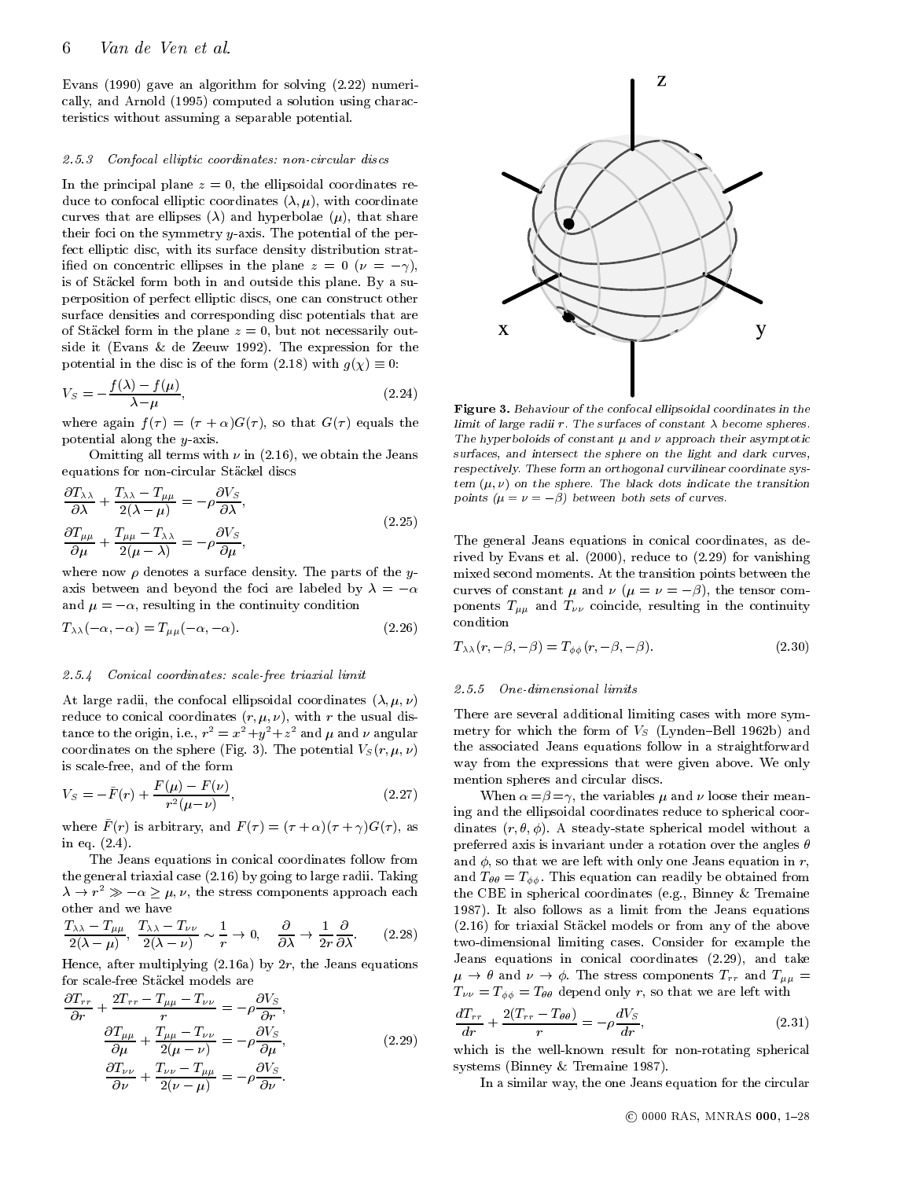Evans (1990) gave an algorithm for solving (2.22) numerically, and Arnold (1995) computed a solution using characteristics without assuming a separable potential.

#### 2.5.3 Confocal elliptic coordinates: non-circular discs

In the principal plane $z = 0$, the ellipsoidal coordinates reduce to confocal elliptic coordinates $(\lambda, \mu)$, with coordinate curves that are ellipses ($\lambda$) and hyperbolae ($\mu$), that share their foci on the symmetry $y$-axis. The potential of the perfect elliptic disc, with its surface density distribution stratified on concentric ellipses in the plane $z = 0$ ($\nu = -\gamma$), is of Stäckel form both in and outside this plane. By a superposition of perfect elliptic discs, one can construct other surface densities and corresponding disc potentials that are of Stäckel form in the plane $z = 0$, but not necessarily outside it (Evans & de Zeeuw 1992). The expression for the potential in the disc is of the form (2.18) with $g(\chi) \equiv 0$:

$$V_S = -\frac{f(\lambda) - f(\mu)}{\lambda - \mu}, \tag{2.24}$$

where again $f(\tau) = (\tau + \alpha)G(\tau)$, so that $G(\tau)$ equals the potential along the $y$-axis.

Omitting all terms with $\nu$ in (2.16), we obtain the Jeans equations for non-circular Stäckel discs

$$\begin{aligned}
\frac{\partial T_{\lambda\lambda}}{\partial \lambda} + \frac{T_{\lambda\lambda} - T_{\mu\mu}}{2(\lambda - \mu)} &= -\rho \frac{\partial V_S}{\partial \lambda}, \\
\frac{\partial T_{\mu\mu}}{\partial \mu} + \frac{T_{\mu\mu} - T_{\lambda\lambda}}{2(\mu - \lambda)} &= -\rho \frac{\partial V_S}{\partial \mu},
\end{aligned} \tag{2.25}$$

where now $\rho$ denotes a surface density. The parts of the $y$-axis between and beyond the foci are labeled by $\lambda = -\alpha$ and $\mu = -\alpha$, resulting in the continuity condition

$$T_{\lambda\lambda}(-\alpha, -\alpha) = T_{\mu\mu}(-\alpha, -\alpha). \tag{2.26}$$

#### 2.5.4 Conical coordinates: scale-free triaxial limit

At large radii, the confocal ellipsoidal coordinates $(\lambda, \mu, \nu)$ reduce to conical coordinates $(r, \mu, \nu)$, with $r$ the usual distance to the origin, i.e., $r^2 = x^2 + y^2 + z^2$ and $\mu$ and $\nu$ angular coordinates on the sphere (Fig. 3). The potential $V_S(r, \mu, \nu)$ is scale-free, and of the form

$$V_S = -\tilde{F}(r) + \frac{F(\mu) - F(\nu)}{r^2(\mu - \nu)}, \tag{2.27}$$

where $\tilde{F}(r)$ is arbitrary, and $F(\tau) = (\tau + \alpha)(\tau + \gamma)G(\tau)$, as in eq. (2.4).

The Jeans equations in conical coordinates follow from the general triaxial case (2.16) by going to large radii. Taking $\lambda \to r^2 \gg -\alpha \geq \mu, \nu$, the stress components approach each other and we have

$$\frac{T_{\lambda\lambda} - T_{\mu\mu}}{2(\lambda - \mu)}, \ \frac{T_{\lambda\lambda} - T_{\nu\nu}}{2(\lambda - \nu)} \sim \frac{1}{r} \to 0, \quad \frac{\partial}{\partial \lambda} \to \frac{1}{2r} \frac{\partial}{\partial \lambda}. \tag{2.28}$$

Hence, after multiplying (2.16a) by $2r$, the Jeans equations for scale-free Stäckel models are

$$\begin{aligned}
\frac{\partial T_{rr}}{\partial r} + \frac{2T_{rr} - T_{\mu\mu} - T_{\nu\nu}}{r} &= -\rho \frac{\partial V_S}{\partial r}, \\
\frac{\partial T_{\mu\mu}}{\partial \mu} + \frac{T_{\mu\mu} - T_{\nu\nu}}{2(\mu - \nu)} &= -\rho \frac{\partial V_S}{\partial \mu}, \\
\frac{\partial T_{\nu\nu}}{\partial \nu} + \frac{T_{\nu\nu} - T_{\mu\mu}}{2(\nu - \mu)} &= -\rho \frac{\partial V_S}{\partial \nu}.
\end{aligned} \tag{2.29}$$

**Figure 3.** *Behaviour of the confocal ellipsoidal coordinates in the limit of large radii $r$. The surfaces of constant $\lambda$ become spheres. The hyperboloids of constant $\mu$ and $\nu$ approach their asymptotic surfaces, and intersect the sphere on the light and dark curves, respectively. These form an orthogonal curvilinear coordinate system $(\mu, \nu)$ on the sphere. The black dots indicate the transition points ($\mu = \nu = -\beta$) between both sets of curves.*

The general Jeans equations in conical coordinates, as derived by Evans et al. (2000), reduce to (2.29) for vanishing mixed second moments. At the transition points between the curves of constant $\mu$ and $\nu$ ($\mu = \nu = -\beta$), the tensor components $T_{\mu\mu}$ and $T_{\nu\nu}$ coincide, resulting in the continuity condition

$$T_{\lambda\lambda}(r, -\beta, -\beta) = T_{\phi\phi}(r, -\beta, -\beta). \tag{2.30}$$

#### 2.5.5 One-dimensional limits

There are several additional limiting cases with more symmetry for which the form of $V_S$ (Lynden–Bell 1962b) and the associated Jeans equations follow in a straightforward way from the expressions that were given above. We only mention spheres and circular discs.

When $\alpha = \beta = \gamma$, the variables $\mu$ and $\nu$ loose their meaning and the ellipsoidal coordinates reduce to spherical coordinates $(r, \theta, \phi)$. A steady-state spherical model without a preferred axis is invariant under a rotation over the angles $\theta$ and $\phi$, so that we are left with only one Jeans equation in $r$, and $T_{\theta\theta} = T_{\phi\phi}$. This equation can readily be obtained from the CBE in spherical coordinates (e.g., Binney & Tremaine 1987). It also follows as a limit from the Jeans equations (2.16) for triaxial Stäckel models or from any of the above two-dimensional limiting cases. Consider for example the Jeans equations in conical coordinates (2.29), and take $\mu \to \theta$ and $\nu \to \phi$. The stress components $T_{rr}$ and $T_{\mu\mu} = T_{\nu\nu} = T_{\phi\phi} = T_{\theta\theta}$ depend only $r$, so that we are left with

$$\frac{dT_{rr}}{dr} + \frac{2(T_{rr} - T_{\theta\theta})}{r} = -\rho \frac{dV_S}{dr}, \tag{2.31}$$

which is the well-known result for non-rotating spherical systems (Binney & Tremaine 1987).

In a similar way, the one Jeans equation for the circular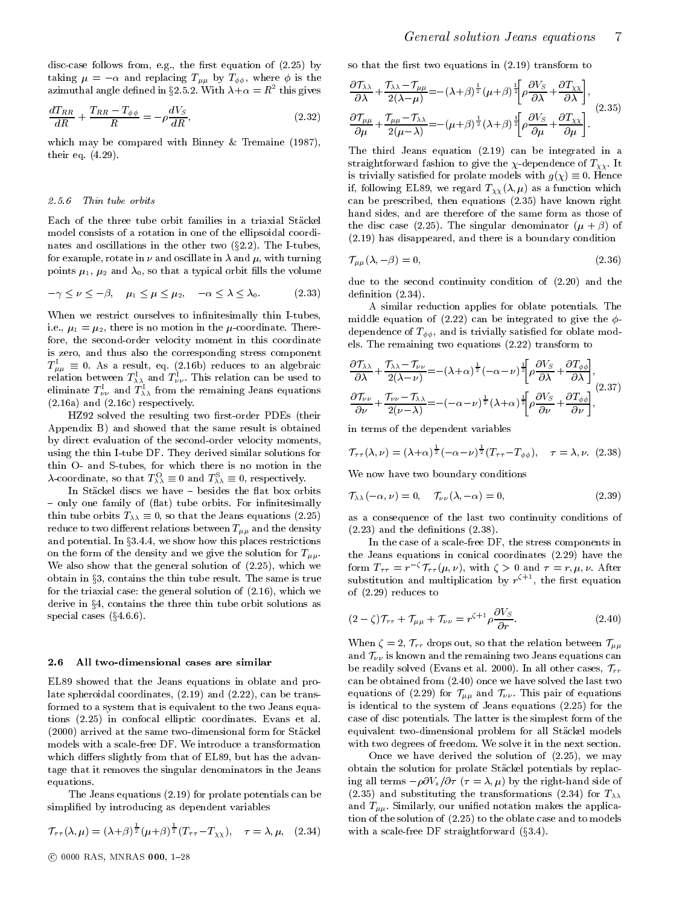disc-case follows from, e.g., the first equation of (2.25) by taking $\mu = -\alpha$ and replacing $T_{\mu\mu}$ by $T_{\phi\phi}$, where $\phi$ is the azimuthal angle defined in §2.5.2. With $\lambda+\alpha = R^2$ this gives

$$\frac{dT_{RR}}{dR} + \frac{T_{RR} - T_{\phi\phi}}{R} = -\rho \frac{dV_S}{dR}, \tag{2.32}$$

which may be compared with Binney & Tremaine (1987), their eq. (4.29).

#### 2.5.6 Thin tube orbits

Each of the three tube orbit families in a triaxial Stäckel model consists of a rotation in one of the ellipsoidal coordinates and oscillations in the other two (§2.2). The I-tubes, for example, rotate in $\nu$ and oscillate in $\lambda$ and $\mu$, with turning points $\mu_1$, $\mu_2$ and $\lambda_0$, so that a typical orbit fills the volume

$$-\gamma \le \nu \le -\beta, \quad \mu_1 \le \mu \le \mu_2, \quad -\alpha \le \lambda \le \lambda_0. \tag{2.33}$$

When we restrict ourselves to infinitesimally thin I-tubes, i.e., $\mu_1 = \mu_2$, there is no motion in the $\mu$-coordinate. Therefore, the second-order velocity moment in this coordinate is zero, and thus also the corresponding stress component $T^{\mathrm{I}}_{\mu\mu} \equiv 0$. As a result, eq. (2.16b) reduces to an algebraic relation between $T^{\mathrm{I}}_{\lambda\lambda}$ and $T^{\mathrm{I}}_{\nu\nu}$. This relation can be used to eliminate $T^{\mathrm{I}}_{\nu\nu}$ and $T^{\mathrm{I}}_{\lambda\lambda}$ from the remaining Jeans equations (2.16a) and (2.16c) respectively.

HZ92 solved the resulting two first-order PDEs (their Appendix B) and showed that the same result is obtained by direct evaluation of the second-order velocity moments, using the thin I-tube DF. They derived similar solutions for thin O- and S-tubes, for which there is no motion in the $\lambda$-coordinate, so that $T^{\mathrm{O}}_{\lambda\lambda} \equiv 0$ and $T^{\mathrm{S}}_{\lambda\lambda} \equiv 0$, respectively.

In Stäckel discs we have – besides the flat box orbits – only one family of (flat) tube orbits. For infinitesimally thin tube orbits $T_{\lambda\lambda} \equiv 0$, so that the Jeans equations (2.25) reduce to two different relations between $T_{\mu\mu}$ and the density and potential. In §3.4.4, we show how this places restrictions on the form of the density and we give the solution for $T_{\mu\mu}$. We also show that the general solution of (2.25), which we obtain in §3, contains the thin tube result. The same is true for the triaxial case: the general solution of (2.16), which we derive in §4, contains the three thin tube orbit solutions as special cases (§4.6.6).

### 2.6 All two-dimensional cases are similar

EL89 showed that the Jeans equations in oblate and prolate spheroidal coordinates, (2.19) and (2.22), can be transformed to a system that is equivalent to the two Jeans equations (2.25) in confocal elliptic coordinates. Evans et al. (2000) arrived at the same two-dimensional form for Stäckel models with a scale-free DF. We introduce a transformation which differs slightly from that of EL89, but has the advantage that it removes the singular denominators in the Jeans equations.

The Jeans equations (2.19) for prolate potentials can be simplified by introducing as dependent variables

$$\mathcal{T}_{\tau\tau}(\lambda,\mu) = (\lambda+\beta)^{\frac{1}{2}}(\mu+\beta)^{\frac{1}{2}}(T_{\tau\tau}-T_{\chi\chi}), \quad \tau=\lambda,\mu, \tag{2.34}$$

so that the first two equations in (2.19) transform to

$$\begin{aligned}
\frac{\partial \mathcal{T}_{\lambda\lambda}}{\partial\lambda} + \frac{\mathcal{T}_{\lambda\lambda}-\mathcal{T}_{\mu\mu}}{2(\lambda-\mu)} &= -(\lambda+\beta)^{\frac{1}{2}}(\mu+\beta)^{\frac{1}{2}}\left[\rho\frac{\partial V_S}{\partial\lambda} + \frac{\partial T_{\chi\chi}}{\partial\lambda}\right], \\
\frac{\partial \mathcal{T}_{\mu\mu}}{\partial\mu} + \frac{\mathcal{T}_{\mu\mu}-\mathcal{T}_{\lambda\lambda}}{2(\mu-\lambda)} &= -(\mu+\beta)^{\frac{1}{2}}(\lambda+\beta)^{\frac{1}{2}}\left[\rho\frac{\partial V_S}{\partial\mu} + \frac{\partial T_{\chi\chi}}{\partial\mu}\right].
\end{aligned} \tag{2.35}$$

The third Jeans equation (2.19) can be integrated in a straightforward fashion to give the $\chi$-dependence of $T_{\chi\chi}$. It is trivially satisfied for prolate models with $g(\chi) \equiv 0$. Hence if, following EL89, we regard $T_{\chi\chi}(\lambda,\mu)$ as a function which can be prescribed, then equations (2.35) have known right hand sides, and are therefore of the same form as those of the disc case (2.25). The singular denominator $(\mu+\beta)$ of (2.19) has disappeared, and there is a boundary condition

$$\mathcal{T}_{\mu\mu}(\lambda,-\beta) = 0, \tag{2.36}$$

due to the second continuity condition of (2.20) and the definition (2.34).

A similar reduction applies for oblate potentials. The middle equation of (2.22) can be integrated to give the $\phi$-dependence of $T_{\phi\phi}$, and is trivially satisfied for oblate models. The remaining two equations (2.22) transform to

$$\begin{aligned}
\frac{\partial \mathcal{T}_{\lambda\lambda}}{\partial\lambda} + \frac{\mathcal{T}_{\lambda\lambda}-\mathcal{T}_{\nu\nu}}{2(\lambda-\nu)} &= -(\lambda+\alpha)^{\frac{1}{2}}(-\alpha-\nu)^{\frac{1}{2}}\left[\rho\frac{\partial V_S}{\partial\lambda} + \frac{\partial T_{\phi\phi}}{\partial\lambda}\right], \\
\frac{\partial \mathcal{T}_{\nu\nu}}{\partial\nu} + \frac{\mathcal{T}_{\nu\nu}-\mathcal{T}_{\lambda\lambda}}{2(\nu-\lambda)} &= -(-\alpha-\nu)^{\frac{1}{2}}(\lambda+\alpha)^{\frac{1}{2}}\left[\rho\frac{\partial V_S}{\partial\nu} + \frac{\partial T_{\phi\phi}}{\partial\nu}\right],
\end{aligned} \tag{2.37}$$

in terms of the dependent variables

$$\mathcal{T}_{\tau\tau}(\lambda,\nu) = (\lambda+\alpha)^{\frac{1}{2}}(-\alpha-\nu)^{\frac{1}{2}}(T_{\tau\tau}-T_{\phi\phi}), \quad \tau=\lambda,\nu. \tag{2.38}$$

We now have two boundary conditions

$$\mathcal{T}_{\lambda\lambda}(-\alpha,\nu) = 0, \quad \mathcal{T}_{\nu\nu}(\lambda,-\alpha) = 0, \tag{2.39}$$

as a consequence of the last two continuity conditions of (2.23) and the definitions (2.38).

In the case of a scale-free DF, the stress components in the Jeans equations in conical coordinates (2.29) have the form $T_{\tau\tau} = r^{-\zeta}\mathcal{T}_{\tau\tau}(\mu,\nu)$, with $\zeta > 0$ and $\tau = r,\mu,\nu$. After substitution and multiplication by $r^{\zeta+1}$, the first equation of (2.29) reduces to

$$(2-\zeta)\mathcal{T}_{rr} + \mathcal{T}_{\mu\mu} + \mathcal{T}_{\nu\nu} = r^{\zeta+1}\rho\frac{\partial V_S}{\partial r}. \tag{2.40}$$

When $\zeta = 2$, $\mathcal{T}_{rr}$ drops out, so that the relation between $\mathcal{T}_{\mu\mu}$ and $\mathcal{T}_{\nu\nu}$ is known and the remaining two Jeans equations can be readily solved (Evans et al. 2000). In all other cases, $\mathcal{T}_{rr}$ can be obtained from (2.40) once we have solved the last two equations of (2.29) for $\mathcal{T}_{\mu\mu}$ and $\mathcal{T}_{\nu\nu}$. This pair of equations is identical to the system of Jeans equations (2.25) for the case of disc potentials. The latter is the simplest form of the equivalent two-dimensional problem for all Stäckel models with two degrees of freedom. We solve it in the next section.

Once we have derived the solution of (2.25), we may obtain the solution for prolate Stäckel potentials by replacing all terms $-\rho\partial V_s/\partial\tau$ ($\tau = \lambda,\mu$) by the right-hand side of (2.35) and substituting the transformations (2.34) for $T_{\lambda\lambda}$ and $T_{\mu\mu}$. Similarly, our unified notation makes the application of the solution of (2.25) to the oblate case and to models with a scale-free DF straightforward (§3.4).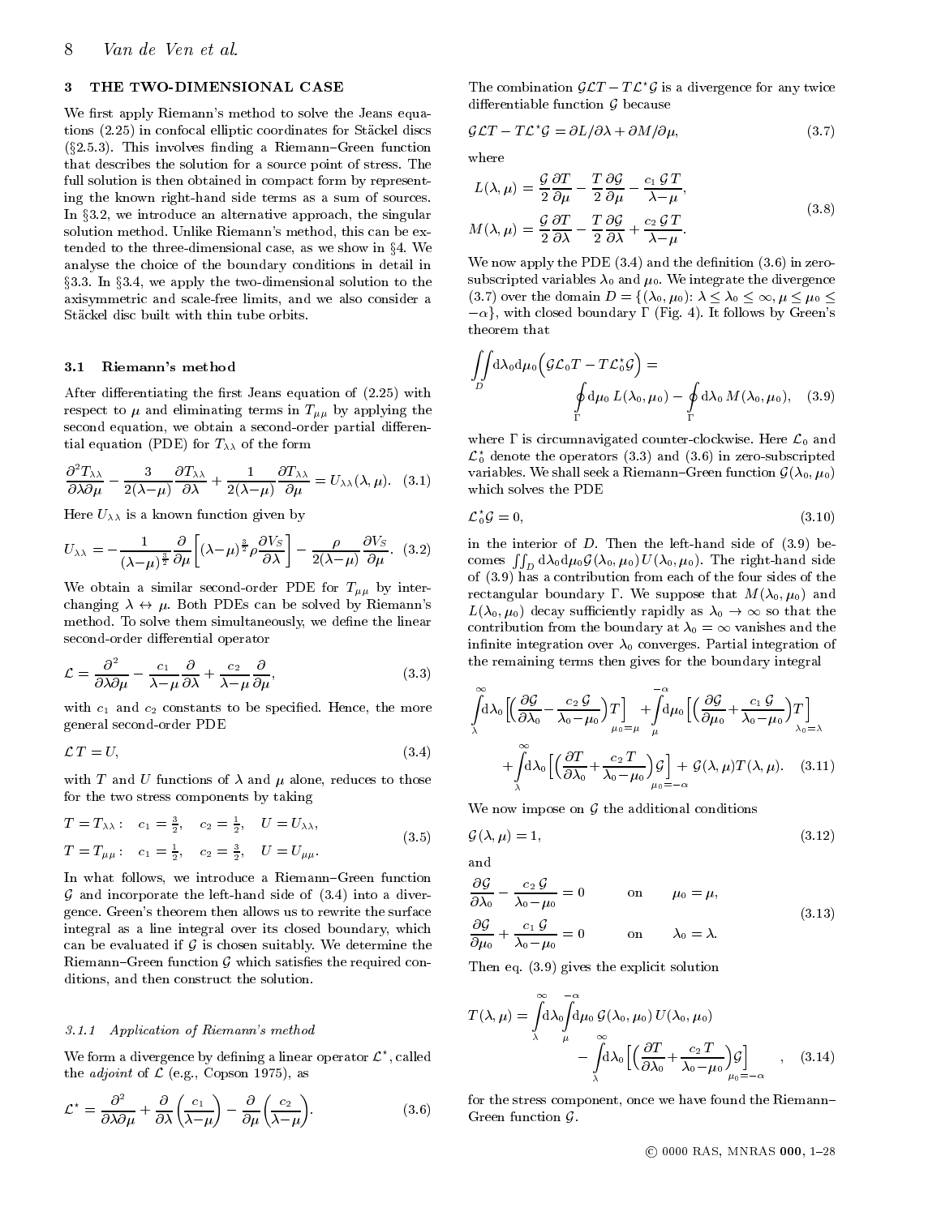## 3 THE TWO-DIMENSIONAL CASE

We first apply Riemann's method to solve the Jeans equations (2.25) in confocal elliptic coordinates for Stäckel discs (§2.5.3). This involves finding a Riemann–Green function that describes the solution for a source point of stress. The full solution is then obtained in compact form by representing the known right-hand side terms as a sum of sources. In §3.2, we introduce an alternative approach, the singular solution method. Unlike Riemann's method, this can be extended to the three-dimensional case, as we show in §4. We analyse the choice of the boundary conditions in detail in §3.3. In §3.4, we apply the two-dimensional solution to the axisymmetric and scale-free limits, and we also consider a Stäckel disc built with thin tube orbits.

### 3.1 Riemann's method

After differentiating the first Jeans equation of (2.25) with respect to $\mu$ and eliminating terms in $T_{\mu\mu}$ by applying the second equation, we obtain a second-order partial differential equation (PDE) for $T_{\lambda\lambda}$ of the form

$$\frac{\partial^2 T_{\lambda\lambda}}{\partial\lambda\partial\mu} - \frac{3}{2(\lambda-\mu)}\frac{\partial T_{\lambda\lambda}}{\partial\lambda} + \frac{1}{2(\lambda-\mu)}\frac{\partial T_{\lambda\lambda}}{\partial\mu} = U_{\lambda\lambda}(\lambda,\mu). \quad (3.1)$$

Here $U_{\lambda\lambda}$ is a known function given by

$$U_{\lambda\lambda} = -\frac{1}{(\lambda-\mu)^{\frac{3}{2}}}\frac{\partial}{\partial\mu}\left[(\lambda-\mu)^{\frac{3}{2}}\rho\frac{\partial V_S}{\partial\lambda}\right] - \frac{\rho}{2(\lambda-\mu)}\frac{\partial V_S}{\partial\mu}. \quad (3.2)$$

We obtain a similar second-order PDE for $T_{\mu\mu}$ by interchanging $\lambda \leftrightarrow \mu$. Both PDEs can be solved by Riemann's method. To solve them simultaneously, we define the linear second-order differential operator

$$\mathcal{L} = \frac{\partial^2}{\partial\lambda\partial\mu} - \frac{c_1}{\lambda-\mu}\frac{\partial}{\partial\lambda} + \frac{c_2}{\lambda-\mu}\frac{\partial}{\partial\mu}, \quad (3.3)$$

with $c_1$ and $c_2$ constants to be specified. Hence, the more general second-order PDE

$$\mathcal{L}T = U, \quad (3.4)$$

with $T$ and $U$ functions of $\lambda$ and $\mu$ alone, reduces to those for the two stress components by taking

$$\begin{aligned} T = T_{\lambda\lambda}: &\quad c_1 = \tfrac{3}{2}, \quad c_2 = \tfrac{1}{2}, \quad U = U_{\lambda\lambda}, \\ T = T_{\mu\mu}: &\quad c_1 = \tfrac{1}{2}, \quad c_2 = \tfrac{3}{2}, \quad U = U_{\mu\mu}. \end{aligned} \quad (3.5)$$

In what follows, we introduce a Riemann–Green function $\mathcal{G}$ and incorporate the left-hand side of (3.4) into a divergence. Green's theorem then allows us to rewrite the surface integral as a line integral over its closed boundary, which can be evaluated if $\mathcal{G}$ is chosen suitably. We determine the Riemann–Green function $\mathcal{G}$ which satisfies the required conditions, and then construct the solution.

#### 3.1.1 Application of Riemann's method

We form a divergence by defining a linear operator $\mathcal{L}^\star$, called the *adjoint* of $\mathcal{L}$ (e.g., Copson 1975), as

$$\mathcal{L}^\star = \frac{\partial^2}{\partial\lambda\partial\mu} + \frac{\partial}{\partial\lambda}\left(\frac{c_1}{\lambda-\mu}\right) - \frac{\partial}{\partial\mu}\left(\frac{c_2}{\lambda-\mu}\right). \quad (3.6)$$

The combination $\mathcal{G}\mathcal{L}T - T\mathcal{L}^\star\mathcal{G}$ is a divergence for any twice differentiable function $\mathcal{G}$ because

$$\mathcal{G}\mathcal{L}T - T\mathcal{L}^\star\mathcal{G} = \partial L/\partial\lambda + \partial M/\partial\mu, \quad (3.7)$$

where

$$\begin{aligned} L(\lambda,\mu) &= \frac{\mathcal{G}}{2}\frac{\partial T}{\partial\mu} - \frac{T}{2}\frac{\partial\mathcal{G}}{\partial\mu} - \frac{c_1\,\mathcal{G}\,T}{\lambda-\mu}, \\ M(\lambda,\mu) &= \frac{\mathcal{G}}{2}\frac{\partial T}{\partial\lambda} - \frac{T}{2}\frac{\partial\mathcal{G}}{\partial\lambda} + \frac{c_2\,\mathcal{G}\,T}{\lambda-\mu}. \end{aligned} \quad (3.8)$$

We now apply the PDE (3.4) and the definition (3.6) in zero-subscripted variables $\lambda_0$ and $\mu_0$. We integrate the divergence (3.7) over the domain $D = \{(\lambda_0,\mu_0)\colon \lambda \le \lambda_0 \le \infty, \mu \le \mu_0 \le -\alpha\}$, with closed boundary $\Gamma$ (Fig. 4). It follows by Green's theorem that

$$\iint_D \mathrm{d}\lambda_0\mathrm{d}\mu_0\Big(\mathcal{G}\mathcal{L}_0T - T\mathcal{L}_0^\star\mathcal{G}\Big) = \oint_\Gamma \mathrm{d}\mu_0\, L(\lambda_0,\mu_0) - \oint_\Gamma \mathrm{d}\lambda_0\, M(\lambda_0,\mu_0), \quad (3.9)$$

where $\Gamma$ is circumnavigated counter-clockwise. Here $\mathcal{L}_0$ and $\mathcal{L}_0^\star$ denote the operators (3.3) and (3.6) in zero-subscripted variables. We shall seek a Riemann–Green function $\mathcal{G}(\lambda_0,\mu_0)$ which solves the PDE

$$\mathcal{L}_0^\star\mathcal{G} = 0, \quad (3.10)$$

in the interior of $D$. Then the left-hand side of (3.9) becomes $\iint_D \mathrm{d}\lambda_0\mathrm{d}\mu_0\mathcal{G}(\lambda_0,\mu_0)U(\lambda_0,\mu_0)$. The right-hand side of (3.9) has a contribution from each of the four sides of the rectangular boundary $\Gamma$. We suppose that $M(\lambda_0,\mu_0)$ and $L(\lambda_0,\mu_0)$ decay sufficiently rapidly as $\lambda_0 \to \infty$ so that the contribution from the boundary at $\lambda_0 = \infty$ vanishes and the infinite integration over $\lambda_0$ converges. Partial integration of the remaining terms then gives for the boundary integral

$$\int_\lambda^\infty \mathrm{d}\lambda_0\Big[\Big(\frac{\partial\mathcal{G}}{\partial\lambda_0} - \frac{c_2\,\mathcal{G}}{\lambda_0-\mu_0}\Big)T\Big]_{\mu_0=\mu} + \int_\mu^{-\alpha}\mathrm{d}\mu_0\Big[\Big(\frac{\partial\mathcal{G}}{\partial\mu_0} + \frac{c_1\,\mathcal{G}}{\lambda_0-\mu_0}\Big)T\Big]_{\lambda_0=\lambda} + \int_\lambda^\infty \mathrm{d}\lambda_0\Big[\Big(\frac{\partial T}{\partial\lambda_0} + \frac{c_2\,T}{\lambda_0-\mu_0}\Big)\mathcal{G}\Big]_{\mu_0=-\alpha} + \mathcal{G}(\lambda,\mu)T(\lambda,\mu). \quad (3.11)$$

We now impose on $\mathcal{G}$ the additional conditions

$$\mathcal{G}(\lambda,\mu) = 1, \quad (3.12)$$

and

$$\begin{aligned} \frac{\partial\mathcal{G}}{\partial\lambda_0} - \frac{c_2\,\mathcal{G}}{\lambda_0-\mu_0} &= 0 \qquad \text{on} \qquad \mu_0 = \mu, \\ \frac{\partial\mathcal{G}}{\partial\mu_0} + \frac{c_1\,\mathcal{G}}{\lambda_0-\mu_0} &= 0 \qquad \text{on} \qquad \lambda_0 = \lambda. \end{aligned} \quad (3.13)$$

Then eq. (3.9) gives the explicit solution

$$T(\lambda,\mu) = \int_\lambda^\infty \mathrm{d}\lambda_0 \int_\mu^{-\alpha} \mathrm{d}\mu_0\, \mathcal{G}(\lambda_0,\mu_0)\,U(\lambda_0,\mu_0) - \int_\lambda^\infty \mathrm{d}\lambda_0\Big[\Big(\frac{\partial T}{\partial\lambda_0} + \frac{c_2\,T}{\lambda_0-\mu_0}\Big)\mathcal{G}\Big]_{\mu_0=-\alpha}, \quad (3.14)$$

for the stress component, once we have found the Riemann–Green function $\mathcal{G}$.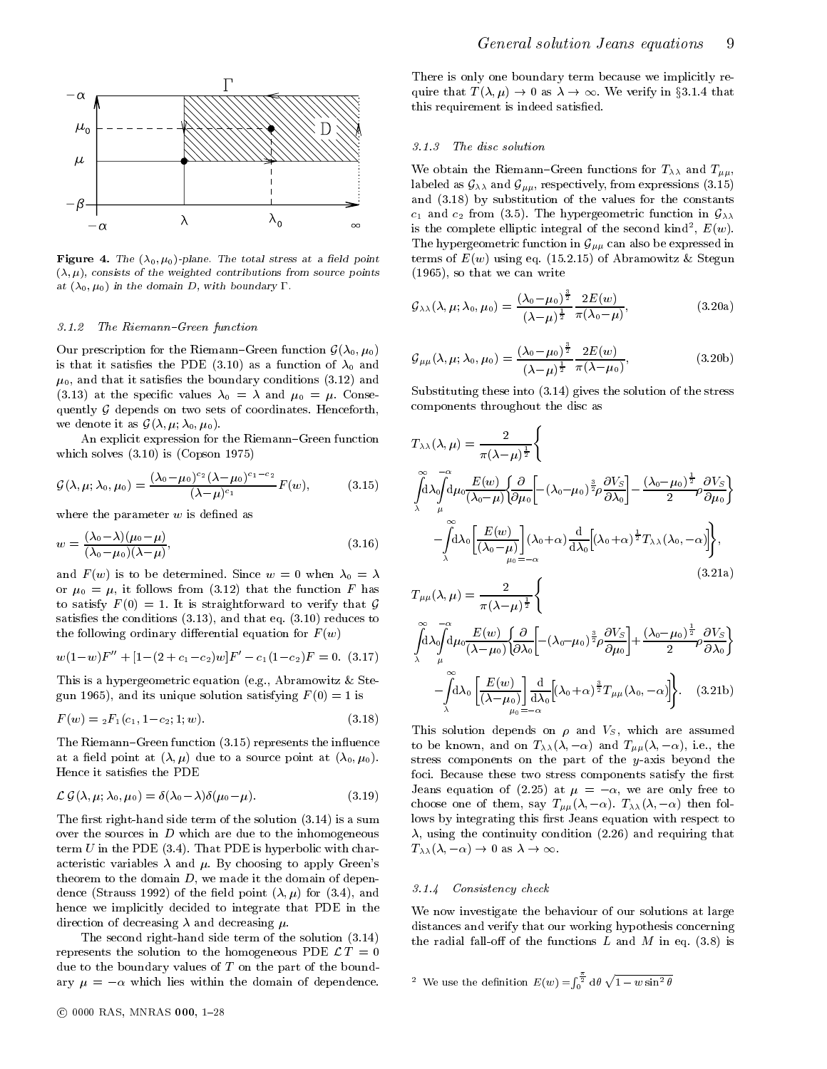**Figure 4.** The $(\lambda_0, \mu_0)$-plane. The total stress at a field point $(\lambda, \mu)$, consists of the weighted contributions from source points at $(\lambda_0, \mu_0)$ in the domain $D$, with boundary $\Gamma$.

### 3.1.2 The Riemann–Green function

Our prescription for the Riemann–Green function $\mathcal{G}(\lambda_0, \mu_0)$ is that it satisfies the PDE (3.10) as a function of $\lambda_0$ and $\mu_0$, and that it satisfies the boundary conditions (3.12) and (3.13) at the specific values $\lambda_0 = \lambda$ and $\mu_0 = \mu$. Consequently $\mathcal{G}$ depends on two sets of coordinates. Henceforth, we denote it as $\mathcal{G}(\lambda, \mu; \lambda_0, \mu_0)$.

An explicit expression for the Riemann–Green function which solves (3.10) is (Copson 1975)

$$\mathcal{G}(\lambda, \mu; \lambda_0, \mu_0) = \frac{(\lambda_0 - \mu_0)^{c_2} (\lambda - \mu_0)^{c_1 - c_2}}{(\lambda - \mu)^{c_1}} F(w), \tag{3.15}$$

where the parameter $w$ is defined as

$$w = \frac{(\lambda_0 - \lambda)(\mu_0 - \mu)}{(\lambda_0 - \mu_0)(\lambda - \mu)}, \tag{3.16}$$

and $F(w)$ is to be determined. Since $w = 0$ when $\lambda_0 = \lambda$ or $\mu_0 = \mu$, it follows from (3.12) that the function $F$ has to satisfy $F(0) = 1$. It is straightforward to verify that $\mathcal{G}$ satisfies the conditions (3.13), and that eq. (3.10) reduces to the following ordinary differential equation for $F(w)$

$$w(1-w)F'' + [1-(2+c_1-c_2)w]F' - c_1(1-c_2)F = 0. \tag{3.17}$$

This is a hypergeometric equation (e.g., Abramowitz & Stegun 1965), and its unique solution satisfying $F(0) = 1$ is

$$F(w) = {}_2F_1(c_1, 1-c_2; 1; w). \tag{3.18}$$

The Riemann–Green function (3.15) represents the influence at a field point at $(\lambda, \mu)$ due to a source point at $(\lambda_0, \mu_0)$. Hence it satisfies the PDE

$$\mathcal{L}\, \mathcal{G}(\lambda, \mu; \lambda_0, \mu_0) = \delta(\lambda_0 - \lambda)\delta(\mu_0 - \mu). \tag{3.19}$$

The first right-hand side term of the solution (3.14) is a sum over the sources in $D$ which are due to the inhomogeneous term $U$ in the PDE (3.4). That PDE is hyperbolic with characteristic variables $\lambda$ and $\mu$. By choosing to apply Green's theorem to the domain $D$, we made it the domain of dependence (Strauss 1992) of the field point $(\lambda, \mu)$ for (3.4), and hence we implicitly decided to integrate that PDE in the direction of decreasing $\lambda$ and decreasing $\mu$.

The second right-hand side term of the solution (3.14) represents the solution to the homogeneous PDE $\mathcal{L}T = 0$ due to the boundary values of $T$ on the part of the boundary $\mu = -\alpha$ which lies within the domain of dependence. There is only one boundary term because we implicitly require that $T(\lambda, \mu) \to 0$ as $\lambda \to \infty$. We verify in §3.1.4 that this requirement is indeed satisfied.

### 3.1.3 The disc solution

We obtain the Riemann–Green functions for $T_{\lambda\lambda}$ and $T_{\mu\mu}$, labeled as $\mathcal{G}_{\lambda\lambda}$ and $\mathcal{G}_{\mu\mu}$, respectively, from expressions (3.15) and (3.18) by substitution of the values for the constants $c_1$ and $c_2$ from (3.5). The hypergeometric function in $\mathcal{G}_{\lambda\lambda}$ is the complete elliptic integral of the second kind[2], $E(w)$. The hypergeometric function in $\mathcal{G}_{\mu\mu}$ can also be expressed in terms of $E(w)$ using eq. (15.2.15) of Abramowitz & Stegun (1965), so that we can write

$$\mathcal{G}_{\lambda\lambda}(\lambda, \mu; \lambda_0, \mu_0) = \frac{(\lambda_0 - \mu_0)^{\frac{3}{2}}}{(\lambda - \mu)^{\frac{1}{2}}} \frac{2E(w)}{\pi(\lambda_0 - \mu)}, \tag{3.20a}$$

$$\mathcal{G}_{\mu\mu}(\lambda, \mu; \lambda_0, \mu_0) = \frac{(\lambda_0 - \mu_0)^{\frac{3}{2}}}{(\lambda - \mu)^{\frac{1}{2}}} \frac{2E(w)}{\pi(\lambda - \mu_0)}, \tag{3.20b}$$

Substituting these into (3.14) gives the solution of the stress components throughout the disc as

$$\begin{aligned} T_{\lambda\lambda}(\lambda, \mu) = \frac{2}{\pi(\lambda-\mu)^{\frac{1}{2}}} \Biggl\{ & \int_\lambda^\infty \mathrm{d}\lambda_0 \int_\mu^{-\alpha} \mathrm{d}\mu_0 \frac{E(w)}{(\lambda_0-\mu)} \biggl\{ \frac{\partial}{\partial \mu_0} \biggl[ -(\lambda_0-\mu_0)^{\frac{3}{2}} \rho \frac{\partial V_S}{\partial \lambda_0} \biggr] - \frac{(\lambda_0-\mu_0)^{\frac{1}{2}}}{2} \rho \frac{\partial V_S}{\partial \mu_0} \biggr\} \\ & - \int_\lambda^\infty \mathrm{d}\lambda_0 \biggl[ \frac{E(w)}{(\lambda_0-\mu)} \biggr]_{\mu_0=-\alpha} (\lambda_0+\alpha) \frac{\mathrm{d}}{\mathrm{d}\lambda_0} \Bigl[ (\lambda_0+\alpha)^{\frac{1}{2}} T_{\lambda\lambda}(\lambda_0, -\alpha) \Bigr] \Biggr\}, \end{aligned} \tag{3.21a}$$

$$\begin{aligned} T_{\mu\mu}(\lambda, \mu) = \frac{2}{\pi(\lambda-\mu)^{\frac{1}{2}}} \Biggl\{ & \int_\lambda^\infty \mathrm{d}\lambda_0 \int_\mu^{-\alpha} \mathrm{d}\mu_0 \frac{E(w)}{(\lambda-\mu_0)} \biggl\{ \frac{\partial}{\partial \lambda_0} \biggl[ -(\lambda_0-\mu_0)^{\frac{3}{2}} \rho \frac{\partial V_S}{\partial \mu_0} \biggr] + \frac{(\lambda_0-\mu_0)^{\frac{1}{2}}}{2} \rho \frac{\partial V_S}{\partial \lambda_0} \biggr\} \\ & - \int_\lambda^\infty \mathrm{d}\lambda_0 \biggl[ \frac{E(w)}{(\lambda-\mu_0)} \biggr]_{\mu_0=-\alpha} \frac{\mathrm{d}}{\mathrm{d}\lambda_0} \Bigl[ (\lambda_0+\alpha)^{\frac{3}{2}} T_{\mu\mu}(\lambda_0, -\alpha) \Bigr] \Biggr\}. \end{aligned} \tag{3.21b}$$

This solution depends on $\rho$ and $V_S$, which are assumed to be known, and on $T_{\lambda\lambda}(\lambda, -\alpha)$ and $T_{\mu\mu}(\lambda, -\alpha)$, i.e., the stress components on the part of the $y$-axis beyond the foci. Because these two stress components satisfy the first Jeans equation of (2.25) at $\mu = -\alpha$, we are only free to choose one of them, say $T_{\mu\mu}(\lambda, -\alpha)$. $T_{\lambda\lambda}(\lambda, -\alpha)$ then follows by integrating this first Jeans equation with respect to $\lambda$, using the continuity condition (2.26) and requiring that $T_{\lambda\lambda}(\lambda, -\alpha) \to 0$ as $\lambda \to \infty$.

### 3.1.4 Consistency check

We now investigate the behaviour of our solutions at large distances and verify that our working hypothesis concerning the radial fall-off of the functions $L$ and $M$ in eq. (3.8) is

[2] We use the definition $E(w) = \int_0^{\frac{\pi}{2}} \mathrm{d}\theta \sqrt{1 - w \sin^2 \theta}$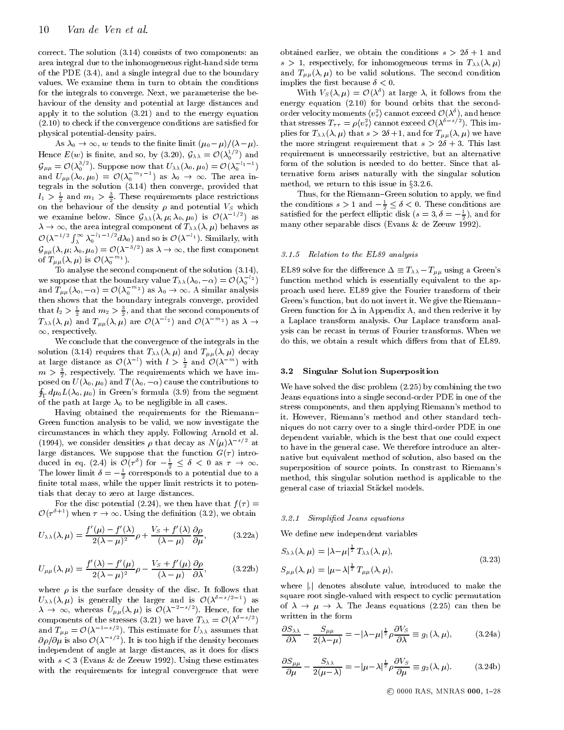correct. The solution (3.14) consists of two components: an area integral due to the inhomogeneous right-hand side term of the PDE (3.4), and a single integral due to the boundary values. We examine them in turn to obtain the conditions for the integrals to converge. Next, we parameterise the behaviour of the density and potential at large distances and apply it to the solution (3.21) and to the energy equation (2.10) to check if the convergence conditions are satisfied for physical potential-density pairs.

As $\lambda_0 \to \infty$, $w$ tends to the finite limit $(\mu_0 - \mu)/(\lambda - \mu)$. Hence $E(w)$ is finite, and so, by (3.20), $\mathcal{G}_{\lambda\lambda} = \mathcal{O}(\lambda_0^{1/2})$ and $\mathcal{G}_{\mu\mu} = \mathcal{O}(\lambda_0^{3/2})$. Suppose now that $U_{\lambda\lambda}(\lambda_0, \mu_0) = \mathcal{O}(\lambda_0^{-l_1-1})$ and $U_{\mu\mu}(\lambda_0, \mu_0) = \mathcal{O}(\lambda_0^{-m_1-1})$ as $\lambda_0 \to \infty$. The area integrals in the solution (3.14) then converge, provided that $l_1 > \frac{1}{2}$ and $m_1 > \frac{3}{2}$. These requirements place restrictions on the behaviour of the density $\rho$ and potential $V_S$ which we examine below. Since $\mathcal{G}_{\lambda\lambda}(\lambda, \mu; \lambda_0, \mu_0)$ is $\mathcal{O}(\lambda^{-1/2})$ as $\lambda \to \infty$, the area integral component of $T_{\lambda\lambda}(\lambda, \mu)$ behaves as $\mathcal{O}(\lambda^{-1/2} \int_\lambda^\infty \lambda_0^{-l_1-1/2} d\lambda_0)$ and so is $\mathcal{O}(\lambda^{-l_1})$. Similarly, with $\mathcal{G}_{\mu\mu}(\lambda, \mu; \lambda_0, \mu_0) = \mathcal{O}(\lambda^{-3/2})$ as $\lambda \to \infty$, the first component of $T_{\mu\mu}(\lambda, \mu)$ is $\mathcal{O}(\lambda_0^{-m_1})$.

To analyse the second component of the solution (3.14), we suppose that the boundary value $T_{\lambda\lambda}(\lambda_0, -\alpha) = \mathcal{O}(\lambda_0^{-l_2})$ and $T_{\mu\mu}(\lambda_0, -\alpha) = \mathcal{O}(\lambda_0^{-m_2})$ as $\lambda_0 \to \infty$. A similar analysis then shows that the boundary integrals converge, provided that $l_2 > \frac{1}{2}$ and $m_2 > \frac{3}{2}$, and that the second components of $T_{\lambda\lambda}(\lambda, \mu)$ and $T_{\mu\mu}(\lambda, \mu)$ are $\mathcal{O}(\lambda^{-l_2})$ and $\mathcal{O}(\lambda^{-m_2})$ as $\lambda \to \infty$, respectively.

We conclude that the convergence of the integrals in the solution (3.14) requires that $T_{\lambda\lambda}(\lambda, \mu)$ and $T_{\mu\mu}(\lambda, \mu)$ decay at large distance as $\mathcal{O}(\lambda^{-l})$ with $l > \frac{1}{2}$ and $\mathcal{O}(\lambda^{-m})$ with $m > \frac{3}{2}$, respectively. The requirements which we have imposed on $U(\lambda_0, \mu_0)$ and $T(\lambda_0, -\alpha)$ cause the contributions to $\oint_\Gamma d\mu_0 L(\lambda_0, \mu_0)$ in Green's formula (3.9) from the segment of the path at large $\lambda_0$ to be negligible in all cases.

Having obtained the requirements for the Riemann–Green function analysis to be valid, we now investigate the circumstances in which they apply. Following Arnold et al. (1994), we consider densities $\rho$ that decay as $N(\mu)\lambda^{-s/2}$ at large distances. We suppose that the function $G(\tau)$ introduced in eq. (2.4) is $\mathcal{O}(\tau^\delta)$ for $-\frac{1}{2} \le \delta < 0$ as $\tau \to \infty$. The lower limit $\delta = -\frac{1}{2}$ corresponds to a potential due to a finite total mass, while the upper limit restricts it to potentials that decay to zero at large distances.

For the disc potential (2.24), we then have that $f(\tau) = \mathcal{O}(\tau^{\delta+1})$ when $\tau \to \infty$. Using the definition (3.2), we obtain

$$U_{\lambda\lambda}(\lambda, \mu) = \frac{f'(\mu) - f'(\lambda)}{2(\lambda - \mu)^2} \rho + \frac{V_S + f'(\lambda)}{(\lambda - \mu)} \frac{\partial \rho}{\partial \mu}, \tag{3.22a}$$

$$U_{\mu\mu}(\lambda, \mu) = \frac{f'(\lambda) - f'(\mu)}{2(\lambda - \mu)^2} \rho - \frac{V_S + f'(\mu)}{(\lambda - \mu)} \frac{\partial \rho}{\partial \lambda}, \tag{3.22b}$$

where $\rho$ is the surface density of the disc. It follows that $U_{\lambda\lambda}(\lambda, \mu)$ is generally the larger and is $\mathcal{O}(\lambda^{\delta - s/2 - 1})$ as $\lambda \to \infty$, whereas $U_{\mu\mu}(\lambda, \mu)$ is $\mathcal{O}(\lambda^{-2-s/2})$. Hence, for the components of the stresses (3.21) we have $T_{\lambda\lambda} = \mathcal{O}(\lambda^{\delta - s/2})$ and $T_{\mu\mu} = \mathcal{O}(\lambda^{-1-s/2})$. This estimate for $U_{\lambda\lambda}$ assumes that $\partial\rho/\partial\mu$ is also $\mathcal{O}(\lambda^{-s/2})$. It is too high if the density becomes independent of angle at large distances, as it does for discs with $s < 3$ (Evans & de Zeeuw 1992). Using these estimates with the requirements for integral convergence that were obtained earlier, we obtain the conditions $s > 2\delta + 1$ and $s > 1$, respectively, for inhomogeneous terms in $T_{\lambda\lambda}(\lambda, \mu)$ and $T_{\mu\mu}(\lambda, \mu)$ to be valid solutions. The second condition implies the first because $\delta < 0$.

With $V_S(\lambda, \mu) = \mathcal{O}(\lambda^\delta)$ at large $\lambda$, it follows from the energy equation (2.10) for bound orbits that the second-order velocity moments $\langle v_\tau^2 \rangle$ cannot exceed $\mathcal{O}(\lambda^\delta)$, and hence that stresses $T_{\tau\tau} = \rho \langle v_\tau^2 \rangle$ cannot exceed $\mathcal{O}(\lambda^{\delta - s/2})$. This implies for $T_{\lambda\lambda}(\lambda, \mu)$ that $s > 2\delta + 1$, and for $T_{\mu\mu}(\lambda, \mu)$ we have the more stringent requirement that $s > 2\delta + 3$. This last requirement is unnecessarily restrictive, but an alternative form of the solution is needed to do better. Since that alternative form arises naturally with the singular solution method, we return to this issue in §3.2.6.

Thus, for the Riemann–Green solution to apply, we find the conditions $s > 1$ and $-\frac{1}{2} \le \delta < 0$. These conditions are satisfied for the perfect elliptic disk ($s = 3, \delta = -\frac{1}{2}$), and for many other separable discs (Evans & de Zeeuw 1992).

#### 3.1.5 *Relation to the EL89 analysis*

EL89 solve for the difference $\Delta \equiv T_{\lambda\lambda} - T_{\mu\mu}$ using a Green's function method which is essentially equivalent to the approach used here. EL89 give the Fourier transform of their Green's function, but do not invert it. We give the Riemann–Green function for $\Delta$ in Appendix A, and then rederive it by a Laplace transform analysis. Our Laplace transform analysis can be recast in terms of Fourier transforms. When we do this, we obtain a result which differs from that of EL89.

### 3.2 Singular Solution Superposition

We have solved the disc problem (2.25) by combining the two Jeans equations into a single second-order PDE in one of the stress components, and then applying Riemann's method to it. However, Riemann's method and other standard techniques do not carry over to a single third-order PDE in one dependent variable, which is the best that one could expect to have in the general case. We therefore introduce an alternative but equivalent method of solution, also based on the superposition of source points. In constrast to Riemann's method, this singular solution method is applicable to the general case of triaxial Stäckel models.

#### 3.2.1 *Simplified Jeans equations*

We define new independent variables

$$\begin{aligned} S_{\lambda\lambda}(\lambda, \mu) &= |\lambda - \mu|^{\frac{1}{2}} T_{\lambda\lambda}(\lambda, \mu), \\ S_{\mu\mu}(\lambda, \mu) &= |\mu - \lambda|^{\frac{1}{2}} T_{\mu\mu}(\lambda, \mu), \end{aligned} \tag{3.23}$$

where $|.|$ denotes absolute value, introduced to make the square root single-valued with respect to cyclic permutation of $\lambda \to \mu \to \lambda$. The Jeans equations (2.25) can then be written in the form

$$\frac{\partial S_{\lambda\lambda}}{\partial \lambda} - \frac{S_{\mu\mu}}{2(\lambda - \mu)} = -|\lambda - \mu|^{\frac{1}{2}} \rho \frac{\partial V_S}{\partial \lambda} \equiv g_1(\lambda, \mu), \tag{3.24a}$$

$$\frac{\partial S_{\mu\mu}}{\partial \mu} - \frac{S_{\lambda\lambda}}{2(\mu - \lambda)} = -|\mu - \lambda|^{\frac{1}{2}} \rho \frac{\partial V_S}{\partial \mu} \equiv g_2(\lambda, \mu). \tag{3.24b}$$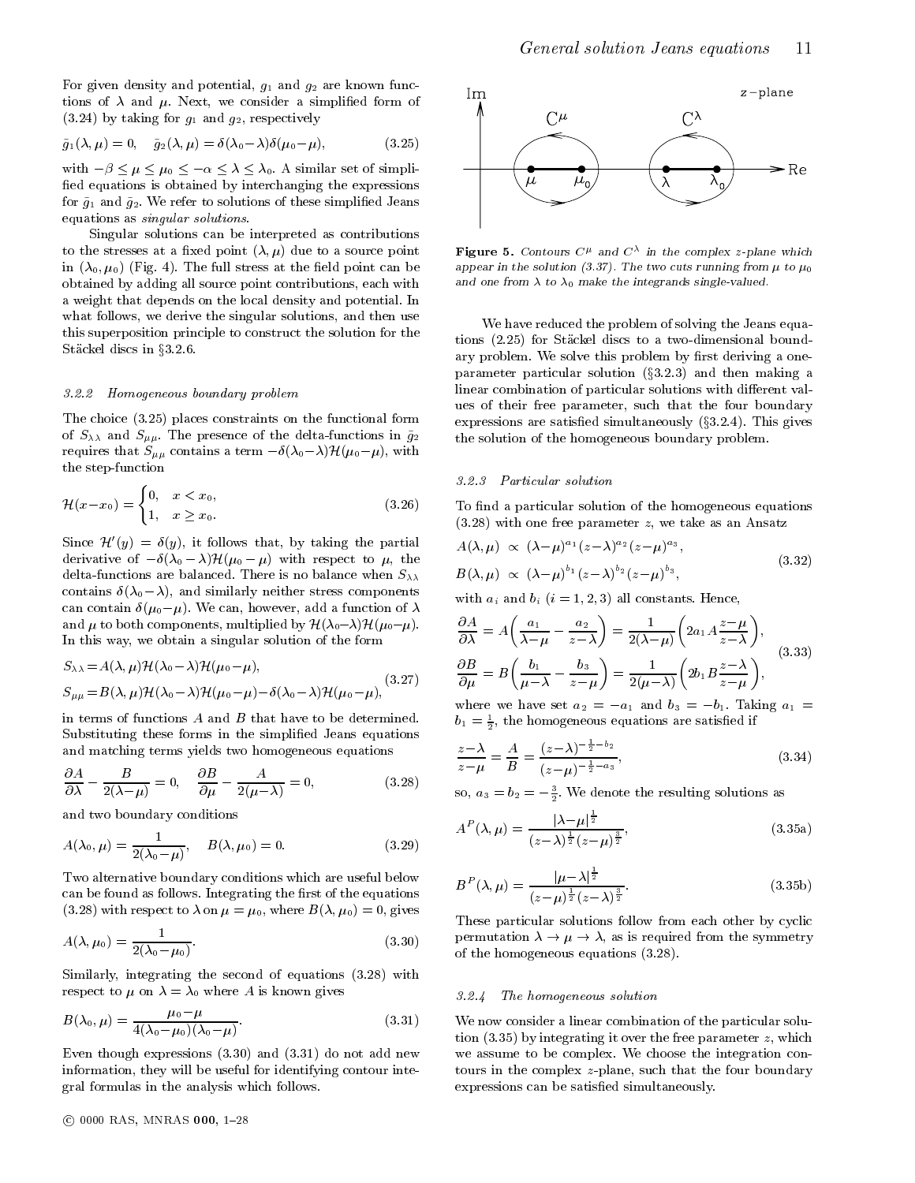For given density and potential, $g_1$ and $g_2$ are known functions of $\lambda$ and $\mu$. Next, we consider a simplified form of (3.24) by taking for $g_1$ and $g_2$, respectively

$$\bar{g}_1(\lambda,\mu) = 0, \quad \bar{g}_2(\lambda,\mu) = \delta(\lambda_0-\lambda)\delta(\mu_0-\mu), \tag{3.25}$$

with $-\beta \le \mu \le \mu_0 \le -\alpha \le \lambda \le \lambda_0$. A similar set of simplified equations is obtained by interchanging the expressions for $\bar{g}_1$ and $\bar{g}_2$. We refer to solutions of these simplified Jeans equations as *singular solutions*.

Singular solutions can be interpreted as contributions to the stresses at a fixed point $(\lambda,\mu)$ due to a source point in $(\lambda_0,\mu_0)$ (Fig. 4). The full stress at the field point can be obtained by adding all source point contributions, each with a weight that depends on the local density and potential. In what follows, we derive the singular solutions, and then use this superposition principle to construct the solution for the Stäckel discs in §3.2.6.

### 3.2.2 Homogeneous boundary problem

The choice (3.25) places constraints on the functional form of $S_{\lambda\lambda}$ and $S_{\mu\mu}$. The presence of the delta-functions in $\bar{g}_2$ requires that $S_{\mu\mu}$ contains a term $-\delta(\lambda_0-\lambda)\mathcal{H}(\mu_0-\mu)$, with the step-function

$$\mathcal{H}(x-x_0) = \begin{cases} 0, & x < x_0, \\ 1, & x \ge x_0. \end{cases} \tag{3.26}$$

Since $\mathcal{H}'(y) = \delta(y)$, it follows that, by taking the partial derivative of $-\delta(\lambda_0-\lambda)\mathcal{H}(\mu_0-\mu)$ with respect to $\mu$, the delta-functions are balanced. There is no balance when $S_{\lambda\lambda}$ contains $\delta(\lambda_0-\lambda)$, and similarly neither stress components can contain $\delta(\mu_0-\mu)$. We can, however, add a function of $\lambda$ and $\mu$ to both components, multiplied by $\mathcal{H}(\lambda_0-\lambda)\mathcal{H}(\mu_0-\mu)$. In this way, we obtain a singular solution of the form

$$\begin{aligned} S_{\lambda\lambda} &= A(\lambda,\mu)\mathcal{H}(\lambda_0-\lambda)\mathcal{H}(\mu_0-\mu), \\ S_{\mu\mu} &= B(\lambda,\mu)\mathcal{H}(\lambda_0-\lambda)\mathcal{H}(\mu_0-\mu) - \delta(\lambda_0-\lambda)\mathcal{H}(\mu_0-\mu), \end{aligned} \tag{3.27}$$

in terms of functions $A$ and $B$ that have to be determined. Substituting these forms in the simplified Jeans equations and matching terms yields two homogeneous equations

$$\frac{\partial A}{\partial \lambda} - \frac{B}{2(\lambda-\mu)} = 0, \quad \frac{\partial B}{\partial \mu} - \frac{A}{2(\mu-\lambda)} = 0, \tag{3.28}$$

and two boundary conditions

$$A(\lambda_0,\mu) = \frac{1}{2(\lambda_0-\mu)}, \quad B(\lambda,\mu_0) = 0. \tag{3.29}$$

Two alternative boundary conditions which are useful below can be found as follows. Integrating the first of the equations (3.28) with respect to $\lambda$ on $\mu = \mu_0$, where $B(\lambda,\mu_0) = 0$, gives

$$A(\lambda,\mu_0) = \frac{1}{2(\lambda_0-\mu_0)}. \tag{3.30}$$

Similarly, integrating the second of equations (3.28) with respect to $\mu$ on $\lambda = \lambda_0$ where $A$ is known gives

$$B(\lambda_0,\mu) = \frac{\mu_0-\mu}{4(\lambda_0-\mu_0)(\lambda_0-\mu)}. \tag{3.31}$$

Even though expressions (3.30) and (3.31) do not add new information, they will be useful for identifying contour integral formulas in the analysis which follows.

**Figure 5.** *Contours $C^\mu$ and $C^\lambda$ in the complex z-plane which appear in the solution (3.37). The two cuts running from $\mu$ to $\mu_0$ and one from $\lambda$ to $\lambda_0$ make the integrands single-valued.*

We have reduced the problem of solving the Jeans equations (2.25) for Stäckel discs to a two-dimensional boundary problem. We solve this problem by first deriving a one-parameter particular solution (§3.2.3) and then making a linear combination of particular solutions with different values of their free parameter, such that the four boundary expressions are satisfied simultaneously (§3.2.4). This gives the solution of the homogeneous boundary problem.

### 3.2.3 Particular solution

To find a particular solution of the homogeneous equations (3.28) with one free parameter $z$, we take as an Ansatz

$$\begin{aligned} A(\lambda,\mu) &\propto (\lambda-\mu)^{a_1}(z-\lambda)^{a_2}(z-\mu)^{a_3}, \\ B(\lambda,\mu) &\propto (\lambda-\mu)^{b_1}(z-\lambda)^{b_2}(z-\mu)^{b_3}, \end{aligned} \tag{3.32}$$

with $a_i$ and $b_i$ $(i = 1,2,3)$ all constants. Hence,

$$\begin{aligned} \frac{\partial A}{\partial \lambda} &= A\left(\frac{a_1}{\lambda-\mu} - \frac{a_2}{z-\lambda}\right) = \frac{1}{2(\lambda-\mu)}\left(2a_1 A\frac{z-\mu}{z-\lambda}\right), \\ \frac{\partial B}{\partial \mu} &= B\left(\frac{b_1}{\mu-\lambda} - \frac{b_3}{z-\mu}\right) = \frac{1}{2(\mu-\lambda)}\left(2b_1 B\frac{z-\lambda}{z-\mu}\right), \end{aligned} \tag{3.33}$$

where we have set $a_2 = -a_1$ and $b_3 = -b_1$. Taking $a_1 = b_1 = \frac{1}{2}$, the homogeneous equations are satisfied if

$$\frac{z-\lambda}{z-\mu} = \frac{A}{B} = \frac{(z-\lambda)^{-\frac{1}{2}-b_2}}{(z-\mu)^{-\frac{1}{2}-a_3}}, \tag{3.34}$$

so, $a_3 = b_2 = -\frac{3}{2}$. We denote the resulting solutions as

$$A^P(\lambda,\mu) = \frac{|\lambda-\mu|^{\frac{1}{2}}}{(z-\lambda)^{\frac{1}{2}}(z-\mu)^{\frac{3}{2}}}, \tag{3.35a}$$

$$B^P(\lambda,\mu) = \frac{|\mu-\lambda|^{\frac{1}{2}}}{(z-\mu)^{\frac{1}{2}}(z-\lambda)^{\frac{3}{2}}}. \tag{3.35b}$$

These particular solutions follow from each other by cyclic permutation $\lambda \to \mu \to \lambda$, as is required from the symmetry of the homogeneous equations (3.28).

### 3.2.4 The homogeneous solution

We now consider a linear combination of the particular solution (3.35) by integrating it over the free parameter $z$, which we assume to be complex. We choose the integration contours in the complex $z$-plane, such that the four boundary expressions can be satisfied simultaneously.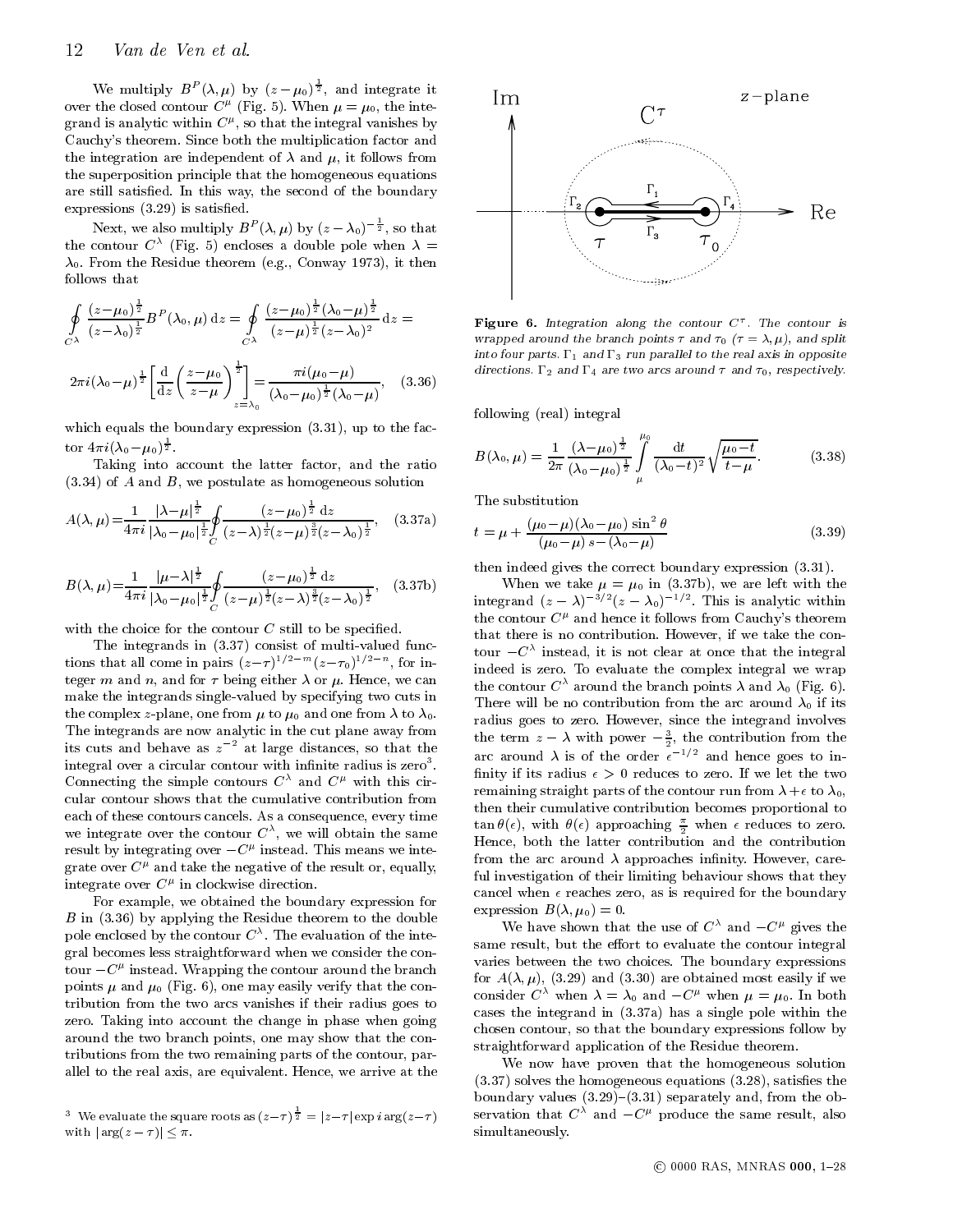We multiply $B^P(\lambda,\mu)$ by $(z-\mu_0)^{\frac{1}{2}}$, and integrate it over the closed contour $C^\mu$ (Fig. 5). When $\mu=\mu_0$, the integrand is analytic within $C^\mu$, so that the integral vanishes by Cauchy's theorem. Since both the multiplication factor and the integration are independent of $\lambda$ and $\mu$, it follows from the superposition principle that the homogeneous equations are still satisfied. In this way, the second of the boundary expressions (3.29) is satisfied.

Next, we also multiply $B^P(\lambda,\mu)$ by $(z-\lambda_0)^{-\frac{1}{2}}$, so that the contour $C^\lambda$ (Fig. 5) encloses a double pole when $\lambda=\lambda_0$. From the Residue theorem (e.g., Conway 1973), it then follows that

$$\oint_{C^\lambda} \frac{(z-\mu_0)^{\frac{1}{2}}}{(z-\lambda_0)^{\frac{1}{2}}} B^P(\lambda_0,\mu)\,\mathrm{d}z = \oint_{C^\lambda} \frac{(z-\mu_0)^{\frac{1}{2}}(\lambda_0-\mu)^{\frac{1}{2}}}{(z-\mu)^{\frac{1}{2}}(z-\lambda_0)^2}\,\mathrm{d}z =$$

$$2\pi i(\lambda_0-\mu)^{\frac{1}{2}}\left[\frac{\mathrm{d}}{\mathrm{d}z}\left(\frac{z-\mu_0}{z-\mu}\right)^{\frac{1}{2}}\right]_{z=\lambda_0} = \frac{\pi i(\mu_0-\mu)}{(\lambda_0-\mu_0)^{\frac{1}{2}}(\lambda_0-\mu)}, \quad (3.36)$$

which equals the boundary expression (3.31), up to the factor $4\pi i(\lambda_0-\mu_0)^{\frac{1}{2}}$.

Taking into account the latter factor, and the ratio (3.34) of $A$ and $B$, we postulate as homogeneous solution

$$A(\lambda,\mu)=\frac{1}{4\pi i}\frac{|\lambda-\mu|^{\frac{1}{2}}}{|\lambda_0-\mu_0|^{\frac{1}{2}}}\oint_C \frac{(z-\mu_0)^{\frac{1}{2}}\,\mathrm{d}z}{(z-\lambda)^{\frac{1}{2}}(z-\mu)^{\frac{3}{2}}(z-\lambda_0)^{\frac{1}{2}}}, \quad (3.37\mathrm{a})$$

$$B(\lambda,\mu)=\frac{1}{4\pi i}\frac{|\mu-\lambda|^{\frac{1}{2}}}{|\lambda_0-\mu_0|^{\frac{1}{2}}}\oint_C \frac{(z-\mu_0)^{\frac{1}{2}}\,\mathrm{d}z}{(z-\mu)^{\frac{1}{2}}(z-\lambda)^{\frac{3}{2}}(z-\lambda_0)^{\frac{1}{2}}}, \quad (3.37\mathrm{b})$$

with the choice for the contour $C$ still to be specified.

The integrands in (3.37) consist of multi-valued functions that all come in pairs $(z-\tau)^{1/2-m}(z-\tau_0)^{1/2-n}$, for integer $m$ and $n$, and for $\tau$ being either $\lambda$ or $\mu$. Hence, we can make the integrands single-valued by specifying two cuts in the complex $z$-plane, one from $\mu$ to $\mu_0$ and one from $\lambda$ to $\lambda_0$. The integrands are now analytic in the cut plane away from its cuts and behave as $z^{-2}$ at large distances, so that the integral over a circular contour with infinite radius is zero[3]. Connecting the simple contours $C^\lambda$ and $C^\mu$ with this circular contour shows that the cumulative contribution from each of these contours cancels. As a consequence, every time we integrate over the contour $C^\lambda$, we will obtain the same result by integrating over $-C^\mu$ instead. This means we integrate over $C^\mu$ and take the negative of the result or, equally, integrate over $C^\mu$ in clockwise direction.

For example, we obtained the boundary expression for $B$ in (3.36) by applying the Residue theorem to the double pole enclosed by the contour $C^\lambda$. The evaluation of the integral becomes less straightforward when we consider the contour $-C^\mu$ instead. Wrapping the contour around the branch points $\mu$ and $\mu_0$ (Fig. 6), one may easily verify that the contribution from the two arcs vanishes if their radius goes to zero. Taking into account the change in phase when going around the two branch points, one may show that the contributions from the two remaining parts of the contour, parallel to the real axis, are equivalent. Hence, we arrive at the following (real) integral

$$B(\lambda_0,\mu)=\frac{1}{2\pi}\frac{(\lambda-\mu_0)^{\frac{1}{2}}}{(\lambda_0-\mu_0)^{\frac{1}{2}}}\int_\mu^{\mu_0}\frac{\mathrm{d}t}{(\lambda_0-t)^2}\sqrt{\frac{\mu_0-t}{t-\mu}}. \quad (3.38)$$

The substitution

$$t=\mu+\frac{(\mu_0-\mu)(\lambda_0-\mu_0)\sin^2\theta}{(\mu_0-\mu)\,s-(\lambda_0-\mu)} \quad (3.39)$$

then indeed gives the correct boundary expression (3.31).

When we take $\mu=\mu_0$ in (3.37b), we are left with the integrand $(z-\lambda)^{-3/2}(z-\lambda_0)^{-1/2}$. This is analytic within the contour $C^\mu$ and hence it follows from Cauchy's theorem that there is no contribution. However, if we take the contour $-C^\lambda$ instead, it is not clear at once that the integral indeed is zero. To evaluate the complex integral we wrap the contour $C^\lambda$ around the branch points $\lambda$ and $\lambda_0$ (Fig. 6). There will be no contribution from the arc around $\lambda_0$ if its radius goes to zero. However, since the integrand involves the term $z-\lambda$ with power $-\frac{3}{2}$, the contribution from the arc around $\lambda$ is of the order $\epsilon^{-1/2}$ and hence goes to infinity if its radius $\epsilon>0$ reduces to zero. If we let the two remaining straight parts of the contour run from $\lambda+\epsilon$ to $\lambda_0$, then their cumulative contribution becomes proportional to $\tan\theta(\epsilon)$, with $\theta(\epsilon)$ approaching $\frac{\pi}{2}$ when $\epsilon$ reduces to zero. Hence, both the latter contribution and the contribution from the arc around $\lambda$ approaches infinity. However, careful investigation of their limiting behaviour shows that they cancel when $\epsilon$ reaches zero, as is required for the boundary expression $B(\lambda,\mu_0)=0$.

We have shown that the use of $C^\lambda$ and $-C^\mu$ gives the same result, but the effort to evaluate the contour integral varies between the two choices. The boundary expressions for $A(\lambda,\mu)$, (3.29) and (3.30) are obtained most easily if we consider $C^\lambda$ when $\lambda=\lambda_0$ and $-C^\mu$ when $\mu=\mu_0$. In both cases the integrand in (3.37a) has a single pole within the chosen contour, so that the boundary expressions follow by straightforward application of the Residue theorem.

We now have proven that the homogeneous solution (3.37) solves the homogeneous equations (3.28), satisfies the boundary values (3.29)–(3.31) separately and, from the observation that $C^\lambda$ and $-C^\mu$ produce the same result, also simultaneously.

**Figure 6.** *Integration along the contour $C^\tau$. The contour is wrapped around the branch points $\tau$ and $\tau_0$ ($\tau=\lambda,\mu$), and split into four parts. $\Gamma_1$ and $\Gamma_3$ run parallel to the real axis in opposite directions. $\Gamma_2$ and $\Gamma_4$ are two arcs around $\tau$ and $\tau_0$, respectively.*

[3] We evaluate the square roots as $(z-\tau)^{\frac{1}{2}}=|z-\tau|\exp i\arg(z-\tau)$ with $|\arg(z-\tau)|\leq\pi$.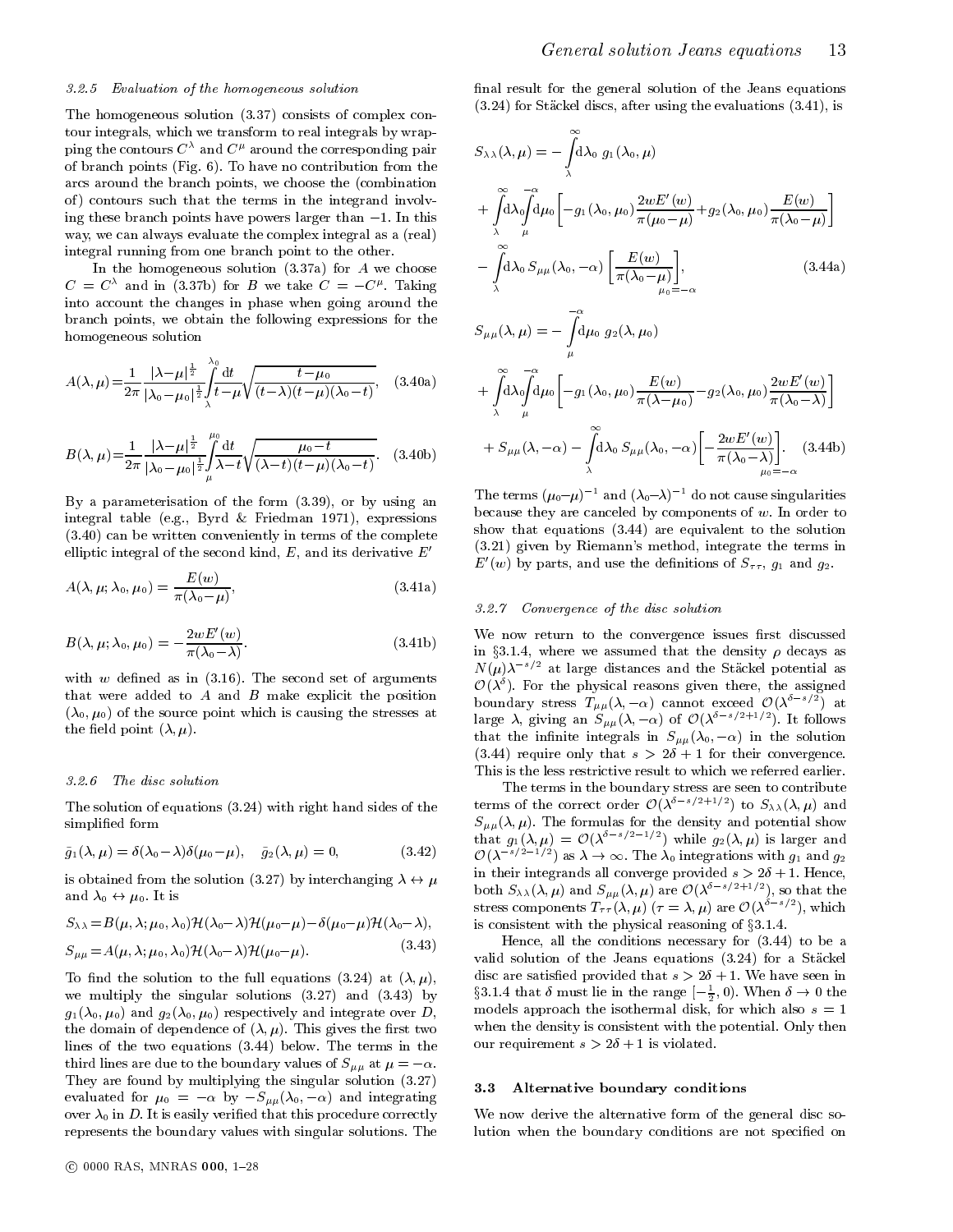### 3.2.5 Evaluation of the homogeneous solution

The homogeneous solution (3.37) consists of complex contour integrals, which we transform to real integrals by wrapping the contours $C^\lambda$ and $C^\mu$ around the corresponding pair of branch points (Fig. 6). To have no contribution from the arcs around the branch points, we choose the (combination of) contours such that the terms in the integrand involving these branch points have powers larger than $-1$. In this way, we can always evaluate the complex integral as a (real) integral running from one branch point to the other.

In the homogeneous solution (3.37a) for $A$ we choose $C = C^\lambda$ and in (3.37b) for $B$ we take $C = -C^\mu$. Taking into account the changes in phase when going around the branch points, we obtain the following expressions for the homogeneous solution

$$A(\lambda,\mu) = \frac{1}{2\pi}\frac{|\lambda-\mu|^{\frac{1}{2}}}{|\lambda_0-\mu_0|^{\frac{1}{2}}}\int_\lambda^{\lambda_0}\frac{\mathrm{d}t}{t-\mu}\sqrt{\frac{t-\mu_0}{(t-\lambda)(t-\mu)(\lambda_0-t)}}, \quad (3.40\text{a})$$

$$B(\lambda,\mu) = \frac{1}{2\pi}\frac{|\lambda-\mu|^{\frac{1}{2}}}{|\lambda_0-\mu_0|^{\frac{1}{2}}}\int_\mu^{\mu_0}\frac{\mathrm{d}t}{\lambda-t}\sqrt{\frac{\mu_0-t}{(\lambda-t)(t-\mu)(\lambda_0-t)}}. \quad (3.40\text{b})$$

By a parameterisation of the form (3.39), or by using an integral table (e.g., Byrd & Friedman 1971), expressions (3.40) can be written conveniently in terms of the complete elliptic integral of the second kind, $E$, and its derivative $E'$

$$A(\lambda,\mu;\lambda_0,\mu_0) = \frac{E(w)}{\pi(\lambda_0-\mu)}, \quad (3.41\text{a})$$

$$B(\lambda,\mu;\lambda_0,\mu_0) = -\frac{2wE'(w)}{\pi(\lambda_0-\lambda)}. \quad (3.41\text{b})$$

with $w$ defined as in (3.16). The second set of arguments that were added to $A$ and $B$ make explicit the position $(\lambda_0,\mu_0)$ of the source point which is causing the stresses at the field point $(\lambda,\mu)$.

### 3.2.6 The disc solution

The solution of equations (3.24) with right hand sides of the simplified form

$$\bar{g}_1(\lambda,\mu) = \delta(\lambda_0-\lambda)\delta(\mu_0-\mu), \quad \bar{g}_2(\lambda,\mu) = 0, \quad (3.42)$$

is obtained from the solution (3.27) by interchanging $\lambda \leftrightarrow \mu$ and $\lambda_0 \leftrightarrow \mu_0$. It is

$$\begin{aligned} S_{\lambda\lambda} &= B(\mu,\lambda;\mu_0,\lambda_0)\mathcal{H}(\lambda_0-\lambda)\mathcal{H}(\mu_0-\mu) - \delta(\mu_0-\mu)\mathcal{H}(\lambda_0-\lambda), \\ S_{\mu\mu} &= A(\mu,\lambda;\mu_0,\lambda_0)\mathcal{H}(\lambda_0-\lambda)\mathcal{H}(\mu_0-\mu). \end{aligned} \quad (3.43)$$

To find the solution to the full equations (3.24) at $(\lambda,\mu)$, we multiply the singular solutions (3.27) and (3.43) by $g_1(\lambda_0,\mu_0)$ and $g_2(\lambda_0,\mu_0)$ respectively and integrate over $D$, the domain of dependence of $(\lambda,\mu)$. This gives the first two lines of the two equations (3.44) below. The terms in the third lines are due to the boundary values of $S_{\mu\mu}$ at $\mu = -\alpha$. They are found by multiplying the singular solution (3.27) evaluated for $\mu_0 = -\alpha$ by $-S_{\mu\mu}(\lambda_0,-\alpha)$ and integrating over $\lambda_0$ in $D$. It is easily verified that this procedure correctly represents the boundary values with singular solutions. The final result for the general solution of the Jeans equations (3.24) for Stäckel discs, after using the evaluations (3.41), is

$$\begin{aligned} S_{\lambda\lambda}(\lambda,\mu) = &-\int_\lambda^\infty \mathrm{d}\lambda_0\, g_1(\lambda_0,\mu) \\ &+\int_\lambda^\infty \mathrm{d}\lambda_0 \int_\mu^{-\alpha}\mathrm{d}\mu_0 \left[-g_1(\lambda_0,\mu_0)\frac{2wE'(w)}{\pi(\mu_0-\mu)} + g_2(\lambda_0,\mu_0)\frac{E(w)}{\pi(\lambda_0-\mu)}\right] \\ &-\int_\lambda^\infty \mathrm{d}\lambda_0\, S_{\mu\mu}(\lambda_0,-\alpha)\left[\frac{E(w)}{\pi(\lambda_0-\mu)}\right]_{\mu_0=-\alpha}, \end{aligned} \quad (3.44\text{a})$$

$$\begin{aligned} S_{\mu\mu}(\lambda,\mu) = &-\int_\mu^{-\alpha}\mathrm{d}\mu_0\, g_2(\lambda,\mu_0) \\ &+\int_\lambda^\infty \mathrm{d}\lambda_0 \int_\mu^{-\alpha}\mathrm{d}\mu_0 \left[-g_1(\lambda_0,\mu_0)\frac{E(w)}{\pi(\lambda-\mu_0)} - g_2(\lambda_0,\mu_0)\frac{2wE'(w)}{\pi(\lambda_0-\lambda)}\right] \\ &+ S_{\mu\mu}(\lambda,-\alpha) - \int_\lambda^\infty \mathrm{d}\lambda_0\, S_{\mu\mu}(\lambda_0,-\alpha)\left[-\frac{2wE'(w)}{\pi(\lambda_0-\lambda)}\right]_{\mu_0=-\alpha}. \end{aligned} \quad (3.44\text{b})$$

The terms $(\mu_0-\mu)^{-1}$ and $(\lambda_0-\lambda)^{-1}$ do not cause singularities because they are canceled by components of $w$. In order to show that equations (3.44) are equivalent to the solution (3.21) given by Riemann's method, integrate the terms in $E'(w)$ by parts, and use the definitions of $S_{\tau\tau}$, $g_1$ and $g_2$.

### 3.2.7 Convergence of the disc solution

We now return to the convergence issues first discussed in §3.1.4, where we assumed that the density $\rho$ decays as $N(\mu)\lambda^{-s/2}$ at large distances and the Stäckel potential as $\mathcal{O}(\lambda^\delta)$. For the physical reasons given there, the assigned boundary stress $T_{\mu\mu}(\lambda,-\alpha)$ cannot exceed $\mathcal{O}(\lambda^{\delta-s/2})$ at large $\lambda$, giving an $S_{\mu\mu}(\lambda,-\alpha)$ of $\mathcal{O}(\lambda^{\delta-s/2+1/2})$. It follows that the infinite integrals in $S_{\mu\mu}(\lambda_0,-\alpha)$ in the solution (3.44) require only that $s > 2\delta+1$ for their convergence. This is the less restrictive result to which we referred earlier.

The terms in the boundary stress are seen to contribute terms of the correct order $\mathcal{O}(\lambda^{\delta-s/2+1/2})$ to $S_{\lambda\lambda}(\lambda,\mu)$ and $S_{\mu\mu}(\lambda,\mu)$. The formulas for the density and potential show that $g_1(\lambda,\mu) = \mathcal{O}(\lambda^{\delta-s/2-1/2})$ while $g_2(\lambda,\mu)$ is larger and $\mathcal{O}(\lambda^{-s/2-1/2})$ as $\lambda \to \infty$. The $\lambda_0$ integrations with $g_1$ and $g_2$ in their integrands all converge provided $s > 2\delta+1$. Hence, both $S_{\lambda\lambda}(\lambda,\mu)$ and $S_{\mu\mu}(\lambda,\mu)$ are $\mathcal{O}(\lambda^{\delta-s/2+1/2})$, so that the stress components $T_{\tau\tau}(\lambda,\mu)$ $(\tau=\lambda,\mu)$ are $\mathcal{O}(\lambda^{\delta-s/2})$, which is consistent with the physical reasoning of §3.1.4.

Hence, all the conditions necessary for (3.44) to be a valid solution of the Jeans equations (3.24) for a Stäckel disc are satisfied provided that $s > 2\delta+1$. We have seen in §3.1.4 that $\delta$ must lie in the range $[-\frac{1}{2}, 0)$. When $\delta \to 0$ the models approach the isothermal disk, for which also $s = 1$ when the density is consistent with the potential. Only then our requirement $s > 2\delta+1$ is violated.

## 3.3 Alternative boundary conditions

We now derive the alternative form of the general disc solution when the boundary conditions are not specified on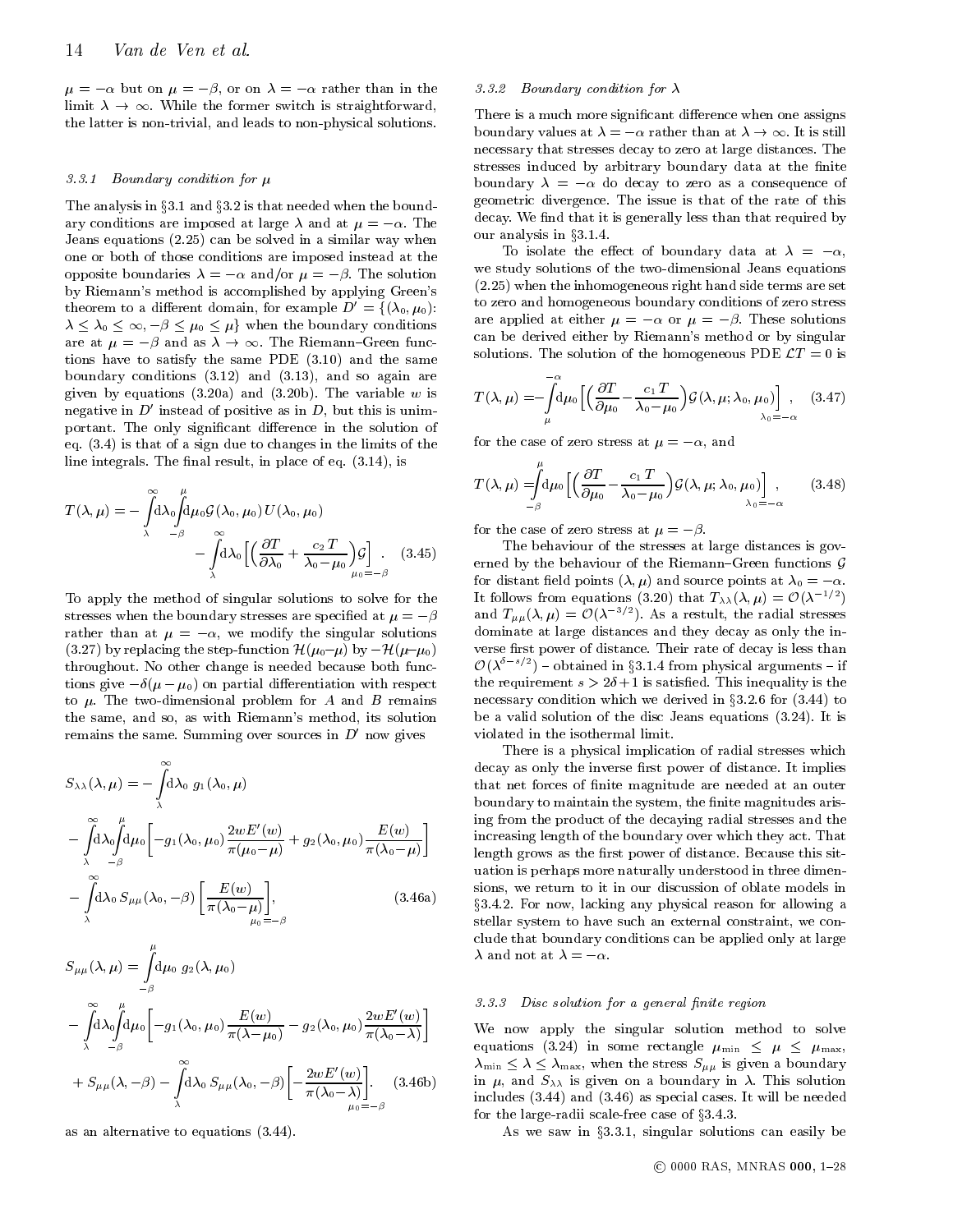$\mu = -\alpha$ but on $\mu = -\beta$, or on $\lambda = -\alpha$ rather than in the limit $\lambda \to \infty$. While the former switch is straightforward, the latter is non-trivial, and leads to non-physical solutions.

#### 3.3.1 Boundary condition for $\mu$

The analysis in §3.1 and §3.2 is that needed when the boundary conditions are imposed at large $\lambda$ and at $\mu = -\alpha$. The Jeans equations (2.25) can be solved in a similar way when one or both of those conditions are imposed instead at the opposite boundaries $\lambda = -\alpha$ and/or $\mu = -\beta$. The solution by Riemann's method is accomplished by applying Green's theorem to a different domain, for example $D' = \{(\lambda_0, \mu_0): \lambda \le \lambda_0 \le \infty, -\beta \le \mu_0 \le \mu\}$ when the boundary conditions are at $\mu = -\beta$ and as $\lambda \to \infty$. The Riemann–Green functions have to satisfy the same PDE (3.10) and the same boundary conditions (3.12) and (3.13), and so again are given by equations (3.20a) and (3.20b). The variable $w$ is negative in $D'$ instead of positive as in $D$, but this is unimportant. The only significant difference in the solution of eq. (3.4) is that of a sign due to changes in the limits of the line integrals. The final result, in place of eq. (3.14), is

$$T(\lambda,\mu) = -\int_{\lambda}^{\infty}\!\mathrm{d}\lambda_0\!\int_{-\beta}^{\mu}\!\mathrm{d}\mu_0\,\mathcal{G}(\lambda_0,\mu_0)\,U(\lambda_0,\mu_0) - \int_{\lambda}^{\infty}\!\mathrm{d}\lambda_0\Big[\Big(\frac{\partial T}{\partial \lambda_0} + \frac{c_2\,T}{\lambda_0 - \mu_0}\Big)\mathcal{G}\Big]_{\mu_0=-\beta}. \quad (3.45)$$

To apply the method of singular solutions to solve for the stresses when the boundary stresses are specified at $\mu = -\beta$ rather than at $\mu = -\alpha$, we modify the singular solutions (3.27) by replacing the step-function $\mathcal{H}(\mu_0 - \mu)$ by $-\mathcal{H}(\mu - \mu_0)$ throughout. No other change is needed because both functions give $-\delta(\mu - \mu_0)$ on partial differentiation with respect to $\mu$. The two-dimensional problem for $A$ and $B$ remains the same, and so, as with Riemann's method, its solution remains the same. Summing over sources in $D'$ now gives

$$\begin{aligned}
S_{\lambda\lambda}(\lambda,\mu) &= -\int_{\lambda}^{\infty}\!\mathrm{d}\lambda_0\; g_1(\lambda_0,\mu) \\
&- \int_{\lambda}^{\infty}\!\mathrm{d}\lambda_0\!\int_{-\beta}^{\mu}\!\mathrm{d}\mu_0\Big[-g_1(\lambda_0,\mu_0)\frac{2wE'(w)}{\pi(\mu_0-\mu)} + g_2(\lambda_0,\mu_0)\frac{E(w)}{\pi(\lambda_0-\mu)}\Big] \\
&- \int_{\lambda}^{\infty}\!\mathrm{d}\lambda_0\, S_{\mu\mu}(\lambda_0,-\beta)\Big[\frac{E(w)}{\pi(\lambda_0-\mu)}\Big]_{\mu_0=-\beta},
\end{aligned} \quad (3.46a)$$

$$\begin{aligned}
S_{\mu\mu}(\lambda,\mu) &= \int_{-\beta}^{\mu}\!\mathrm{d}\mu_0\; g_2(\lambda,\mu_0) \\
&- \int_{\lambda}^{\infty}\!\mathrm{d}\lambda_0\!\int_{-\beta}^{\mu}\!\mathrm{d}\mu_0\Big[-g_1(\lambda_0,\mu_0)\frac{E(w)}{\pi(\lambda-\mu_0)} - g_2(\lambda_0,\mu_0)\frac{2wE'(w)}{\pi(\lambda_0-\lambda)}\Big] \\
&+ S_{\mu\mu}(\lambda,-\beta) - \int_{\lambda}^{\infty}\!\mathrm{d}\lambda_0\, S_{\mu\mu}(\lambda_0,-\beta)\Big[-\frac{2wE'(w)}{\pi(\lambda_0-\lambda)}\Big]_{\mu_0=-\beta}.
\end{aligned} \quad (3.46b)$$

as an alternative to equations (3.44).

#### 3.3.2 Boundary condition for $\lambda$

There is a much more significant difference when one assigns boundary values at $\lambda = -\alpha$ rather than at $\lambda \to \infty$. It is still necessary that stresses decay to zero at large distances. The stresses induced by arbitrary boundary data at the finite boundary $\lambda = -\alpha$ do decay to zero as a consequence of geometric divergence. The issue is that of the rate of this decay. We find that it is generally less than that required by our analysis in §3.1.4.

To isolate the effect of boundary data at $\lambda = -\alpha$, we study solutions of the two-dimensional Jeans equations (2.25) when the inhomogeneous right hand side terms are set to zero and homogeneous boundary conditions of zero stress are applied at either $\mu = -\alpha$ or $\mu = -\beta$. These solutions can be derived either by Riemann's method or by singular solutions. The solution of the homogeneous PDE $\mathcal{L}T = 0$ is

$$T(\lambda,\mu) = -\int_{\mu}^{-\alpha}\!\mathrm{d}\mu_0\Big[\Big(\frac{\partial T}{\partial \mu_0} - \frac{c_1\,T}{\lambda_0-\mu_0}\Big)\mathcal{G}(\lambda,\mu;\lambda_0,\mu_0)\Big]_{\lambda_0=-\alpha}, \quad (3.47)$$

for the case of zero stress at $\mu = -\alpha$, and

$$T(\lambda,\mu) = \int_{-\beta}^{\mu}\!\mathrm{d}\mu_0\Big[\Big(\frac{\partial T}{\partial \mu_0} - \frac{c_1\,T}{\lambda_0-\mu_0}\Big)\mathcal{G}(\lambda,\mu;\lambda_0,\mu_0)\Big]_{\lambda_0=-\alpha}, \quad (3.48)$$

for the case of zero stress at $\mu = -\beta$.

The behaviour of the stresses at large distances is governed by the behaviour of the Riemann–Green functions $\mathcal{G}$ for distant field points $(\lambda, \mu)$ and source points at $\lambda_0 = -\alpha$. It follows from equations (3.20) that $T_{\lambda\lambda}(\lambda,\mu) = \mathcal{O}(\lambda^{-1/2})$ and $T_{\mu\mu}(\lambda,\mu) = \mathcal{O}(\lambda^{-3/2})$. As a restult, the radial stresses dominate at large distances and they decay as only the inverse first power of distance. Their rate of decay is less than $\mathcal{O}(\lambda^{\delta - s/2})$ – obtained in §3.1.4 from physical arguments – if the requirement $s > 2\delta + 1$ is satisfied. This inequality is the necessary condition which we derived in §3.2.6 for (3.44) to be a valid solution of the disc Jeans equations (3.24). It is violated in the isothermal limit.

There is a physical implication of radial stresses which decay as only the inverse first power of distance. It implies that net forces of finite magnitude are needed at an outer boundary to maintain the system, the finite magnitudes arising from the product of the decaying radial stresses and the increasing length of the boundary over which they act. That length grows as the first power of distance. Because this situation is perhaps more naturally understood in three dimensions, we return to it in our discussion of oblate models in §3.4.2. For now, lacking any physical reason for allowing a stellar system to have such an external constraint, we conclude that boundary conditions can be applied only at large $\lambda$ and not at $\lambda = -\alpha$.

#### 3.3.3 Disc solution for a general finite region

We now apply the singular solution method to solve equations (3.24) in some rectangle $\mu_{\min} \le \mu \le \mu_{\max}$, $\lambda_{\min} \le \lambda \le \lambda_{\max}$, when the stress $S_{\mu\mu}$ is given a boundary in $\mu$, and $S_{\lambda\lambda}$ is given on a boundary in $\lambda$. This solution includes (3.44) and (3.46) as special cases. It will be needed for the large-radii scale-free case of §3.4.3.

As we saw in §3.3.1, singular solutions can easily be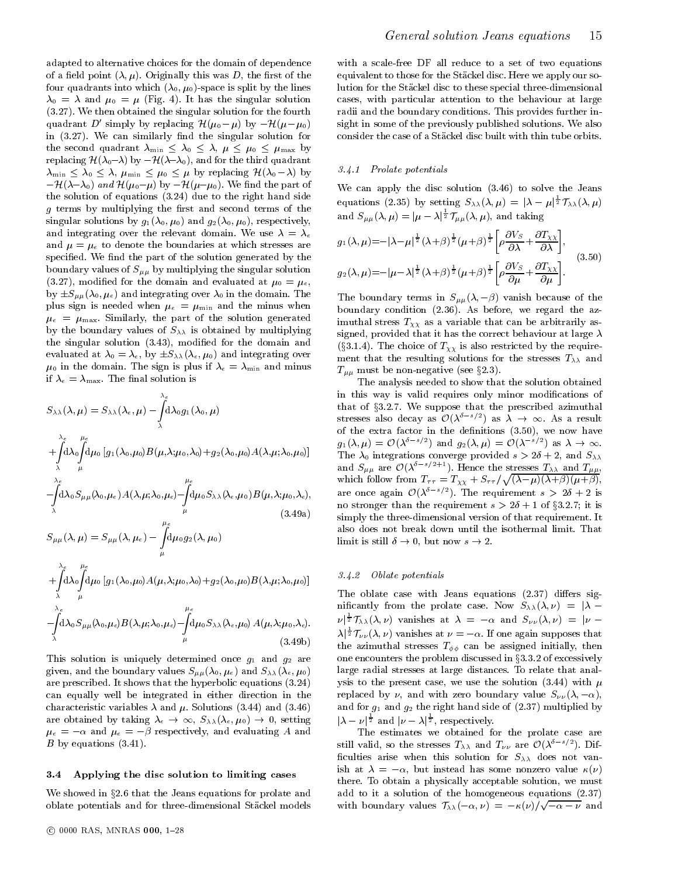adapted to alternative choices for the domain of dependence of a field point $(\lambda, \mu)$. Originally this was $D$, the first of the four quadrants into which $(\lambda_0, \mu_0)$-space is split by the lines $\lambda_0 = \lambda$ and $\mu_0 = \mu$ (Fig. 4). It has the singular solution (3.27). We then obtained the singular solution for the fourth quadrant $D'$ simply by replacing $\mathcal{H}(\mu_0 - \mu)$ by $-\mathcal{H}(\mu - \mu_0)$ in (3.27). We can similarly find the singular solution for the second quadrant $\lambda_{\min} \le \lambda_0 \le \lambda$, $\mu \le \mu_0 \le \mu_{\max}$ by replacing $\mathcal{H}(\lambda_0 - \lambda)$ by $-\mathcal{H}(\lambda - \lambda_0)$, and for the third quadrant $\lambda_{\min} \le \lambda_0 \le \lambda$, $\mu_{\min} \le \mu_0 \le \mu$ by replacing $\mathcal{H}(\lambda_0 - \lambda)$ by $-\mathcal{H}(\lambda - \lambda_0)$ *and* $\mathcal{H}(\mu_0 - \mu)$ by $-\mathcal{H}(\mu - \mu_0)$. We find the part of the solution of equations (3.24) due to the right hand side $g$ terms by multiplying the first and second terms of the singular solutions by $g_1(\lambda_0, \mu_0)$ and $g_2(\lambda_0, \mu_0)$, respectively, and integrating over the relevant domain. We use $\lambda = \lambda_e$ and $\mu = \mu_e$ to denote the boundaries at which stresses are specified. We find the part of the solution generated by the boundary values of $S_{\mu\mu}$ by multiplying the singular solution (3.27), modified for the domain and evaluated at $\mu_0 = \mu_e$, by $\pm S_{\mu\mu}(\lambda_0, \mu_e)$ and integrating over $\lambda_0$ in the domain. The plus sign is needed when $\mu_e = \mu_{\min}$ and the minus when $\mu_e = \mu_{\max}$. Similarly, the part of the solution generated by the boundary values of $S_{\lambda\lambda}$ is obtained by multiplying the singular solution (3.43), modified for the domain and evaluated at $\lambda_0 = \lambda_e$, by $\pm S_{\lambda\lambda}(\lambda_e, \mu_0)$ and integrating over $\mu_0$ in the domain. The sign is plus if $\lambda_e = \lambda_{\min}$ and minus if $\lambda_e = \lambda_{\max}$. The final solution is

$$
\begin{aligned}
S_{\lambda\lambda}(\lambda,\mu) &= S_{\lambda\lambda}(\lambda_e,\mu) - \int_{\lambda}^{\lambda_e} \mathrm{d}\lambda_0 g_1(\lambda_0,\mu) \\
&+ \int_{\lambda}^{\lambda_e}\mathrm{d}\lambda_0 \int_{\mu}^{\mu_e}\mathrm{d}\mu_0 \left[ g_1(\lambda_0,\mu_0) B(\mu,\lambda;\mu_0,\lambda_0) + g_2(\lambda_0,\mu_0) A(\lambda,\mu;\lambda_0,\mu_0)\right] \\
&- \int_{\lambda}^{\lambda_e}\mathrm{d}\lambda_0 S_{\mu\mu}(\lambda_0,\mu_e) A(\lambda,\mu;\lambda_0,\mu_e) - \int_{\mu}^{\mu_e}\mathrm{d}\mu_0 S_{\lambda\lambda}(\lambda_e,\mu_0) B(\mu,\lambda;\mu_0,\lambda_e),
\end{aligned}
\tag{3.49a}
$$

$$
\begin{aligned}
S_{\mu\mu}(\lambda,\mu) &= S_{\mu\mu}(\lambda,\mu_e) - \int_{\mu}^{\mu_e} \mathrm{d}\mu_0 g_2(\lambda,\mu_0) \\
&+ \int_{\lambda}^{\lambda_e}\mathrm{d}\lambda_0 \int_{\mu}^{\mu_e}\mathrm{d}\mu_0 \left[ g_1(\lambda_0,\mu_0) A(\mu,\lambda;\mu_0,\lambda_0) + g_2(\lambda_0,\mu_0) B(\lambda,\mu;\lambda_0,\mu_0)\right] \\
&- \int_{\lambda}^{\lambda_e}\mathrm{d}\lambda_0 S_{\mu\mu}(\lambda_0,\mu_e) B(\lambda,\mu;\lambda_0,\mu_e) - \int_{\mu}^{\mu_e}\mathrm{d}\mu_0 S_{\lambda\lambda}(\lambda_e,\mu_0)\, A(\mu,\lambda;\mu_0,\lambda_e).
\end{aligned}
\tag{3.49b}
$$

This solution is uniquely determined once $g_1$ and $g_2$ are given, and the boundary values $S_{\mu\mu}(\lambda_0, \mu_e)$ and $S_{\lambda\lambda}(\lambda_e, \mu_0)$ are prescribed. It shows that the hyperbolic equations (3.24) can equally well be integrated in either direction in the characteristic variables $\lambda$ and $\mu$. Solutions (3.44) and (3.46) are obtained by taking $\lambda_e \to \infty$, $S_{\lambda\lambda}(\lambda_e, \mu_0) \to 0$, setting $\mu_e = -\alpha$ and $\mu_e = -\beta$ respectively, and evaluating $A$ and $B$ by equations (3.41).

## 3.4 Applying the disc solution to limiting cases

We showed in §2.6 that the Jeans equations for prolate and oblate potentials and for three-dimensional Stäckel models with a scale-free DF all reduce to a set of two equations equivalent to those for the Stäckel disc. Here we apply our solution for the Stäckel disc to these special three-dimensional cases, with particular attention to the behaviour at large radii and the boundary conditions. This provides further insight in some of the previously published solutions. We also consider the case of a Stäckel disc built with thin tube orbits.

### 3.4.1 Prolate potentials

We can apply the disc solution (3.46) to solve the Jeans equations (2.35) by setting $S_{\lambda\lambda}(\lambda,\mu) = |\lambda-\mu|^{\frac{1}{2}} \mathcal{T}_{\lambda\lambda}(\lambda,\mu)$ and $S_{\mu\mu}(\lambda,\mu) = |\mu-\lambda|^{\frac{1}{2}} \mathcal{T}_{\mu\mu}(\lambda,\mu)$, and taking

$$
\begin{aligned}
g_1(\lambda,\mu) &= -|\lambda-\mu|^{\frac{1}{2}}(\lambda+\beta)^{\frac{1}{2}}(\mu+\beta)^{\frac{1}{2}}\left[\rho\frac{\partial V_S}{\partial\lambda} + \frac{\partial T_{\chi\chi}}{\partial\lambda}\right], \\
g_2(\lambda,\mu) &= -|\mu-\lambda|^{\frac{1}{2}}(\lambda+\beta)^{\frac{1}{2}}(\mu+\beta)^{\frac{1}{2}}\left[\rho\frac{\partial V_S}{\partial\mu} + \frac{\partial T_{\chi\chi}}{\partial\mu}\right].
\end{aligned}
\tag{3.50}
$$

The boundary terms in $S_{\mu\mu}(\lambda, -\beta)$ vanish because of the boundary condition (2.36). As before, we regard the azimuthal stress $T_{\chi\chi}$ as a variable that can be arbitrarily assigned, provided that it has the correct behaviour at large $\lambda$ (§3.1.4). The choice of $T_{\chi\chi}$ is also restricted by the requirement that the resulting solutions for the stresses $T_{\lambda\lambda}$ and $T_{\mu\mu}$ must be non-negative (see §2.3).

The analysis needed to show that the solution obtained in this way is valid requires only minor modifications of that of §3.2.7. We suppose that the prescribed azimuthal stresses also decay as $\mathcal{O}(\lambda^{\delta-s/2})$ as $\lambda \to \infty$. As a result of the extra factor in the definitions (3.50), we now have $g_1(\lambda,\mu) = \mathcal{O}(\lambda^{\delta-s/2})$ and $g_2(\lambda,\mu) = \mathcal{O}(\lambda^{-s/2})$ as $\lambda \to \infty$. The $\lambda_0$ integrations converge provided $s > 2\delta + 2$, and $S_{\lambda\lambda}$ and $S_{\mu\mu}$ are $\mathcal{O}(\lambda^{\delta-s/2+1})$. Hence the stresses $T_{\lambda\lambda}$ and $T_{\mu\mu}$, which follow from $T_{\tau\tau} = T_{\chi\chi} + S_{\tau\tau}/\sqrt{(\lambda-\mu)(\lambda+\beta)(\mu+\beta)}$, are once again $\mathcal{O}(\lambda^{\delta-s/2})$. The requirement $s > 2\delta + 2$ is no stronger than the requirement $s > 2\delta + 1$ of §3.2.7; it is simply the three-dimensional version of that requirement. It also does not break down until the isothermal limit. That limit is still $\delta \to 0$, but now $s \to 2$.

### 3.4.2 Oblate potentials

The oblate case with Jeans equations (2.37) differs significantly from the prolate case. Now $S_{\lambda\lambda}(\lambda,\nu) = |\lambda - \nu|^{\frac{1}{2}} \mathcal{T}_{\lambda\lambda}(\lambda,\nu)$ vanishes at $\lambda = -\alpha$ and $S_{\nu\nu}(\lambda,\nu) = |\nu - \lambda|^{\frac{1}{2}} \mathcal{T}_{\nu\nu}(\lambda,\nu)$ vanishes at $\nu = -\alpha$. If one again supposes that the azimuthal stresses $T_{\phi\phi}$ can be assigned initially, then one encounters the problem discussed in §3.3.2 of excessively large radial stresses at large distances. To relate that analysis to the present case, we use the solution (3.44) with $\mu$ replaced by $\nu$, and with zero boundary value $S_{\nu\nu}(\lambda, -\alpha)$, and for $g_1$ and $g_2$ the right hand side of (2.37) multiplied by $|\lambda - \nu|^{\frac{1}{2}}$ and $|\nu - \lambda|^{\frac{1}{2}}$, respectively.

The estimates we obtained for the prolate case are still valid, so the stresses $T_{\lambda\lambda}$ and $T_{\nu\nu}$ are $\mathcal{O}(\lambda^{\delta-s/2})$. Difficulties arise when this solution for $S_{\lambda\lambda}$ does not vanish at $\lambda = -\alpha$, but instead has some nonzero value $\kappa(\nu)$ there. To obtain a physically acceptable solution, we must add to it a solution of the homogeneous equations (2.37) with boundary values $\mathcal{T}_{\lambda\lambda}(-\alpha,\nu) = -\kappa(\nu)/\sqrt{-\alpha-\nu}$ and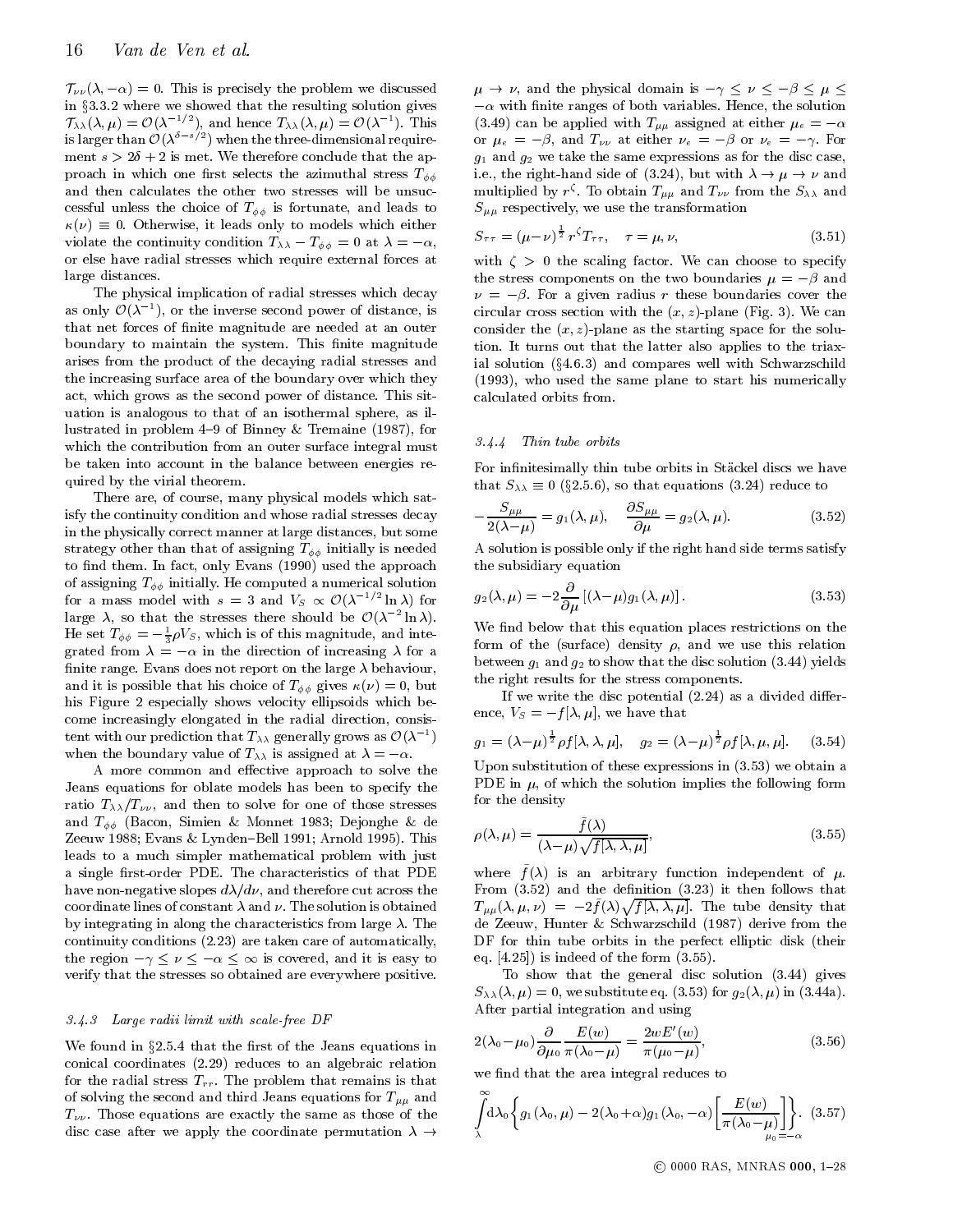$\mathcal{T}_{\nu\nu}(\lambda, -\alpha) = 0$. This is precisely the problem we discussed in §3.3.2 where we showed that the resulting solution gives $\mathcal{T}_{\lambda\lambda}(\lambda, \mu) = \mathcal{O}(\lambda^{-1/2})$, and hence $T_{\lambda\lambda}(\lambda, \mu) = \mathcal{O}(\lambda^{-1})$. This is larger than $\mathcal{O}(\lambda^{\delta - s/2})$ when the three-dimensional requirement $s > 2\delta + 2$ is met. We therefore conclude that the approach in which one first selects the azimuthal stress $T_{\phi\phi}$ and then calculates the other two stresses will be unsuccessful unless the choice of $T_{\phi\phi}$ is fortunate, and leads to $\kappa(\nu) \equiv 0$. Otherwise, it leads only to models which either violate the continuity condition $T_{\lambda\lambda} - T_{\phi\phi} = 0$ at $\lambda = -\alpha$, or else have radial stresses which require external forces at large distances.

The physical implication of radial stresses which decay as only $\mathcal{O}(\lambda^{-1})$, or the inverse second power of distance, is that net forces of finite magnitude are needed at an outer boundary to maintain the system. This finite magnitude arises from the product of the decaying radial stresses and the increasing surface area of the boundary over which they act, which grows as the second power of distance. This situation is analogous to that of an isothermal sphere, as illustrated in problem 4–9 of Binney & Tremaine (1987), for which the contribution from an outer surface integral must be taken into account in the balance between energies required by the virial theorem.

There are, of course, many physical models which satisfy the continuity condition and whose radial stresses decay in the physically correct manner at large distances, but some strategy other than that of assigning $T_{\phi\phi}$ initially is needed to find them. In fact, only Evans (1990) used the approach of assigning $T_{\phi\phi}$ initially. He computed a numerical solution for a mass model with $s = 3$ and $V_S \propto \mathcal{O}(\lambda^{-1/2}\ln\lambda)$ for large $\lambda$, so that the stresses there should be $\mathcal{O}(\lambda^{-2}\ln\lambda)$. He set $T_{\phi\phi} = -\frac{1}{3}\rho V_S$, which is of this magnitude, and integrated from $\lambda = -\alpha$ in the direction of increasing $\lambda$ for a finite range. Evans does not report on the large $\lambda$ behaviour, and it is possible that his choice of $T_{\phi\phi}$ gives $\kappa(\nu) = 0$, but his Figure 2 especially shows velocity ellipsoids which become increasingly elongated in the radial direction, consistent with our prediction that $T_{\lambda\lambda}$ generally grows as $\mathcal{O}(\lambda^{-1})$ when the boundary value of $T_{\lambda\lambda}$ is assigned at $\lambda = -\alpha$.

A more common and effective approach to solve the Jeans equations for oblate models has been to specify the ratio $T_{\lambda\lambda}/T_{\nu\nu}$, and then to solve for one of those stresses and $T_{\phi\phi}$ (Bacon, Simien & Monnet 1983; Dejonghe & de Zeeuw 1988; Evans & Lynden–Bell 1991; Arnold 1995). This leads to a much simpler mathematical problem with just a single first-order PDE. The characteristics of that PDE have non-negative slopes $d\lambda/d\nu$, and therefore cut across the coordinate lines of constant $\lambda$ and $\nu$. The solution is obtained by integrating in along the characteristics from large $\lambda$. The continuity conditions (2.23) are taken care of automatically, the region $-\gamma \leq \nu \leq -\alpha \leq \infty$ is covered, and it is easy to verify that the stresses so obtained are everywhere positive.

#### 3.4.3 Large radii limit with scale-free DF

We found in §2.5.4 that the first of the Jeans equations in conical coordinates (2.29) reduces to an algebraic relation for the radial stress $T_{rr}$. The problem that remains is that of solving the second and third Jeans equations for $T_{\mu\mu}$ and $T_{\nu\nu}$. Those equations are exactly the same as those of the disc case after we apply the coordinate permutation $\lambda \to \mu \to \nu$, and the physical domain is $-\gamma \leq \nu \leq -\beta \leq \mu \leq -\alpha$ with finite ranges of both variables. Hence, the solution (3.49) can be applied with $T_{\mu\mu}$ assigned at either $\mu_e = -\alpha$ or $\mu_e = -\beta$, and $T_{\nu\nu}$ at either $\nu_e = -\beta$ or $\nu_e = -\gamma$. For $g_1$ and $g_2$ we take the same expressions as for the disc case, i.e., the right-hand side of (3.24), but with $\lambda \to \mu \to \nu$ and multiplied by $r^\zeta$. To obtain $T_{\mu\mu}$ and $T_{\nu\nu}$ from the $S_{\lambda\lambda}$ and $S_{\mu\mu}$ respectively, we use the transformation

$$S_{\tau\tau} = (\mu-\nu)^{\frac{1}{2}}\, r^\zeta T_{\tau\tau}, \quad \tau = \mu, \nu, \tag{3.51}$$

with $\zeta > 0$ the scaling factor. We can choose to specify the stress components on the two boundaries $\mu = -\beta$ and $\nu = -\beta$. For a given radius $r$ these boundaries cover the circular cross section with the $(x, z)$-plane (Fig. 3). We can consider the $(x, z)$-plane as the starting space for the solution. It turns out that the latter also applies to the triaxial solution (§4.6.3) and compares well with Schwarzschild (1993), who used the same plane to start his numerically calculated orbits from.

#### 3.4.4 Thin tube orbits

For infinitesimally thin tube orbits in Stäckel discs we have that $S_{\lambda\lambda} \equiv 0$ (§2.5.6), so that equations (3.24) reduce to

$$-\frac{S_{\mu\mu}}{2(\lambda-\mu)} = g_1(\lambda, \mu), \quad \frac{\partial S_{\mu\mu}}{\partial \mu} = g_2(\lambda, \mu). \tag{3.52}$$

A solution is possible only if the right hand side terms satisfy the subsidiary equation

$$g_2(\lambda, \mu) = -2\frac{\partial}{\partial \mu}\left[(\lambda-\mu) g_1(\lambda, \mu)\right]. \tag{3.53}$$

We find below that this equation places restrictions on the form of the (surface) density $\rho$, and we use this relation between $g_1$ and $g_2$ to show that the disc solution (3.44) yields the right results for the stress components.

If we write the disc potential (2.24) as a divided difference, $V_S = -f[\lambda, \mu]$, we have that

$$g_1 = (\lambda-\mu)^{\frac{1}{2}} \rho f[\lambda, \lambda, \mu], \quad g_2 = (\lambda-\mu)^{\frac{1}{2}} \rho f[\lambda, \mu, \mu]. \tag{3.54}$$

Upon substitution of these expressions in (3.53) we obtain a PDE in $\mu$, of which the solution implies the following form for the density

$$\rho(\lambda, \mu) = \frac{\bar{f}(\lambda)}{(\lambda-\mu)\sqrt{f[\lambda, \lambda, \mu]}}, \tag{3.55}$$

where $\bar{f}(\lambda)$ is an arbitrary function independent of $\mu$. From (3.52) and the definition (3.23) it then follows that $T_{\mu\mu}(\lambda, \mu, \nu) = -2\bar{f}(\lambda)\sqrt{f[\lambda, \lambda, \mu]}$. The tube density that de Zeeuw, Hunter & Schwarzschild (1987) derive from the DF for thin tube orbits in the perfect elliptic disk (their eq. [4.25]) is indeed of the form (3.55).

To show that the general disc solution (3.44) gives $S_{\lambda\lambda}(\lambda, \mu) = 0$, we substitute eq. (3.53) for $g_2(\lambda, \mu)$ in (3.44a). After partial integration and using

$$2(\lambda_0-\mu_0)\frac{\partial}{\partial \mu_0}\frac{E(w)}{\pi(\lambda_0-\mu)} = \frac{2wE'(w)}{\pi(\mu_0-\mu)}, \tag{3.56}$$

we find that the area integral reduces to

$$\int_\lambda^\infty d\lambda_0 \left\{ g_1(\lambda_0, \mu) - 2(\lambda_0+\alpha) g_1(\lambda_0, -\alpha)\left[\frac{E(w)}{\pi(\lambda_0-\mu)}\right]_{\mu_0=-\alpha} \right\}. \tag{3.57}$$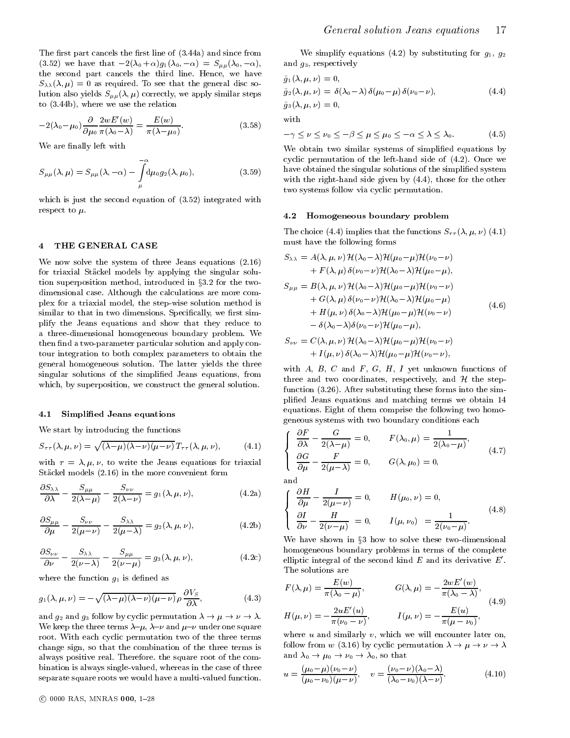The first part cancels the first line of (3.44a) and since from (3.52) we have that $-2(\lambda_0+\alpha)g_1(\lambda_0,-\alpha) = S_{\mu\mu}(\lambda_0,-\alpha)$, the second part cancels the third line. Hence, we have $S_{\lambda\lambda}(\lambda,\mu) = 0$ as required. To see that the general disc solution also yields $S_{\mu\mu}(\lambda,\mu)$ correctly, we apply similar steps to (3.44b), where we use the relation

$$-2(\lambda_0-\mu_0)\frac{\partial}{\partial\mu_0}\frac{2wE'(w)}{\pi(\lambda_0-\lambda)} = \frac{E(w)}{\pi(\lambda-\mu_0)}. \tag{3.58}$$

We are finally left with

$$S_{\mu\mu}(\lambda,\mu) = S_{\mu\mu}(\lambda,-\alpha) - \int_{\mu}^{-\alpha} \mathrm{d}\mu_0\, g_2(\lambda,\mu_0), \tag{3.59}$$

which is just the second equation of (3.52) integrated with respect to $\mu$.

## 4 THE GENERAL CASE

We now solve the system of three Jeans equations (2.16) for triaxial Stäckel models by applying the singular solution superposition method, introduced in §3.2 for the two-dimensional case. Although the calculations are more complex for a triaxial model, the step-wise solution method is similar to that in two dimensions. Specifically, we first simplify the Jeans equations and show that they reduce to a three-dimensional homogeneous boundary problem. We then find a two-parameter particular solution and apply contour integration to both complex parameters to obtain the general homogeneous solution. The latter yields the three singular solutions of the simplified Jeans equations, from which, by superposition, we construct the general solution.

### 4.1 Simplified Jeans equations

We start by introducing the functions

$$S_{\tau\tau}(\lambda,\mu,\nu) = \sqrt{(\lambda-\mu)(\lambda-\nu)(\mu-\nu)}\,T_{\tau\tau}(\lambda,\mu,\nu), \tag{4.1}$$

with $\tau = \lambda,\mu,\nu$, to write the Jeans equations for triaxial Stäckel models (2.16) in the more convenient form

$$\frac{\partial S_{\lambda\lambda}}{\partial\lambda} - \frac{S_{\mu\mu}}{2(\lambda-\mu)} - \frac{S_{\nu\nu}}{2(\lambda-\nu)} = g_1(\lambda,\mu,\nu), \tag{4.2a}$$

$$\frac{\partial S_{\mu\mu}}{\partial\mu} - \frac{S_{\nu\nu}}{2(\mu-\nu)} - \frac{S_{\lambda\lambda}}{2(\mu-\lambda)} = g_2(\lambda,\mu,\nu), \tag{4.2b}$$

$$\frac{\partial S_{\nu\nu}}{\partial\nu} - \frac{S_{\lambda\lambda}}{2(\nu-\lambda)} - \frac{S_{\mu\mu}}{2(\nu-\mu)} = g_3(\lambda,\mu,\nu), \tag{4.2c}$$

where the function $g_1$ is defined as

$$g_1(\lambda,\mu,\nu) = -\sqrt{(\lambda-\mu)(\lambda-\nu)(\mu-\nu)}\,\rho\,\frac{\partial V_S}{\partial\lambda}, \tag{4.3}$$

and $g_2$ and $g_3$ follow by cyclic permutation $\lambda\to\mu\to\nu\to\lambda$. We keep the three terms $\lambda$–$\mu$, $\lambda$–$\nu$ and $\mu$–$\nu$ under one square root. With each cyclic permutation two of the three terms change sign, so that the combination of the three terms is always positive real. Therefore. the square root of the combination is always single-valued, whereas in the case of three separate square roots we would have a multi-valued function.

We simplify equations (4.2) by substituting for $g_1$, $g_2$ and $g_3$, respectively

$$\begin{aligned}
\bar g_1(\lambda,\mu,\nu) &= 0,\\
\bar g_2(\lambda,\mu,\nu) &= \delta(\lambda_0-\lambda)\,\delta(\mu_0-\mu)\,\delta(\nu_0-\nu),\\
\bar g_3(\lambda,\mu,\nu) &= 0,
\end{aligned} \tag{4.4}$$

with

$$-\gamma \le \nu \le \nu_0 \le -\beta \le \mu \le \mu_0 \le -\alpha \le \lambda \le \lambda_0. \tag{4.5}$$

We obtain two similar systems of simplified equations by cyclic permutation of the left-hand side of (4.2). Once we have obtained the singular solutions of the simplified system with the right-hand side given by (4.4), those for the other two systems follow via cyclic permutation.

### 4.2 Homogeneous boundary problem

The choice (4.4) implies that the functions $S_{\tau\tau}(\lambda,\mu,\nu)$ (4.1) must have the following forms

$$\begin{aligned}
S_{\lambda\lambda} &= A(\lambda,\mu,\nu)\,\mathcal{H}(\lambda_0-\lambda)\mathcal{H}(\mu_0-\mu)\mathcal{H}(\nu_0-\nu)\\
&\quad + F(\lambda,\mu)\,\delta(\nu_0-\nu)\mathcal{H}(\lambda_0-\lambda)\mathcal{H}(\mu_0-\mu),\\
S_{\mu\mu} &= B(\lambda,\mu,\nu)\,\mathcal{H}(\lambda_0-\lambda)\mathcal{H}(\mu_0-\mu)\mathcal{H}(\nu_0-\nu)\\
&\quad + G(\lambda,\mu)\,\delta(\nu_0-\nu)\mathcal{H}(\lambda_0-\lambda)\mathcal{H}(\mu_0-\mu)\\
&\quad + H(\mu,\nu)\,\delta(\lambda_0-\lambda)\mathcal{H}(\mu_0-\mu)\mathcal{H}(\nu_0-\nu)\\
&\quad - \delta(\lambda_0-\lambda)\delta(\nu_0-\nu)\mathcal{H}(\mu_0-\mu),\\
S_{\nu\nu} &= C(\lambda,\mu,\nu)\,\mathcal{H}(\lambda_0-\lambda)\mathcal{H}(\mu_0-\mu)\mathcal{H}(\nu_0-\nu)\\
&\quad + I(\mu,\nu)\,\delta(\lambda_0-\lambda)\mathcal{H}(\mu_0-\mu)\mathcal{H}(\nu_0-\nu),
\end{aligned} \tag{4.6}$$

with $A$, $B$, $C$ and $F$, $G$, $H$, $I$ yet unknown functions of three and two coordinates, respectively, and $\mathcal{H}$ the step-function (3.26). After substituting these forms into the simplified Jeans equations and matching terms we obtain 14 equations. Eight of them comprise the following two homogeneous systems with two boundary conditions each

$$\left\{\begin{array}{ll}
\dfrac{\partial F}{\partial\lambda} - \dfrac{G}{2(\lambda-\mu)} = 0, & F(\lambda_0,\mu) = \dfrac{1}{2(\lambda_0-\mu)},\\[2ex]
\dfrac{\partial G}{\partial\mu} - \dfrac{F}{2(\mu-\lambda)} = 0, & G(\lambda,\mu_0) = 0,
\end{array}\right. \tag{4.7}$$

and

$$\left\{\begin{array}{ll}
\dfrac{\partial H}{\partial\mu} - \dfrac{I}{2(\mu-\nu)} = 0, & H(\mu_0,\nu) = 0,\\[2ex]
\dfrac{\partial I}{\partial\nu} - \dfrac{H}{2(\nu-\mu)} = 0, & I(\mu,\nu_0) = \dfrac{1}{2(\nu_0-\mu)}.
\end{array}\right. \tag{4.8}$$

We have shown in §3 how to solve these two-dimensional homogeneous boundary problems in terms of the complete elliptic integral of the second kind $E$ and its derivative $E'$. The solutions are

$$\begin{aligned}
F(\lambda,\mu) &= \frac{E(w)}{\pi(\lambda_0-\mu)}, & G(\lambda,\mu) &= -\frac{2wE'(w)}{\pi(\lambda_0-\lambda)},\\
H(\mu,\nu) &= -\frac{2uE'(u)}{\pi(\nu_0-\nu)}, & I(\mu,\nu) &= -\frac{E(u)}{\pi(\mu-\nu_0)},
\end{aligned} \tag{4.9}$$

where $u$ and similarly $v$, which we will encounter later on, follow from $w$ (3.16) by cyclic permutation $\lambda\to\mu\to\nu\to\lambda$ and $\lambda_0\to\mu_0\to\nu_0\to\lambda_0$, so that

$$u = \frac{(\mu_0-\mu)(\nu_0-\nu)}{(\mu_0-\nu_0)(\mu-\nu)}, \quad v = \frac{(\nu_0-\nu)(\lambda_0-\lambda)}{(\lambda_0-\nu_0)(\lambda-\nu)}. \tag{4.10}$$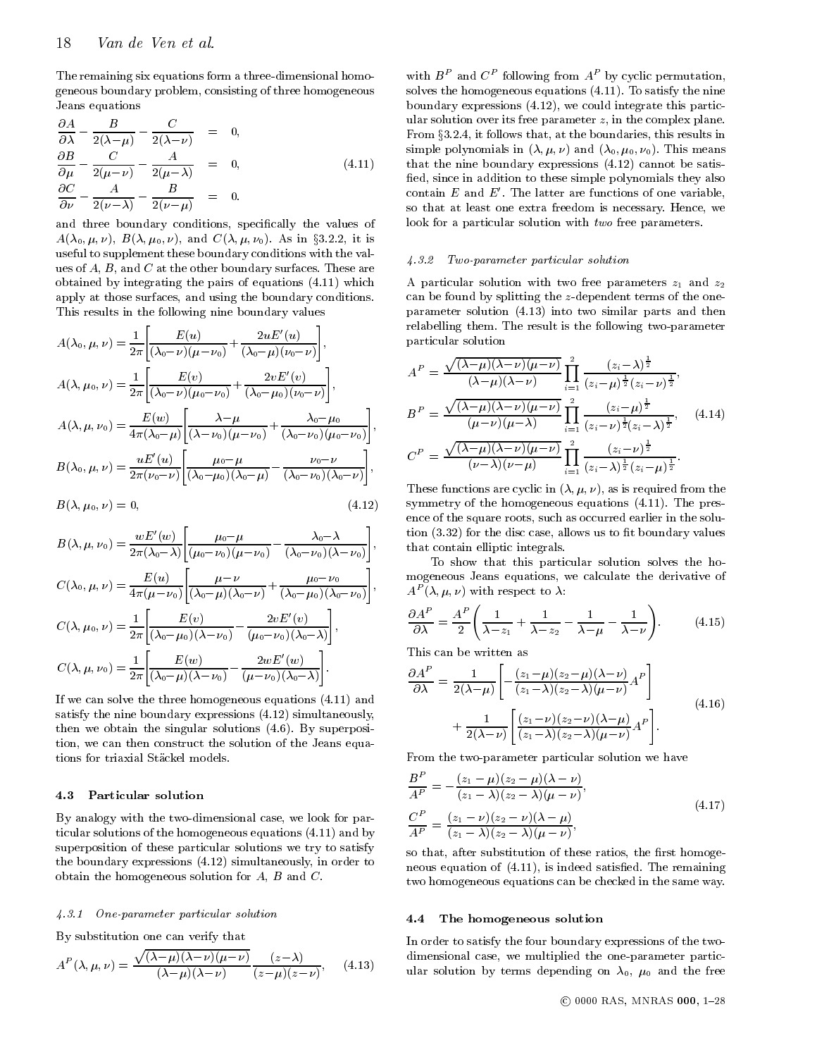The remaining six equations form a three-dimensional homogeneous boundary problem, consisting of three homogeneous Jeans equations

$$
\begin{aligned}
\frac{\partial A}{\partial \lambda} - \frac{B}{2(\lambda-\mu)} - \frac{C}{2(\lambda-\nu)} &= 0, \\
\frac{\partial B}{\partial \mu} - \frac{C}{2(\mu-\nu)} - \frac{A}{2(\mu-\lambda)} &= 0, \\
\frac{\partial C}{\partial \nu} - \frac{A}{2(\nu-\lambda)} - \frac{B}{2(\nu-\mu)} &= 0.
\end{aligned}
\tag{4.11}
$$

and three boundary conditions, specifically the values of $A(\lambda_0, \mu, \nu)$, $B(\lambda, \mu_0, \nu)$, and $C(\lambda, \mu, \nu_0)$. As in §3.2.2, it is useful to supplement these boundary conditions with the values of $A$, $B$, and $C$ at the other boundary surfaces. These are obtained by integrating the pairs of equations (4.11) which apply at those surfaces, and using the boundary conditions. This results in the following nine boundary values

$$
\begin{aligned}
A(\lambda_0,\mu,\nu) &= \frac{1}{2\pi}\left[\frac{E(u)}{(\lambda_0-\nu)(\mu-\nu_0)} + \frac{2uE'(u)}{(\lambda_0-\mu)(\nu_0-\nu)}\right], \\
A(\lambda,\mu_0,\nu) &= \frac{1}{2\pi}\left[\frac{E(v)}{(\lambda_0-\nu)(\mu_0-\nu_0)} + \frac{2vE'(v)}{(\lambda_0-\mu_0)(\nu_0-\nu)}\right], \\
A(\lambda,\mu,\nu_0) &= \frac{E(w)}{4\pi(\lambda_0-\mu)}\left[\frac{\lambda-\mu}{(\lambda-\nu_0)(\mu-\nu_0)} + \frac{\lambda_0-\mu_0}{(\lambda_0-\nu_0)(\mu_0-\nu_0)}\right], \\
B(\lambda_0,\mu,\nu) &= \frac{uE'(u)}{2\pi(\nu_0-\nu)}\left[\frac{\mu_0-\mu}{(\lambda_0-\mu_0)(\lambda_0-\mu)} - \frac{\nu_0-\nu}{(\lambda_0-\nu_0)(\lambda_0-\nu)}\right], \\
B(\lambda,\mu_0,\nu) &= 0, \\
B(\lambda,\mu,\nu_0) &= \frac{wE'(w)}{2\pi(\lambda_0-\lambda)}\left[\frac{\mu_0-\mu}{(\mu_0-\nu_0)(\mu-\nu_0)} - \frac{\lambda_0-\lambda}{(\lambda_0-\nu_0)(\lambda-\nu_0)}\right], \\
C(\lambda_0,\mu,\nu) &= \frac{E(u)}{4\pi(\mu-\nu_0)}\left[\frac{\mu-\nu}{(\lambda_0-\mu)(\lambda_0-\nu)} + \frac{\mu_0-\nu_0}{(\lambda_0-\mu_0)(\lambda_0-\nu_0)}\right], \\
C(\lambda,\mu_0,\nu) &= \frac{1}{2\pi}\left[\frac{E(v)}{(\lambda_0-\mu_0)(\lambda-\nu_0)} - \frac{2vE'(v)}{(\mu_0-\nu_0)(\lambda_0-\lambda)}\right], \\
C(\lambda,\mu,\nu_0) &= \frac{1}{2\pi}\left[\frac{E(w)}{(\lambda_0-\mu)(\lambda-\nu_0)} - \frac{2wE'(w)}{(\mu-\nu_0)(\lambda_0-\lambda)}\right].
\end{aligned}
\tag{4.12}
$$

If we can solve the three homogeneous equations (4.11) and satisfy the nine boundary expressions (4.12) simultaneously, then we obtain the singular solutions (4.6). By superposition, we can then construct the solution of the Jeans equations for triaxial Stäckel models.

### 4.3 Particular solution

By analogy with the two-dimensional case, we look for particular solutions of the homogeneous equations (4.11) and by superposition of these particular solutions we try to satisfy the boundary expressions (4.12) simultaneously, in order to obtain the homogeneous solution for $A$, $B$ and $C$.

#### 4.3.1 One-parameter particular solution

By substitution one can verify that

$$
A^P(\lambda,\mu,\nu) = \frac{\sqrt{(\lambda-\mu)(\lambda-\nu)(\mu-\nu)}}{(\lambda-\mu)(\lambda-\nu)} \frac{(z-\lambda)}{(z-\mu)(z-\nu)}, \tag{4.13}
$$

with $B^P$ and $C^P$ following from $A^P$ by cyclic permutation, solves the homogeneous equations (4.11). To satisfy the nine boundary expressions (4.12), we could integrate this particular solution over its free parameter $z$, in the complex plane. From §3.2.4, it follows that, at the boundaries, this results in simple polynomials in $(\lambda, \mu, \nu)$ and $(\lambda_0, \mu_0, \nu_0)$. This means that the nine boundary expressions (4.12) cannot be satisfied, since in addition to these simple polynomials they also contain $E$ and $E'$. The latter are functions of one variable, so that at least one extra freedom is necessary. Hence, we look for a particular solution with *two* free parameters.

#### 4.3.2 Two-parameter particular solution

A particular solution with two free parameters $z_1$ and $z_2$ can be found by splitting the $z$-dependent terms of the one-parameter solution (4.13) into two similar parts and then relabelling them. The result is the following two-parameter particular solution

$$
\begin{aligned}
A^P &= \frac{\sqrt{(\lambda-\mu)(\lambda-\nu)(\mu-\nu)}}{(\lambda-\mu)(\lambda-\nu)} \prod_{i=1}^{2} \frac{(z_i-\lambda)^{\frac{1}{2}}}{(z_i-\mu)^{\frac{1}{2}}(z_i-\nu)^{\frac{1}{2}}}, \\
B^P &= \frac{\sqrt{(\lambda-\mu)(\lambda-\nu)(\mu-\nu)}}{(\mu-\nu)(\mu-\lambda)} \prod_{i=1}^{2} \frac{(z_i-\mu)^{\frac{1}{2}}}{(z_i-\nu)^{\frac{1}{2}}(z_i-\lambda)^{\frac{1}{2}}}, \\
C^P &= \frac{\sqrt{(\lambda-\mu)(\lambda-\nu)(\mu-\nu)}}{(\nu-\lambda)(\nu-\mu)} \prod_{i=1}^{2} \frac{(z_i-\nu)^{\frac{1}{2}}}{(z_i-\lambda)^{\frac{1}{2}}(z_i-\mu)^{\frac{1}{2}}}.
\end{aligned}
\tag{4.14}
$$

These functions are cyclic in $(\lambda, \mu, \nu)$, as is required from the symmetry of the homogeneous equations (4.11). The presence of the square roots, such as occurred earlier in the solution (3.32) for the disc case, allows us to fit boundary values that contain elliptic integrals.

To show that this particular solution solves the homogeneous Jeans equations, we calculate the derivative of $A^P(\lambda, \mu, \nu)$ with respect to $\lambda$:

$$
\frac{\partial A^P}{\partial \lambda} = \frac{A^P}{2}\left(\frac{1}{\lambda-z_1} + \frac{1}{\lambda-z_2} - \frac{1}{\lambda-\mu} - \frac{1}{\lambda-\nu}\right). \tag{4.15}
$$

This can be written as

$$
\begin{aligned}
\frac{\partial A^P}{\partial \lambda} = &\frac{1}{2(\lambda-\mu)}\left[-\frac{(z_1-\mu)(z_2-\mu)(\lambda-\nu)}{(z_1-\lambda)(z_2-\lambda)(\mu-\nu)} A^P\right] \\
&+ \frac{1}{2(\lambda-\nu)}\left[\frac{(z_1-\nu)(z_2-\nu)(\lambda-\mu)}{(z_1-\lambda)(z_2-\lambda)(\mu-\nu)} A^P\right].
\end{aligned}
\tag{4.16}
$$

From the two-parameter particular solution we have

$$
\begin{aligned}
\frac{B^P}{A^P} &= -\frac{(z_1-\mu)(z_2-\mu)(\lambda-\nu)}{(z_1-\lambda)(z_2-\lambda)(\mu-\nu)}, \\
\frac{C^P}{A^P} &= \frac{(z_1-\nu)(z_2-\nu)(\lambda-\mu)}{(z_1-\lambda)(z_2-\lambda)(\mu-\nu)},
\end{aligned}
\tag{4.17}
$$

so that, after substitution of these ratios, the first homogeneous equation of (4.11), is indeed satisfied. The remaining two homogeneous equations can be checked in the same way.

### 4.4 The homogeneous solution

In order to satisfy the four boundary expressions of the two-dimensional case, we multiplied the one-parameter particular solution by terms depending on $\lambda_0$, $\mu_0$ and the free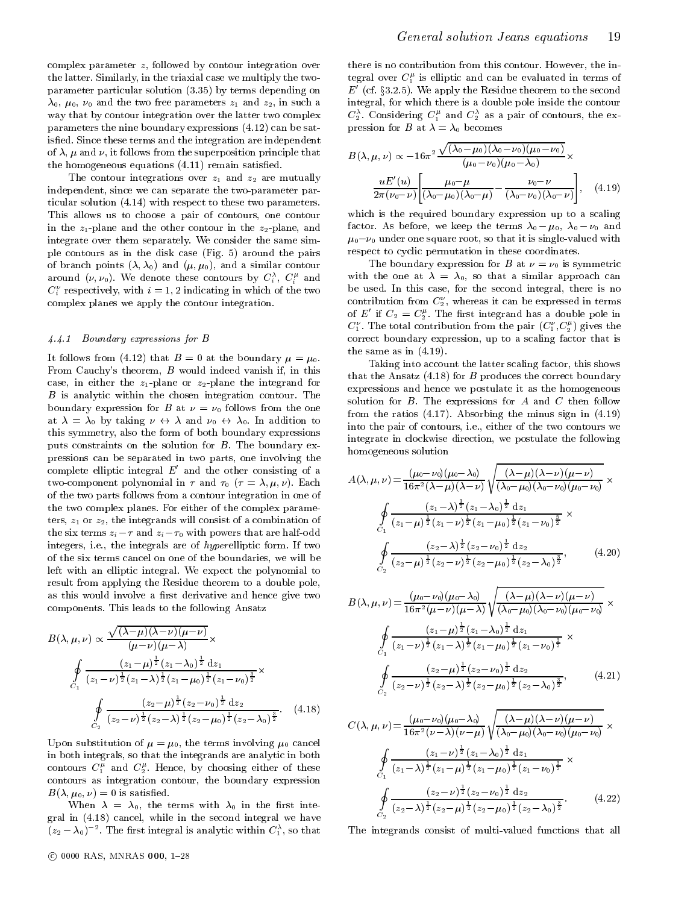complex parameter $z$, followed by contour integration over the latter. Similarly, in the triaxial case we multiply the two-parameter particular solution (3.35) by terms depending on $\lambda_0$, $\mu_0$, $\nu_0$ and the two free parameters $z_1$ and $z_2$, in such a way that by contour integration over the latter two complex parameters the nine boundary expressions (4.12) can be satisfied. Since these terms and the integration are independent of $\lambda$, $\mu$ and $\nu$, it follows from the superposition principle that the homogeneous equations (4.11) remain satisfied.

The contour integrations over $z_1$ and $z_2$ are mutually independent, since we can separate the two-parameter particular solution (4.14) with respect to these two parameters. This allows us to choose a pair of contours, one contour in the $z_1$-plane and the other contour in the $z_2$-plane, and integrate over them separately. We consider the same simple contours as in the disk case (Fig. 5) around the pairs of branch points $(\lambda, \lambda_0)$ and $(\mu, \mu_0)$, and a similar contour around $(\nu, \nu_0)$. We denote these contours by $C_i^\lambda$, $C_i^\mu$ and $C_i^\nu$ respectively, with $i = 1, 2$ indicating in which of the two complex planes we apply the contour integration.

#### 4.4.1 Boundary expressions for B

It follows from (4.12) that $B = 0$ at the boundary $\mu = \mu_0$. From Cauchy's theorem, $B$ would indeed vanish if, in this case, in either the $z_1$-plane or $z_2$-plane the integrand for $B$ is analytic within the chosen integration contour. The boundary expression for $B$ at $\nu = \nu_0$ follows from the one at $\lambda = \lambda_0$ by taking $\nu \leftrightarrow \lambda$ and $\nu_0 \leftrightarrow \lambda_0$. In addition to this symmetry, also the form of both boundary expressions puts constraints on the solution for $B$. The boundary expressions can be separated in two parts, one involving the complete elliptic integral $E'$ and the other consisting of a two-component polynomial in $\tau$ and $\tau_0$ ($\tau = \lambda, \mu, \nu$). Each of the two parts follows from a contour integration in one of the two complex planes. For either of the complex parameters, $z_1$ or $z_2$, the integrands will consist of a combination of the six terms $z_i - \tau$ and $z_i - \tau_0$ with powers that are half-odd integers, i.e., the integrals are of *hyper*elliptic form. If two of the six terms cancel on one of the boundaries, we will be left with an elliptic integral. We expect the polynomial to result from applying the Residue theorem to a double pole, as this would involve a first derivative and hence give two components. This leads to the following Ansatz

$$
B(\lambda,\mu,\nu) \propto \frac{\sqrt{(\lambda-\mu)(\lambda-\nu)(\mu-\nu)}}{(\mu-\nu)(\mu-\lambda)} \times \oint\limits_{C_1} \frac{(z_1-\mu)^{\frac{1}{2}}(z_1-\lambda_0)^{\frac{1}{2}}\,\mathrm{d}z_1}{(z_1-\nu)^{\frac{1}{2}}(z_1-\lambda)^{\frac{1}{2}}(z_1-\mu_0)^{\frac{1}{2}}(z_1-\nu_0)^{\frac{3}{2}}} \times \oint\limits_{C_2} \frac{(z_2-\mu)^{\frac{1}{2}}(z_2-\nu_0)^{\frac{1}{2}}\,\mathrm{d}z_2}{(z_2-\nu)^{\frac{1}{2}}(z_2-\lambda)^{\frac{1}{2}}(z_2-\mu_0)^{\frac{1}{2}}(z_2-\lambda_0)^{\frac{3}{2}}}. \quad (4.18)
$$

Upon substitution of $\mu = \mu_0$, the terms involving $\mu_0$ cancel in both integrals, so that the integrands are analytic in both contours $C_1^\mu$ and $C_2^\mu$. Hence, by choosing either of these contours as integration contour, the boundary expression $B(\lambda, \mu_0, \nu) = 0$ is satisfied.

When $\lambda = \lambda_0$, the terms with $\lambda_0$ in the first integral in (4.18) cancel, while in the second integral we have $(z_2 - \lambda_0)^{-2}$. The first integral is analytic within $C_1^\lambda$, so that there is no contribution from this contour. However, the integral over $C_1^\mu$ is elliptic and can be evaluated in terms of $E'$ (cf. §3.2.5). We apply the Residue theorem to the second integral, for which there is a double pole inside the contour $C_2^\lambda$. Considering $C_1^\mu$ and $C_2^\lambda$ as a pair of contours, the expression for $B$ at $\lambda = \lambda_0$ becomes

$$
B(\lambda,\mu,\nu) \propto -16\pi^2 \frac{\sqrt{(\lambda_0-\mu_0)(\lambda_0-\nu_0)(\mu_0-\nu_0)}}{(\mu_0-\nu_0)(\mu_0-\lambda_0)} \times \frac{uE'(u)}{2\pi(\nu_0-\nu)} \left[ \frac{\mu_0-\mu}{(\lambda_0-\mu_0)(\lambda_0-\mu)} - \frac{\nu_0-\nu}{(\lambda_0-\nu_0)(\lambda_0-\nu)} \right], \quad (4.19)
$$

which is the required boundary expression up to a scaling factor. As before, we keep the terms $\lambda_0 - \mu_0$, $\lambda_0 - \nu_0$ and $\mu_0 - \nu_0$ under one square root, so that it is single-valued with respect to cyclic permutation in these coordinates.

The boundary expression for $B$ at $\nu = \nu_0$ is symmetric with the one at $\lambda = \lambda_0$, so that a similar approach can be used. In this case, for the second integral, there is no contribution from $C_2^\nu$, whereas it can be expressed in terms of $E'$ if $C_2 = C_2^\mu$. The first integrand has a double pole in $C_1^\nu$. The total contribution from the pair $(C_1^\nu, C_2^\mu)$ gives the correct boundary expression, up to a scaling factor that is the same as in (4.19).

Taking into account the latter scaling factor, this shows that the Ansatz (4.18) for $B$ produces the correct boundary expressions and hence we postulate it as the homogeneous solution for $B$. The expressions for $A$ and $C$ then follow from the ratios (4.17). Absorbing the minus sign in (4.19) into the pair of contours, i.e., either of the two contours we integrate in clockwise direction, we postulate the following homogeneous solution

$$
A(\lambda,\mu,\nu) = \frac{(\mu_0-\nu_0)(\mu_0-\lambda_0)}{16\pi^2(\lambda-\mu)(\lambda-\nu)} \sqrt{\frac{(\lambda-\mu)(\lambda-\nu)(\mu-\nu)}{(\lambda_0-\mu_0)(\lambda_0-\nu_0)(\mu_0-\nu_0)}} \times \oint\limits_{C_1} \frac{(z_1-\lambda)^{\frac{1}{2}}(z_1-\lambda_0)^{\frac{1}{2}}\,\mathrm{d}z_1}{(z_1-\mu)^{\frac{1}{2}}(z_1-\nu)^{\frac{1}{2}}(z_1-\mu_0)^{\frac{1}{2}}(z_1-\nu_0)^{\frac{3}{2}}} \times \oint\limits_{C_2} \frac{(z_2-\lambda)^{\frac{1}{2}}(z_2-\nu_0)^{\frac{1}{2}}\,\mathrm{d}z_2}{(z_2-\mu)^{\frac{1}{2}}(z_2-\nu)^{\frac{1}{2}}(z_2-\mu_0)^{\frac{1}{2}}(z_2-\lambda_0)^{\frac{3}{2}}}, \quad (4.20)
$$

$$
B(\lambda,\mu,\nu) = \frac{(\mu_0-\nu_0)(\mu_0-\lambda_0)}{16\pi^2(\mu-\nu)(\mu-\lambda)} \sqrt{\frac{(\lambda-\mu)(\lambda-\nu)(\mu-\nu)}{(\lambda_0-\mu_0)(\lambda_0-\nu_0)(\mu_0-\nu_0)}} \times \oint\limits_{C_1} \frac{(z_1-\mu)^{\frac{1}{2}}(z_1-\lambda_0)^{\frac{1}{2}}\,\mathrm{d}z_1}{(z_1-\nu)^{\frac{1}{2}}(z_1-\lambda)^{\frac{1}{2}}(z_1-\mu_0)^{\frac{1}{2}}(z_1-\nu_0)^{\frac{3}{2}}} \times \oint\limits_{C_2} \frac{(z_2-\mu)^{\frac{1}{2}}(z_2-\nu_0)^{\frac{1}{2}}\,\mathrm{d}z_2}{(z_2-\nu)^{\frac{1}{2}}(z_2-\lambda)^{\frac{1}{2}}(z_2-\mu_0)^{\frac{1}{2}}(z_2-\lambda_0)^{\frac{3}{2}}}, \quad (4.21)
$$

$$
C(\lambda,\mu,\nu) = \frac{(\mu_0-\nu_0)(\mu_0-\lambda_0)}{16\pi^2(\nu-\lambda)(\nu-\mu)} \sqrt{\frac{(\lambda-\mu)(\lambda-\nu)(\mu-\nu)}{(\lambda_0-\mu_0)(\lambda_0-\nu_0)(\mu_0-\nu_0)}} \times \oint\limits_{C_1} \frac{(z_1-\nu)^{\frac{1}{2}}(z_1-\lambda_0)^{\frac{1}{2}}\,\mathrm{d}z_1}{(z_1-\lambda)^{\frac{1}{2}}(z_1-\mu)^{\frac{1}{2}}(z_1-\mu_0)^{\frac{1}{2}}(z_1-\nu_0)^{\frac{3}{2}}} \times \oint\limits_{C_2} \frac{(z_2-\nu)^{\frac{1}{2}}(z_2-\nu_0)^{\frac{1}{2}}\,\mathrm{d}z_2}{(z_2-\lambda)^{\frac{1}{2}}(z_2-\mu)^{\frac{1}{2}}(z_2-\mu_0)^{\frac{1}{2}}(z_2-\lambda_0)^{\frac{3}{2}}}. \quad (4.22)
$$

The integrands consist of multi-valued functions that all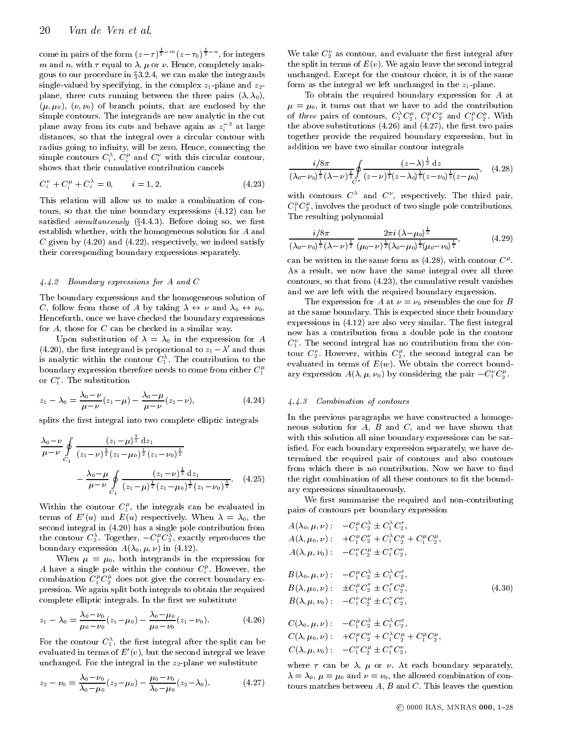come in pairs of the form $(z-\tau)^{\frac{1}{2}-m}(z-\tau_0)^{\frac{1}{2}-n}$, for integers $m$ and $n$, with $\tau$ equal to $\lambda$, $\mu$ or $\nu$. Hence, completely analogous to our procedure in §3.2.4, we can make the integrands single-valued by specifying, in the complex $z_1$-plane and $z_2$-plane, three cuts running between the three pairs $(\lambda, \lambda_0)$, $(\mu, \mu_0)$, $(\nu, \nu_0)$ of branch points, that are enclosed by the simple contours. The integrands are now analytic in the cut plane away from its cuts and behave again as $z_i^{-2}$ at large distances, so that the integral over a circular contour with radius going to infinity, will be zero. Hence, connecting the simple contours $C_i^\lambda$, $C_i^\mu$ and $C_i^\nu$ with this circular contour, shows that their cumulative contribution cancels

$$C_i^\nu + C_i^\mu + C_i^\lambda = 0, \qquad i = 1, 2. \tag{4.23}$$

This relation will allow us to make a combination of contours, so that the nine boundary expressions (4.12) can be satisfied *simultaneously* (§4.4.3). Before doing so, we first establish whether, with the homogeneous solution for $A$ and $C$ given by (4.20) and (4.22), respectively, we indeed satisfy their corresponding boundary expressions separately.

### 4.4.2 Boundary expressions for A and C

The boundary expressions and the homogeneous solution of $C$, follow from those of $A$ by taking $\lambda \leftrightarrow \nu$ and $\lambda_0 \leftrightarrow \nu_0$. Henceforth, once we have checked the boundary expressions for $A$, those for $C$ can be checked in a similar way.

Upon substitution of $\lambda = \lambda_0$ in the expression for $A$ (4.20), the first integrand is proportional to $z_1 - \lambda'$ and thus is analytic within the contour $C_1^\lambda$. The contribution to the boundary expression therefore needs to come from either $C_1^\mu$ or $C_1^\nu$. The substitution

$$z_1 - \lambda_0 = \frac{\lambda_0 - \nu}{\mu - \nu}(z_1 - \mu) - \frac{\lambda_0 - \mu}{\mu - \nu}(z_1 - \nu), \tag{4.24}$$

splits the first integral into two complete elliptic integrals

$$\frac{\lambda_0 - \nu}{\mu - \nu} \oint_{C_1} \frac{(z_1 - \mu)^{\frac{1}{2}} \, \mathrm{d}z_1}{(z_1 - \nu)^{\frac{1}{2}}(z_1 - \mu_0)^{\frac{1}{2}}(z_1 - \nu_0)^{\frac{3}{2}}} - \frac{\lambda_0 - \mu}{\mu - \nu} \oint_{C_1} \frac{(z_1 - \nu)^{\frac{1}{2}} \, \mathrm{d}z_1}{(z_1 - \mu)^{\frac{1}{2}}(z_1 - \mu_0)^{\frac{1}{2}}(z_1 - \nu_0)^{\frac{3}{2}}}. \tag{4.25}$$

Within the contour $C_1^\mu$, the integrals can be evaluated in terms of $E'(u)$ and $E(u)$ respectively. When $\lambda = \lambda_0$, the second integral in (4.20) has a single pole contribution from the contour $C_2^\lambda$. Together, $-C_1^\mu C_2^\lambda$, exactly reproduces the boundary expression $A(\lambda_0, \mu, \nu)$ in (4.12).

When $\mu = \mu_0$, both integrands in the expression for $A$ have a single pole within the contour $C_i^\mu$. However, the combination $C_1^\mu C_2^\mu$ does not give the correct boundary expression. We again split both integrals to obtain the required complete elliptic integrals. In the first we substitute

$$z_1 - \lambda_0 = \frac{\lambda_0 - \nu_0}{\mu_0 - \nu_0}(z_1 - \mu_0) - \frac{\lambda_0 - \mu_0}{\mu_0 - \nu_0}(z_1 - \nu_0). \tag{4.26}$$

For the contour $C_1^\lambda$, the first integral after the split can be evaluated in terms of $E'(v)$, but the second integral we leave unchanged. For the integral in the $z_2$-plane we substitute

$$z_2 - \nu_0 = \frac{\lambda_0 - \nu_0}{\lambda_0 - \mu_0}(z_2 - \mu_0) - \frac{\mu_0 - \nu_0}{\lambda_0 - \mu_0}(z_2 - \lambda_0). \tag{4.27}$$

We take $C_2^\nu$ as contour, and evaluate the first integral after the split in terms of $E(v)$. We again leave the second integral unchanged. Except for the contour choice, it is of the same form as the integral we left unchanged in the $z_1$-plane.

To obtain the required boundary expression for $A$ at $\mu = \mu_0$, it turns out that we have to add the contribution of *three* pairs of contours, $C_1^\lambda C_2^\mu$, $C_1^\mu C_2^\nu$ and $C_1^\mu C_2^\mu$. With the above substitutions (4.26) and (4.27), the first two pairs together provide the required boundary expression, but in addition we have two similar contour integrals

$$\frac{i/8\pi}{(\lambda_0 - \nu_0)^{\frac{1}{2}}(\lambda - \nu)^{\frac{1}{2}}} \oint_{C^\tau} \frac{(z - \lambda)^{\frac{1}{2}} \, \mathrm{d}z}{(z - \nu)^{\frac{1}{2}}(z - \lambda_0)^{\frac{1}{2}}(z - \nu_0)^{\frac{1}{2}}(z - \mu_0)}, \tag{4.28}$$

with contours $C^\lambda$ and $C^\nu$, respectively. The third pair, $C_1^\mu C_2^\mu$, involves the product of two single pole contributions. The resulting polynomial

$$\frac{i/8\pi}{(\lambda_0 - \nu_0)^{\frac{1}{2}}(\lambda - \nu)^{\frac{1}{2}}} \frac{2\pi i \, (\lambda - \mu_0)^{\frac{1}{2}}}{(\mu_0 - \nu)^{\frac{1}{2}}(\lambda_0 - \mu_0)^{\frac{1}{2}}(\mu_0 - \nu_0)^{\frac{1}{2}}}, \tag{4.29}$$

can be written in the same form as (4.28), with contour $C^\mu$. As a result, we now have the same integral over all three contours, so that from (4.23), the cumulative result vanishes and we are left with the required boundary expression.

The expression for $A$ at $\nu = \nu_0$ resembles the one for $B$ at the same boundary. This is expected since their boundary expressions in (4.12) are also very similar. The first integral now has a contribution from a double pole in the contour $C_1^\nu$. The second integral has no contribution from the contour $C_2^\nu$. However, within $C_2^\mu$, the second integral can be evaluated in terms of $E(w)$. We obtain the correct boundary expression $A(\lambda, \mu, \nu_0)$ by considering the pair $-C_1^\nu C_2^\mu$.

### 4.4.3 Combination of contours

In the previous paragraphs we have constructed a homogeneous solution for $A$, $B$ and $C$, and we have shown that with this solution all nine boundary expressions can be satisfied. For each boundary expression separately, we have determined the required pair of contours and also contours from which there is no contribution. Now we have to find the right combination of all these contours to fit the boundary expressions simultaneously.

We first summarise the required and non-contributing pairs of contours per boundary expression

$$\begin{aligned}
&A(\lambda_0, \mu, \nu): && -C_1^\mu C_2^\lambda \pm C_1^\lambda C_2^\tau, \\
&A(\lambda, \mu_0, \nu): && +C_1^\mu C_2^\nu + C_1^\lambda C_2^\mu + C_1^\mu C_2^\mu, \\
&A(\lambda, \mu, \nu_0): && -C_1^\nu C_2^\mu \pm C_1^\tau C_2^\nu, \\[6pt]
&B(\lambda_0, \mu, \nu): && -C_1^\mu C_2^\lambda \pm C_1^\lambda C_2^\tau, \\
&B(\lambda, \mu_0, \nu): && \pm C_1^\mu C_2^\tau \pm C_1^\tau C_2^\mu, \\
&B(\lambda, \mu, \nu_0): && -C_1^\nu C_2^\mu \pm C_1^\tau C_2^\nu, \\[6pt]
&C(\lambda_0, \mu, \nu): && -C_1^\mu C_2^\lambda \pm C_1^\lambda C_2^\tau, \\
&C(\lambda, \mu_0, \nu): && +C_1^\mu C_2^\nu + C_1^\lambda C_2^\mu + C_1^\mu C_2^\mu, \\
&C(\lambda, \mu, \nu_0): && -C_1^\nu C_2^\mu \pm C_1^\tau C_2^\nu,
\end{aligned} \tag{4.30}$$

where $\tau$ can be $\lambda$, $\mu$ or $\nu$. At each boundary separately, $\lambda = \lambda_0$, $\mu = \mu_0$ and $\nu = \nu_0$, the allowed combination of contours matches between $A$, $B$ and $C$. This leaves the question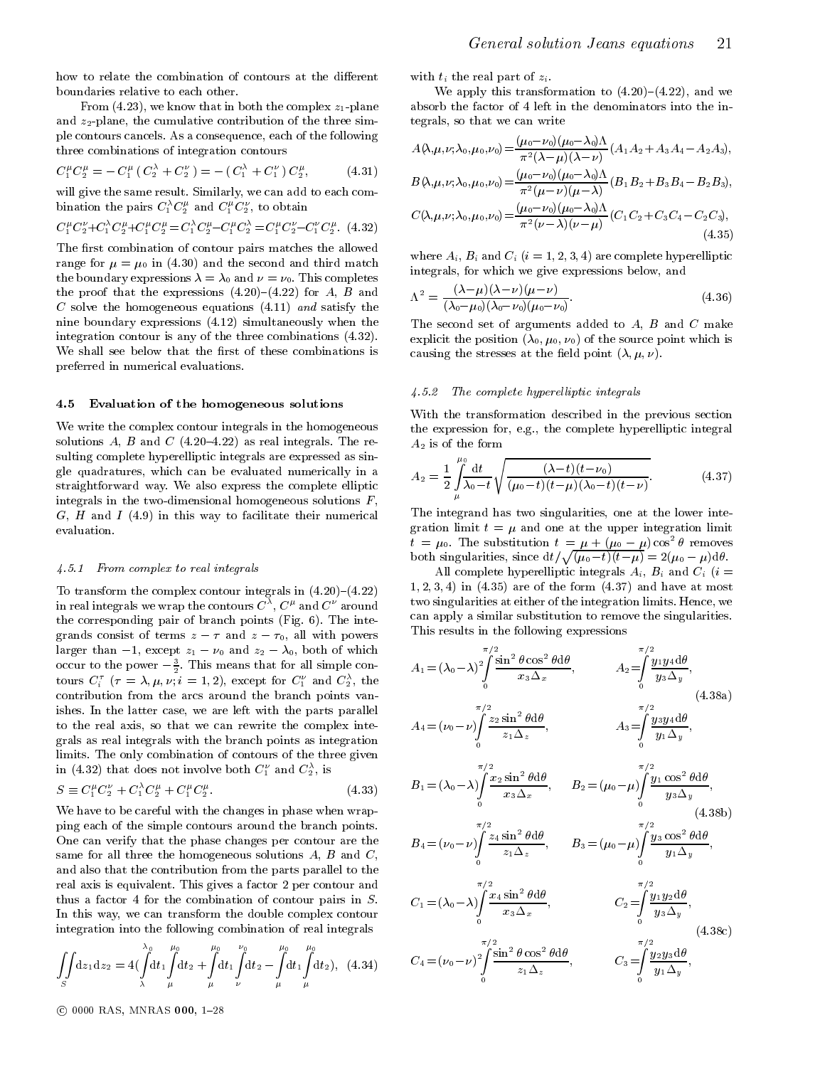how to relate the combination of contours at the different boundaries relative to each other.

From (4.23), we know that in both the complex $z_1$-plane and $z_2$-plane, the cumulative contribution of the three simple contours cancels. As a consequence, each of the following three combinations of integration contours

$$C_1^\mu C_2^\mu = -C_1^\mu (C_2^\lambda + C_2^\nu) = -(C_1^\lambda + C_1^\nu) C_2^\mu, \tag{4.31}$$

will give the same result. Similarly, we can add to each combination the pairs $C_1^\lambda C_2^\mu$ and $C_1^\mu C_2^\nu$, to obtain

$$C_1^\mu C_2^\nu + C_1^\lambda C_2^\mu + C_1^\mu C_2^\mu = C_1^\lambda C_2^\mu - C_1^\mu C_2^\lambda = C_1^\mu C_2^\nu - C_1^\nu C_2^\mu. \tag{4.32}$$

The first combination of contour pairs matches the allowed range for $\mu = \mu_0$ in (4.30) and the second and third match the boundary expressions $\lambda = \lambda_0$ and $\nu = \nu_0$. This completes the proof that the expressions (4.20)–(4.22) for $A$, $B$ and $C$ solve the homogeneous equations (4.11) *and* satisfy the nine boundary expressions (4.12) simultaneously when the integration contour is any of the three combinations (4.32). We shall see below that the first of these combinations is preferred in numerical evaluations.

## 4.5 Evaluation of the homogeneous solutions

We write the complex contour integrals in the homogeneous solutions $A$, $B$ and $C$ (4.20–4.22) as real integrals. The resulting complete hyperelliptic integrals are expressed as single quadratures, which can be evaluated numerically in a straightforward way. We also express the complete elliptic integrals in the two-dimensional homogeneous solutions $F$, $G$, $H$ and $I$ (4.9) in this way to facilitate their numerical evaluation.

### 4.5.1 From complex to real integrals

To transform the complex contour integrals in (4.20)–(4.22) in real integrals we wrap the contours $C^\lambda$, $C^\mu$ and $C^\nu$ around the corresponding pair of branch points (Fig. 6). The integrands consist of terms $z - \tau$ and $z - \tau_0$, all with powers larger than $-1$, except $z_1 - \nu_0$ and $z_2 - \lambda_0$, both of which occur to the power $-\frac{3}{2}$. This means that for all simple contours $C_i^\tau$ ($\tau = \lambda, \mu, \nu; i = 1, 2$), except for $C_1^\nu$ and $C_2^\lambda$, the contribution from the arcs around the branch points vanishes. In the latter case, we are left with the parts parallel to the real axis, so that we can rewrite the complex integrals as real integrals with the branch points as integration limits. The only combination of contours of the three given in (4.32) that does not involve both $C_1^\nu$ and $C_2^\lambda$, is

$$S \equiv C_1^\mu C_2^\nu + C_1^\lambda C_2^\mu + C_1^\mu C_2^\mu. \tag{4.33}$$

We have to be careful with the changes in phase when wrapping each of the simple contours around the branch points. One can verify that the phase changes per contour are the same for all three the homogeneous solutions $A$, $B$ and $C$, and also that the contribution from the parts parallel to the real axis is equivalent. This gives a factor 2 per contour and thus a factor 4 for the combination of contour pairs in $S$. In this way, we can transform the double complex contour integration into the following combination of real integrals

$$\iint\limits_S \mathrm{d}z_1 \mathrm{d}z_2 = 4\Big(\int_\lambda^{\lambda_0} \mathrm{d}t_1 \int_\mu^{\mu_0} \mathrm{d}t_2 + \int_\mu^{\mu_0} \mathrm{d}t_1 \int_\nu^{\nu_0} \mathrm{d}t_2 - \int_\mu^{\mu_0} \mathrm{d}t_1 \int_\mu^{\mu_0} \mathrm{d}t_2\Big), \tag{4.34}$$

with $t_i$ the real part of $z_i$.

We apply this transformation to (4.20)–(4.22), and we absorb the factor of 4 left in the denominators into the integrals, so that we can write

$$A(\lambda,\mu,\nu;\lambda_0,\mu_0,\nu_0) = \frac{(\mu_0-\nu_0)(\mu_0-\lambda_0)\Lambda}{\pi^2(\lambda-\mu)(\lambda-\nu)} (A_1 A_2 + A_3 A_4 - A_2 A_3),$$

$$B(\lambda,\mu,\nu;\lambda_0,\mu_0,\nu_0) = \frac{(\mu_0-\nu_0)(\mu_0-\lambda_0)\Lambda}{\pi^2(\mu-\nu)(\mu-\lambda)} (B_1 B_2 + B_3 B_4 - B_2 B_3),$$

$$C(\lambda,\mu,\nu;\lambda_0,\mu_0,\nu_0) = \frac{(\mu_0-\nu_0)(\mu_0-\lambda_0)\Lambda}{\pi^2(\nu-\lambda)(\nu-\mu)} (C_1 C_2 + C_3 C_4 - C_2 C_3), \tag{4.35}$$

where $A_i$, $B_i$ and $C_i$ ($i = 1, 2, 3, 4$) are complete hyperelliptic integrals, for which we give expressions below, and

$$\Lambda^2 = \frac{(\lambda-\mu)(\lambda-\nu)(\mu-\nu)}{(\lambda_0-\mu_0)(\lambda_0-\nu_0)(\mu_0-\nu_0)}. \tag{4.36}$$

The second set of arguments added to $A$, $B$ and $C$ make explicit the position $(\lambda_0, \mu_0, \nu_0)$ of the source point which is causing the stresses at the field point $(\lambda, \mu, \nu)$.

### 4.5.2 The complete hyperelliptic integrals

With the transformation described in the previous section the expression for, e.g., the complete hyperelliptic integral $A_2$ is of the form

$$A_2 = \frac{1}{2} \int_\mu^{\mu_0} \frac{\mathrm{d}t}{\lambda_0 - t} \sqrt{\frac{(\lambda-t)(t-\nu_0)}{(\mu_0-t)(t-\mu)(\lambda_0-t)(t-\nu)}}. \tag{4.37}$$

The integrand has two singularities, one at the lower integration limit $t = \mu$ and one at the upper integration limit $t = \mu_0$. The substitution $t = \mu + (\mu_0 - \mu)\cos^2\theta$ removes both singularities, since $\mathrm{d}t/\sqrt{(\mu_0-t)(t-\mu)} = 2(\mu_0 - \mu)\mathrm{d}\theta$.

All complete hyperelliptic integrals $A_i$, $B_i$ and $C_i$ ($i = 1, 2, 3, 4$) in (4.35) are of the form (4.37) and have at most two singularities at either of the integration limits. Hence, we can apply a similar substitution to remove the singularities. This results in the following expressions

$$A_1 = (\lambda_0-\lambda)^2 \int_0^{\pi/2} \frac{\sin^2\theta\cos^2\theta\,\mathrm{d}\theta}{x_3 \Delta_x}, \qquad A_2 = \int_0^{\pi/2} \frac{y_1 y_4\,\mathrm{d}\theta}{y_3 \Delta_y},$$

$$A_4 = (\nu_0-\nu) \int_0^{\pi/2} \frac{z_2 \sin^2\theta\,\mathrm{d}\theta}{z_1 \Delta_z}, \qquad A_3 = \int_0^{\pi/2} \frac{y_3 y_4\,\mathrm{d}\theta}{y_1 \Delta_y}, \tag{4.38a}$$

$$B_1 = (\lambda_0-\lambda) \int_0^{\pi/2} \frac{x_2 \sin^2\theta\,\mathrm{d}\theta}{x_3 \Delta_x}, \qquad B_2 = (\mu_0-\mu) \int_0^{\pi/2} \frac{y_1 \cos^2\theta\,\mathrm{d}\theta}{y_3 \Delta_y},$$

$$B_4 = (\nu_0-\nu) \int_0^{\pi/2} \frac{z_4 \sin^2\theta\,\mathrm{d}\theta}{z_1 \Delta_z}, \qquad B_3 = (\mu_0-\mu) \int_0^{\pi/2} \frac{y_3 \cos^2\theta\,\mathrm{d}\theta}{y_1 \Delta_y}, \tag{4.38b}$$

$$C_1 = (\lambda_0-\lambda) \int_0^{\pi/2} \frac{x_4 \sin^2\theta\,\mathrm{d}\theta}{x_3 \Delta_x}, \qquad C_2 = \int_0^{\pi/2} \frac{y_1 y_2\,\mathrm{d}\theta}{y_3 \Delta_y},$$

$$C_4 = (\nu_0-\nu)^2 \int_0^{\pi/2} \frac{\sin^2\theta\cos^2\theta\,\mathrm{d}\theta}{z_1 \Delta_z}, \qquad C_3 = \int_0^{\pi/2} \frac{y_2 y_3\,\mathrm{d}\theta}{y_1 \Delta_y}, \tag{4.38c}$$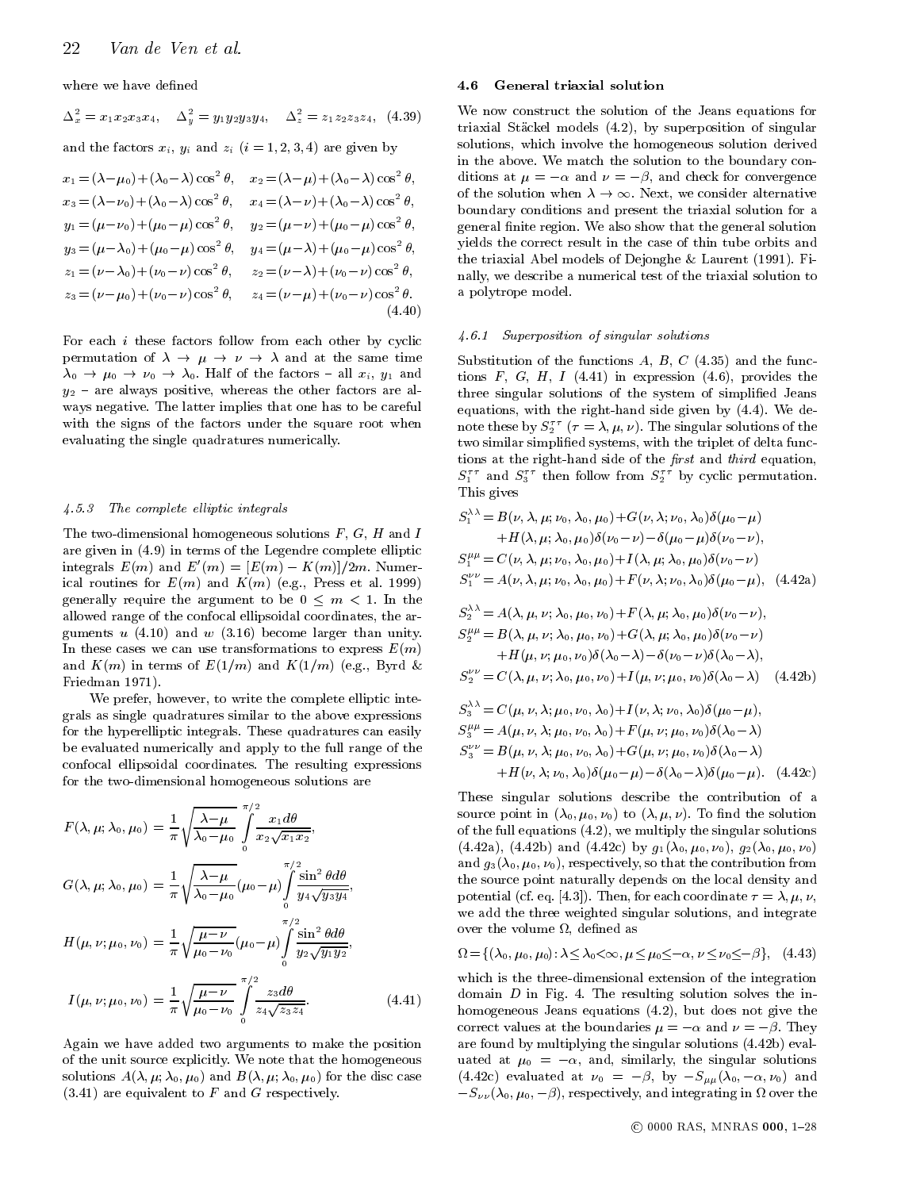where we have defined

$$\Delta_x^2 = x_1 x_2 x_3 x_4, \quad \Delta_y^2 = y_1 y_2 y_3 y_4, \quad \Delta_z^2 = z_1 z_2 z_3 z_4, \quad (4.39)$$

and the factors $x_i$, $y_i$ and $z_i$ ($i = 1, 2, 3, 4$) are given by

$$
\begin{aligned}
x_1 &= (\lambda - \mu_0) + (\lambda_0 - \lambda)\cos^2\theta, & x_2 &= (\lambda - \mu) + (\lambda_0 - \lambda)\cos^2\theta, \\
x_3 &= (\lambda - \nu_0) + (\lambda_0 - \lambda)\cos^2\theta, & x_4 &= (\lambda - \nu) + (\lambda_0 - \lambda)\cos^2\theta, \\
y_1 &= (\mu - \nu_0) + (\mu_0 - \mu)\cos^2\theta, & y_2 &= (\mu - \nu) + (\mu_0 - \mu)\cos^2\theta, \\
y_3 &= (\mu - \lambda_0) + (\mu_0 - \mu)\cos^2\theta, & y_4 &= (\mu - \lambda) + (\mu_0 - \mu)\cos^2\theta, \\
z_1 &= (\nu - \lambda_0) + (\nu_0 - \nu)\cos^2\theta, & z_2 &= (\nu - \lambda) + (\nu_0 - \nu)\cos^2\theta, \\
z_3 &= (\nu - \mu_0) + (\nu_0 - \nu)\cos^2\theta, & z_4 &= (\nu - \mu) + (\nu_0 - \nu)\cos^2\theta.
\end{aligned}
\quad (4.40)
$$

For each $i$ these factors follow from each other by cyclic permutation of $\lambda \to \mu \to \nu \to \lambda$ and at the same time $\lambda_0 \to \mu_0 \to \nu_0 \to \lambda_0$. Half of the factors – all $x_i$, $y_1$ and $y_2$ – are always positive, whereas the other factors are always negative. The latter implies that one has to be careful with the signs of the factors under the square root when evaluating the single quadratures numerically.

#### 4.5.3 The complete elliptic integrals

The two-dimensional homogeneous solutions $F$, $G$, $H$ and $I$ are given in (4.9) in terms of the Legendre complete elliptic integrals $E(m)$ and $E'(m) = [E(m) - K(m)]/2m$. Numerical routines for $E(m)$ and $K(m)$ (e.g., Press et al. 1999) generally require the argument to be $0 \le m < 1$. In the allowed range of the confocal ellipsoidal coordinates, the arguments $u$ (4.10) and $w$ (3.16) become larger than unity. In these cases we can use transformations to express $E(m)$ and $K(m)$ in terms of $E(1/m)$ and $K(1/m)$ (e.g., Byrd & Friedman 1971).

We prefer, however, to write the complete elliptic integrals as single quadratures similar to the above expressions for the hyperelliptic integrals. These quadratures can easily be evaluated numerically and apply to the full range of the confocal ellipsoidal coordinates. The resulting expressions for the two-dimensional homogeneous solutions are

$$
\begin{aligned}
F(\lambda, \mu; \lambda_0, \mu_0) &= \frac{1}{\pi}\sqrt{\frac{\lambda - \mu}{\lambda_0 - \mu_0}} \int_0^{\pi/2} \frac{x_1 d\theta}{x_2\sqrt{x_1 x_2}}, \\
G(\lambda, \mu; \lambda_0, \mu_0) &= \frac{1}{\pi}\sqrt{\frac{\lambda - \mu}{\lambda_0 - \mu_0}} (\mu_0 - \mu) \int_0^{\pi/2} \frac{\sin^2\theta d\theta}{y_4\sqrt{y_3 y_4}}, \\
H(\mu, \nu; \mu_0, \nu_0) &= \frac{1}{\pi}\sqrt{\frac{\mu - \nu}{\mu_0 - \nu_0}} (\mu_0 - \mu) \int_0^{\pi/2} \frac{\sin^2\theta d\theta}{y_2\sqrt{y_1 y_2}}, \\
I(\mu, \nu; \mu_0, \nu_0) &= \frac{1}{\pi}\sqrt{\frac{\mu - \nu}{\mu_0 - \nu_0}} \int_0^{\pi/2} \frac{z_3 d\theta}{z_4\sqrt{z_3 z_4}}.
\end{aligned}
\quad (4.41)
$$

Again we have added two arguments to make the position of the unit source explicitly. We note that the homogeneous solutions $A(\lambda, \mu; \lambda_0, \mu_0)$ and $B(\lambda, \mu; \lambda_0, \mu_0)$ for the disc case (3.41) are equivalent to $F$ and $G$ respectively.

### 4.6 General triaxial solution

We now construct the solution of the Jeans equations for triaxial Stäckel models (4.2), by superposition of singular solutions, which involve the homogeneous solution derived in the above. We match the solution to the boundary conditions at $\mu = -\alpha$ and $\nu = -\beta$, and check for convergence of the solution when $\lambda \to \infty$. Next, we consider alternative boundary conditions and present the triaxial solution for a general finite region. We also show that the general solution yields the correct result in the case of thin tube orbits and the triaxial Abel models of Dejonghe & Laurent (1991). Finally, we describe a numerical test of the triaxial solution to a polytrope model.

#### 4.6.1 Superposition of singular solutions

Substitution of the functions $A$, $B$, $C$ (4.35) and the functions $F$, $G$, $H$, $I$ (4.41) in expression (4.6), provides the three singular solutions of the system of simplified Jeans equations, with the right-hand side given by (4.4). We denote these by $S_2^{\tau\tau}$ ($\tau = \lambda, \mu, \nu$). The singular solutions of the two similar simplified systems, with the triplet of delta functions at the right-hand side of the *first* and *third* equation, $S_1^{\tau\tau}$ and $S_3^{\tau\tau}$ then follow from $S_2^{\tau\tau}$ by cyclic permutation. This gives

$$
\begin{aligned}
S_1^{\lambda\lambda} &= B(\nu, \lambda, \mu; \nu_0, \lambda_0, \mu_0) + G(\nu, \lambda; \nu_0, \lambda_0)\delta(\mu_0 - \mu) \\
&\quad + H(\lambda, \mu; \lambda_0, \mu_0)\delta(\nu_0 - \nu) - \delta(\mu_0 - \mu)\delta(\nu_0 - \nu), \\
S_1^{\mu\mu} &= C(\nu, \lambda, \mu; \nu_0, \lambda_0, \mu_0) + I(\lambda, \mu; \lambda_0, \mu_0)\delta(\nu_0 - \nu) \\
S_1^{\nu\nu} &= A(\nu, \lambda, \mu; \nu_0, \lambda_0, \mu_0) + F(\nu, \lambda; \nu_0, \lambda_0)\delta(\mu_0 - \mu),
\end{aligned}
\quad (4.42a)
$$

$$
\begin{aligned}
S_2^{\lambda\lambda} &= A(\lambda, \mu, \nu; \lambda_0, \mu_0, \nu_0) + F(\lambda, \mu; \lambda_0, \mu_0)\delta(\nu_0 - \nu), \\
S_2^{\mu\mu} &= B(\lambda, \mu, \nu; \lambda_0, \mu_0, \nu_0) + G(\lambda, \mu; \lambda_0, \mu_0)\delta(\nu_0 - \nu) \\
&\quad + H(\mu, \nu; \mu_0, \nu_0)\delta(\lambda_0 - \lambda) - \delta(\nu_0 - \nu)\delta(\lambda_0 - \lambda), \\
S_2^{\nu\nu} &= C(\lambda, \mu, \nu; \lambda_0, \mu_0, \nu_0) + I(\mu, \nu; \mu_0, \nu_0)\delta(\lambda_0 - \lambda)
\end{aligned}
\quad (4.42b)
$$

$$
\begin{aligned}
S_3^{\lambda\lambda} &= C(\mu, \nu, \lambda; \mu_0, \nu_0, \lambda_0) + I(\nu, \lambda; \nu_0, \lambda_0)\delta(\mu_0 - \mu), \\
S_3^{\mu\mu} &= A(\mu, \nu, \lambda; \mu_0, \nu_0, \lambda_0) + F(\mu, \nu; \mu_0, \nu_0)\delta(\lambda_0 - \lambda) \\
S_3^{\nu\nu} &= B(\mu, \nu, \lambda; \mu_0, \nu_0, \lambda_0) + G(\mu, \nu; \mu_0, \nu_0)\delta(\lambda_0 - \lambda) \\
&\quad + H(\nu, \lambda; \nu_0, \lambda_0)\delta(\mu_0 - \mu) - \delta(\lambda_0 - \lambda)\delta(\mu_0 - \mu).
\end{aligned}
\quad (4.42c)
$$

These singular solutions describe the contribution of a source point in $(\lambda_0, \mu_0, \nu_0)$ to $(\lambda, \mu, \nu)$. To find the solution of the full equations (4.2), we multiply the singular solutions (4.42a), (4.42b) and (4.42c) by $g_1(\lambda_0, \mu_0, \nu_0)$, $g_2(\lambda_0, \mu_0, \nu_0)$ and $g_3(\lambda_0, \mu_0, \nu_0)$, respectively, so that the contribution from the source point naturally depends on the local density and potential (cf. eq. [4.3]). Then, for each coordinate $\tau = \lambda, \mu, \nu$, we add the three weighted singular solutions, and integrate over the volume $\Omega$, defined as

$$\Omega = \{(\lambda_0, \mu_0, \mu_0) \colon \lambda \le \lambda_0 < \infty, \mu \le \mu_0 \le -\alpha, \nu \le \nu_0 \le -\beta\}, \quad (4.43)$$

which is the three-dimensional extension of the integration domain $D$ in Fig. 4. The resulting solution solves the inhomogeneous Jeans equations (4.2), but does not give the correct values at the boundaries $\mu = -\alpha$ and $\nu = -\beta$. They are found by multiplying the singular solutions (4.42b) evaluated at $\mu_0 = -\alpha$, and, similarly, the singular solutions (4.42c) evaluated at $\nu_0 = -\beta$, by $-S_{\mu\mu}(\lambda_0, -\alpha, \nu_0)$ and $-S_{\nu\nu}(\lambda_0, \mu_0, -\beta)$, respectively, and integrating in $\Omega$ over the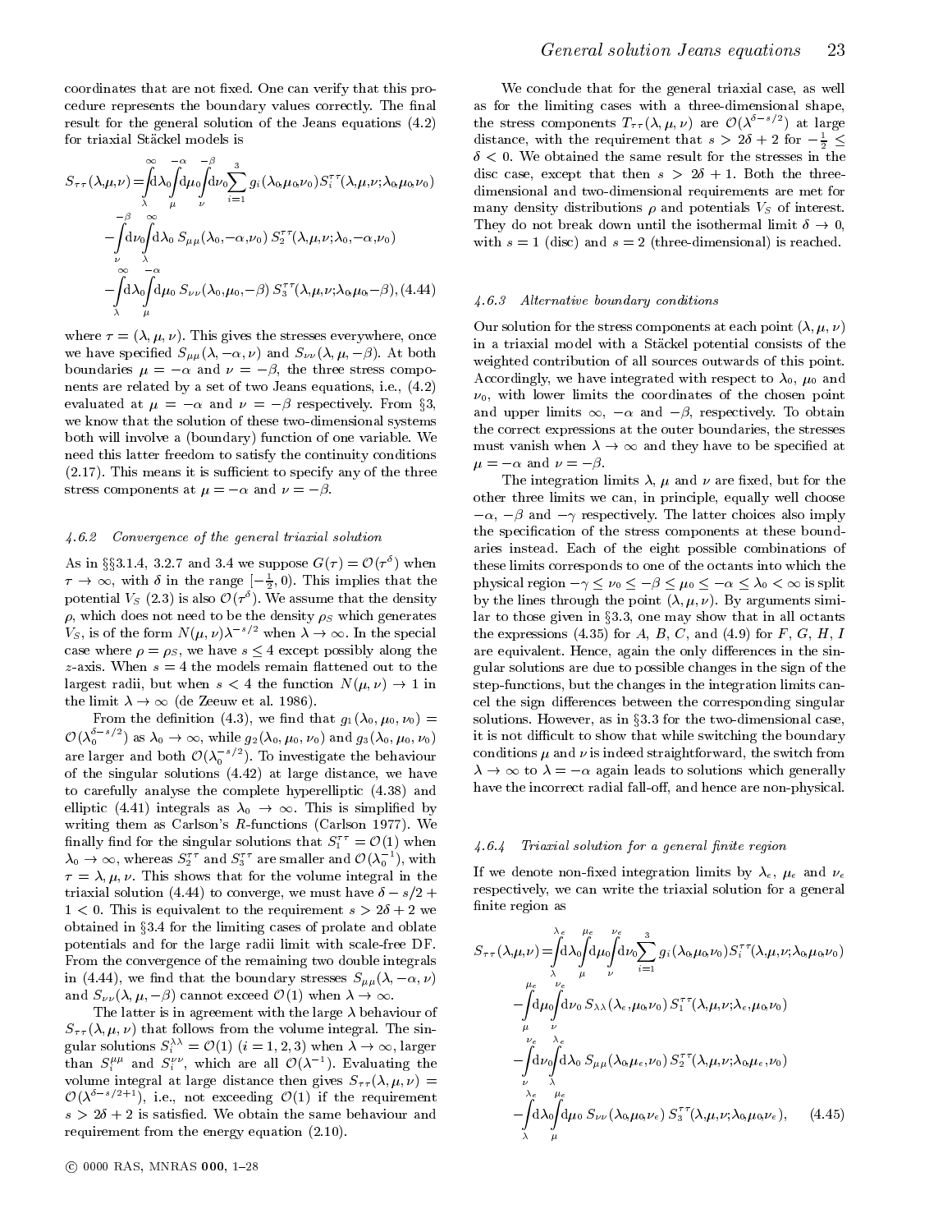coordinates that are not fixed. One can verify that this procedure represents the boundary values correctly. The final result for the general solution of the Jeans equations (4.2) for triaxial Stäckel models is

$$
\begin{aligned}
S_{\tau\tau}(\lambda,\mu,\nu) = & \int_{\lambda}^{\infty}\mathrm{d}\lambda_0 \int_{\mu}^{-\alpha}\mathrm{d}\mu_0 \int_{\nu}^{-\beta}\mathrm{d}\nu_0 \sum_{i=1}^{3} g_i(\lambda_0,\mu_0,\nu_0)\, S_i^{\tau\tau}(\lambda,\mu,\nu;\lambda_0,\mu_0,\nu_0) \\
& - \int_{\nu}^{-\beta}\mathrm{d}\nu_0 \int_{\lambda}^{\infty}\mathrm{d}\lambda_0\, S_{\mu\mu}(\lambda_0,-\alpha,\nu_0)\, S_2^{\tau\tau}(\lambda,\mu,\nu;\lambda_0,-\alpha,\nu_0) \\
& - \int_{\lambda}^{\infty}\mathrm{d}\lambda_0 \int_{\mu}^{-\alpha}\mathrm{d}\mu_0\, S_{\nu\nu}(\lambda_0,\mu_0,-\beta)\, S_3^{\tau\tau}(\lambda,\mu,\nu;\lambda_0,\mu_0,-\beta), \quad (4.44)
\end{aligned}
$$

where $\tau = (\lambda, \mu, \nu)$. This gives the stresses everywhere, once we have specified $S_{\mu\mu}(\lambda, -\alpha, \nu)$ and $S_{\nu\nu}(\lambda, \mu, -\beta)$. At both boundaries $\mu = -\alpha$ and $\nu = -\beta$, the three stress components are related by a set of two Jeans equations, i.e., (4.2) evaluated at $\mu = -\alpha$ and $\nu = -\beta$ respectively. From §3, we know that the solution of these two-dimensional systems both will involve a (boundary) function of one variable. We need this latter freedom to satisfy the continuity conditions (2.17). This means it is sufficient to specify any of the three stress components at $\mu = -\alpha$ and $\nu = -\beta$.

#### *4.6.2 Convergence of the general triaxial solution*

As in §§3.1.4, 3.2.7 and 3.4 we suppose $G(\tau) = \mathcal{O}(\tau^{\delta})$ when $\tau \to \infty$, with $\delta$ in the range $[-\frac{1}{2}, 0)$. This implies that the potential $V_S$ (2.3) is also $\mathcal{O}(\tau^{\delta})$. We assume that the density $\rho$, which does not need to be the density $\rho_S$ which generates $V_S$, is of the form $N(\mu, \nu)\lambda^{-s/2}$ when $\lambda \to \infty$. In the special case where $\rho = \rho_S$, we have $s \le 4$ except possibly along the $z$-axis. When $s = 4$ the models remain flattened out to the largest radii, but when $s < 4$ the function $N(\mu, \nu) \to 1$ in the limit $\lambda \to \infty$ (de Zeeuw et al. 1986).

From the definition (4.3), we find that $g_1(\lambda_0, \mu_0, \nu_0) = \mathcal{O}(\lambda_0^{\delta-s/2})$ as $\lambda_0 \to \infty$, while $g_2(\lambda_0, \mu_0, \nu_0)$ and $g_3(\lambda_0, \mu_0, \nu_0)$ are larger and both $\mathcal{O}(\lambda_0^{-s/2})$. To investigate the behaviour of the singular solutions (4.42) at large distance, we have to carefully analyse the complete hyperelliptic (4.38) and elliptic (4.41) integrals as $\lambda_0 \to \infty$. This is simplified by writing them as Carlson's $R$-functions (Carlson 1977). We finally find for the singular solutions that $S_1^{\tau\tau} = \mathcal{O}(1)$ when $\lambda_0 \to \infty$, whereas $S_2^{\tau\tau}$ and $S_3^{\tau\tau}$ are smaller and $\mathcal{O}(\lambda_0^{-1})$, with $\tau = \lambda, \mu, \nu$. This shows that for the volume integral in the triaxial solution (4.44) to converge, we must have $\delta - s/2 + 1 < 0$. This is equivalent to the requirement $s > 2\delta + 2$ we obtained in §3.4 for the limiting cases of prolate and oblate potentials and for the large radii limit with scale-free DF. From the convergence of the remaining two double integrals in (4.44), we find that the boundary stresses $S_{\mu\mu}(\lambda, -\alpha, \nu)$ and $S_{\nu\nu}(\lambda, \mu, -\beta)$ cannot exceed $\mathcal{O}(1)$ when $\lambda \to \infty$.

The latter is in agreement with the large $\lambda$ behaviour of $S_{\tau\tau}(\lambda, \mu, \nu)$ that follows from the volume integral. The singular solutions $S_i^{\lambda\lambda} = \mathcal{O}(1)$ $(i = 1, 2, 3)$ when $\lambda \to \infty$, larger than $S_i^{\mu\mu}$ and $S_i^{\nu\nu}$, which are all $\mathcal{O}(\lambda^{-1})$. Evaluating the volume integral at large distance then gives $S_{\tau\tau}(\lambda, \mu, \nu) = \mathcal{O}(\lambda^{\delta-s/2+1})$, i.e., not exceeding $\mathcal{O}(1)$ if the requirement $s > 2\delta + 2$ is satisfied. We obtain the same behaviour and requirement from the energy equation (2.10).

We conclude that for the general triaxial case, as well as for the limiting cases with a three-dimensional shape, the stress components $T_{\tau\tau}(\lambda, \mu, \nu)$ are $\mathcal{O}(\lambda^{\delta-s/2})$ at large distance, with the requirement that $s > 2\delta + 2$ for $-\frac{1}{2} \le \delta < 0$. We obtained the same result for the stresses in the disc case, except that then $s > 2\delta + 1$. Both the three-dimensional and two-dimensional requirements are met for many density distributions $\rho$ and potentials $V_S$ of interest. They do not break down until the isothermal limit $\delta \to 0$, with $s = 1$ (disc) and $s = 2$ (three-dimensional) is reached.

#### *4.6.3 Alternative boundary conditions*

Our solution for the stress components at each point $(\lambda, \mu, \nu)$ in a triaxial model with a Stäckel potential consists of the weighted contribution of all sources outwards of this point. Accordingly, we have integrated with respect to $\lambda_0$, $\mu_0$ and $\nu_0$, with lower limits the coordinates of the chosen point and upper limits $\infty$, $-\alpha$ and $-\beta$, respectively. To obtain the correct expressions at the outer boundaries, the stresses must vanish when $\lambda \to \infty$ and they have to be specified at $\mu = -\alpha$ and $\nu = -\beta$.

The integration limits $\lambda$, $\mu$ and $\nu$ are fixed, but for the other three limits we can, in principle, equally well choose $-\alpha$, $-\beta$ and $-\gamma$ respectively. The latter choices also imply the specification of the stress components at these boundaries instead. Each of the eight possible combinations of these limits corresponds to one of the octants into which the physical region $-\gamma \le \nu_0 \le -\beta \le \mu_0 \le -\alpha \le \lambda_0 < \infty$ is split by the lines through the point $(\lambda, \mu, \nu)$. By arguments similar to those given in §3.3, one may show that in all octants the expressions (4.35) for $A$, $B$, $C$, and (4.9) for $F$, $G$, $H$, $I$ are equivalent. Hence, again the only differences in the singular solutions are due to possible changes in the sign of the step-functions, but the changes in the integration limits cancel the sign differences between the corresponding singular solutions. However, as in §3.3 for the two-dimensional case, it is not difficult to show that while switching the boundary conditions $\mu$ and $\nu$ is indeed straightforward, the switch from $\lambda \to \infty$ to $\lambda = -\alpha$ again leads to solutions which generally have the incorrect radial fall-off, and hence are non-physical.

#### *4.6.4 Triaxial solution for a general finite region*

If we denote non-fixed integration limits by $\lambda_e$, $\mu_e$ and $\nu_e$ respectively, we can write the triaxial solution for a general finite region as

$$
\begin{aligned}
S_{\tau\tau}(\lambda,\mu,\nu) = & \int_{\lambda}^{\lambda_e}\mathrm{d}\lambda_0 \int_{\mu}^{\mu_e}\mathrm{d}\mu_0 \int_{\nu}^{\nu_e}\mathrm{d}\nu_0 \sum_{i=1}^{3} g_i(\lambda_0,\mu_0,\nu_0)\, S_i^{\tau\tau}(\lambda,\mu,\nu;\lambda_0,\mu_0,\nu_0) \\
& - \int_{\mu}^{\mu_e}\mathrm{d}\mu_0 \int_{\nu}^{\nu_e}\mathrm{d}\nu_0\, S_{\lambda\lambda}(\lambda_e,\mu_0,\nu_0)\, S_1^{\tau\tau}(\lambda,\mu,\nu;\lambda_e,\mu_0,\nu_0) \\
& - \int_{\nu}^{\nu_e}\mathrm{d}\nu_0 \int_{\lambda}^{\lambda_e}\mathrm{d}\lambda_0\, S_{\mu\mu}(\lambda_0,\mu_e,\nu_0)\, S_2^{\tau\tau}(\lambda,\mu,\nu;\lambda_0,\mu_e,\nu_0) \\
& - \int_{\lambda}^{\lambda_e}\mathrm{d}\lambda_0 \int_{\mu}^{\mu_e}\mathrm{d}\mu_0\, S_{\nu\nu}(\lambda_0,\mu_0,\nu_e)\, S_3^{\tau\tau}(\lambda,\mu,\nu;\lambda_0,\mu_0,\nu_e), \qquad (4.45)
\end{aligned}
$$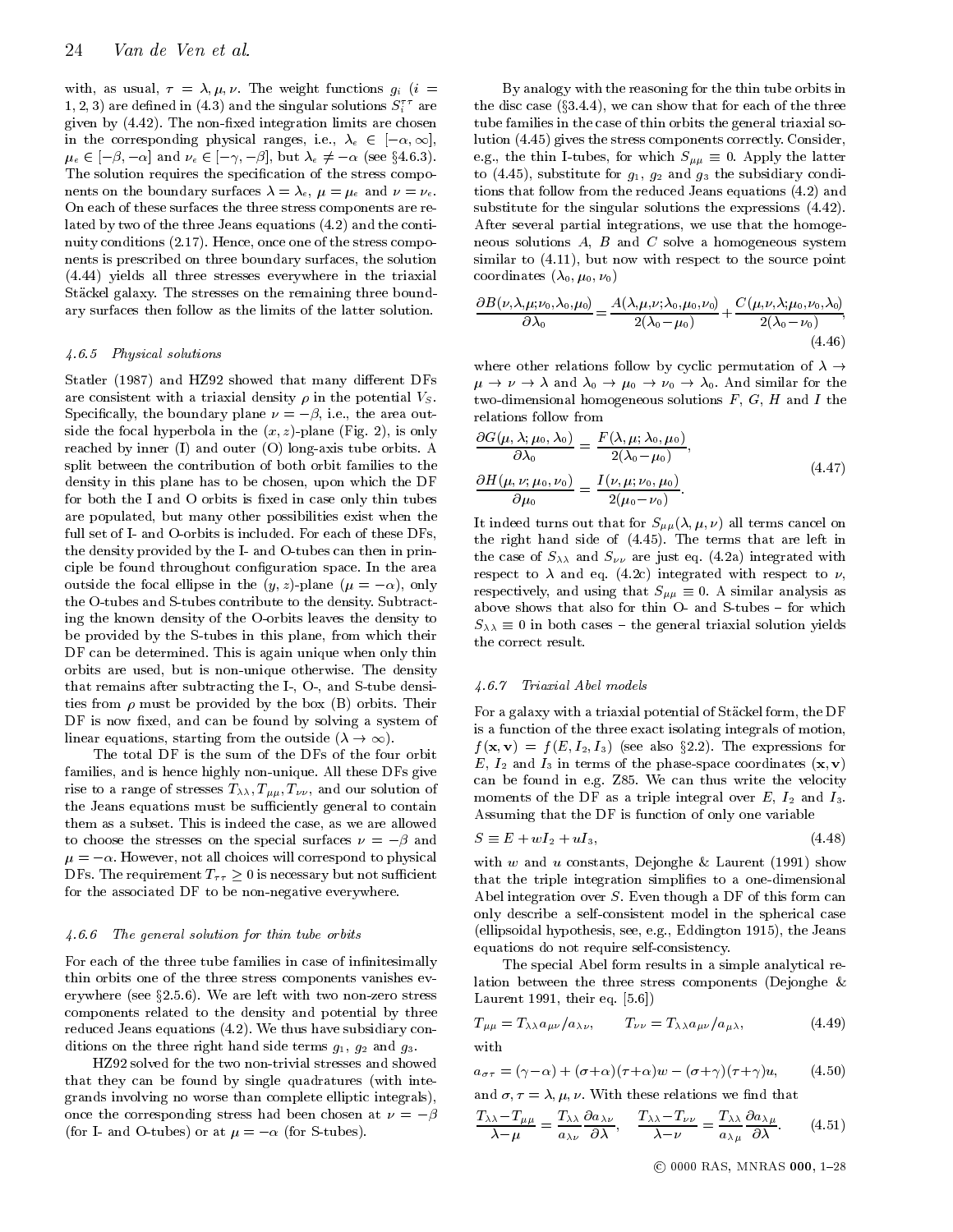with, as usual, $\tau = \lambda, \mu, \nu$. The weight functions $g_i$ ($i = 1, 2, 3$) are defined in (4.3) and the singular solutions $S_i^{\tau\tau}$ are given by (4.42). The non-fixed integration limits are chosen in the corresponding physical ranges, i.e., $\lambda_e \in [-\alpha, \infty]$, $\mu_e \in [-\beta, -\alpha]$ and $\nu_e \in [-\gamma, -\beta]$, but $\lambda_e \neq -\alpha$ (see §4.6.3). The solution requires the specification of the stress components on the boundary surfaces $\lambda = \lambda_e$, $\mu = \mu_e$ and $\nu = \nu_e$. On each of these surfaces the three stress components are related by two of the three Jeans equations (4.2) and the continuity conditions (2.17). Hence, once one of the stress components is prescribed on three boundary surfaces, the solution (4.44) yields all three stresses everywhere in the triaxial Stäckel galaxy. The stresses on the remaining three boundary surfaces then follow as the limits of the latter solution.

#### 4.6.5 Physical solutions

Statler (1987) and HZ92 showed that many different DFs are consistent with a triaxial density $\rho$ in the potential $V_S$. Specifically, the boundary plane $\nu = -\beta$, i.e., the area outside the focal hyperbola in the $(x, z)$-plane (Fig. 2), is only reached by inner (I) and outer (O) long-axis tube orbits. A split between the contribution of both orbit families to the density in this plane has to be chosen, upon which the DF for both the I and O orbits is fixed in case only thin tubes are populated, but many other possibilities exist when the full set of I- and O-orbits is included. For each of these DFs, the density provided by the I- and O-tubes can then in principle be found throughout configuration space. In the area outside the focal ellipse in the $(y, z)$-plane ($\mu = -\alpha$), only the O-tubes and S-tubes contribute to the density. Subtracting the known density of the O-orbits leaves the density to be provided by the S-tubes in this plane, from which their DF can be determined. This is again unique when only thin orbits are used, but is non-unique otherwise. The density that remains after subtracting the I-, O-, and S-tube densities from $\rho$ must be provided by the box (B) orbits. Their DF is now fixed, and can be found by solving a system of linear equations, starting from the outside ($\lambda \to \infty$).

The total DF is the sum of the DFs of the four orbit families, and is hence highly non-unique. All these DFs give rise to a range of stresses $T_{\lambda\lambda}, T_{\mu\mu}, T_{\nu\nu}$, and our solution of the Jeans equations must be sufficiently general to contain them as a subset. This is indeed the case, as we are allowed to choose the stresses on the special surfaces $\nu = -\beta$ and $\mu = -\alpha$. However, not all choices will correspond to physical DFs. The requirement $T_{\tau\tau} \geq 0$ is necessary but not sufficient for the associated DF to be non-negative everywhere.

#### 4.6.6 The general solution for thin tube orbits

For each of the three tube families in case of infinitesimally thin orbits one of the three stress components vanishes everywhere (see §2.5.6). We are left with two non-zero stress components related to the density and potential by three reduced Jeans equations (4.2). We thus have subsidiary conditions on the three right hand side terms $g_1$, $g_2$ and $g_3$.

HZ92 solved for the two non-trivial stresses and showed that they can be found by single quadratures (with integrands involving no worse than complete elliptic integrals), once the corresponding stress had been chosen at $\nu = -\beta$ (for I- and O-tubes) or at $\mu = -\alpha$ (for S-tubes).

By analogy with the reasoning for the thin tube orbits in the disc case (§3.4.4), we can show that for each of the three tube families in the case of thin orbits the general triaxial solution (4.45) gives the stress components correctly. Consider, e.g., the thin I-tubes, for which $S_{\mu\mu} \equiv 0$. Apply the latter to (4.45), substitute for $g_1$, $g_2$ and $g_3$ the subsidiary conditions that follow from the reduced Jeans equations (4.2) and substitute for the singular solutions the expressions (4.42). After several partial integrations, we use that the homogeneous solutions $A$, $B$ and $C$ solve a homogeneous system similar to (4.11), but now with respect to the source point coordinates $(\lambda_0, \mu_0, \nu_0)$

$$\frac{\partial B(\nu,\lambda,\mu;\nu_0,\lambda_0,\mu_0)}{\partial \lambda_0} = \frac{A(\lambda,\mu,\nu;\lambda_0,\mu_0,\nu_0)}{2(\lambda_0-\mu_0)} + \frac{C(\mu,\nu,\lambda;\mu_0,\nu_0,\lambda_0)}{2(\lambda_0-\nu_0)}, \tag{4.46}$$

where other relations follow by cyclic permutation of $\lambda \to \mu \to \nu \to \lambda$ and $\lambda_0 \to \mu_0 \to \nu_0 \to \lambda_0$. And similar for the two-dimensional homogeneous solutions $F$, $G$, $H$ and $I$ the relations follow from

$$\begin{aligned}
\frac{\partial G(\mu,\lambda;\mu_0,\lambda_0)}{\partial \lambda_0} &= \frac{F(\lambda,\mu;\lambda_0,\mu_0)}{2(\lambda_0-\mu_0)}, \\
\frac{\partial H(\mu,\nu;\mu_0,\nu_0)}{\partial \mu_0} &= \frac{I(\nu,\mu;\nu_0,\mu_0)}{2(\mu_0-\nu_0)}.
\end{aligned} \tag{4.47}$$

It indeed turns out that for $S_{\mu\mu}(\lambda, \mu, \nu)$ all terms cancel on the right hand side of (4.45). The terms that are left in the case of $S_{\lambda\lambda}$ and $S_{\nu\nu}$ are just eq. (4.2a) integrated with respect to $\lambda$ and eq. (4.2c) integrated with respect to $\nu$, respectively, and using that $S_{\mu\mu} \equiv 0$. A similar analysis as above shows that also for thin O- and S-tubes – for which $S_{\lambda\lambda} \equiv 0$ in both cases – the general triaxial solution yields the correct result.

#### 4.6.7 Triaxial Abel models

For a galaxy with a triaxial potential of Stäckel form, the DF is a function of the three exact isolating integrals of motion, $f(\mathbf{x}, \mathbf{v}) = f(E, I_2, I_3)$ (see also §2.2). The expressions for $E$, $I_2$ and $I_3$ in terms of the phase-space coordinates $(\mathbf{x}, \mathbf{v})$ can be found in e.g. Z85. We can thus write the velocity moments of the DF as a triple integral over $E$, $I_2$ and $I_3$. Assuming that the DF is function of only one variable

$$S \equiv E + wI_2 + uI_3, \tag{4.48}$$

with $w$ and $u$ constants, Dejonghe & Laurent (1991) show that the triple integration simplifies to a one-dimensional Abel integration over $S$. Even though a DF of this form can only describe a self-consistent model in the spherical case (ellipsoidal hypothesis, see, e.g., Eddington 1915), the Jeans equations do not require self-consistency.

The special Abel form results in a simple analytical relation between the three stress components (Dejonghe & Laurent 1991, their eq. [5.6])

$$T_{\mu\mu} = T_{\lambda\lambda} a_{\mu\nu}/a_{\lambda\nu}, \qquad T_{\nu\nu} = T_{\lambda\lambda} a_{\mu\nu}/a_{\mu\lambda}, \tag{4.49}$$

with

$$a_{\sigma\tau} = (\gamma-\alpha) + (\sigma+\alpha)(\tau+\alpha)w - (\sigma+\gamma)(\tau+\gamma)u, \tag{4.50}$$

and $\sigma, \tau = \lambda, \mu, \nu$. With these relations we find that

$$\frac{T_{\lambda\lambda}-T_{\mu\mu}}{\lambda-\mu} = \frac{T_{\lambda\lambda}}{a_{\lambda\nu}} \frac{\partial a_{\lambda\nu}}{\partial \lambda}, \qquad \frac{T_{\lambda\lambda}-T_{\nu\nu}}{\lambda-\nu} = \frac{T_{\lambda\lambda}}{a_{\lambda\mu}} \frac{\partial a_{\lambda\mu}}{\partial \lambda}. \tag{4.51}$$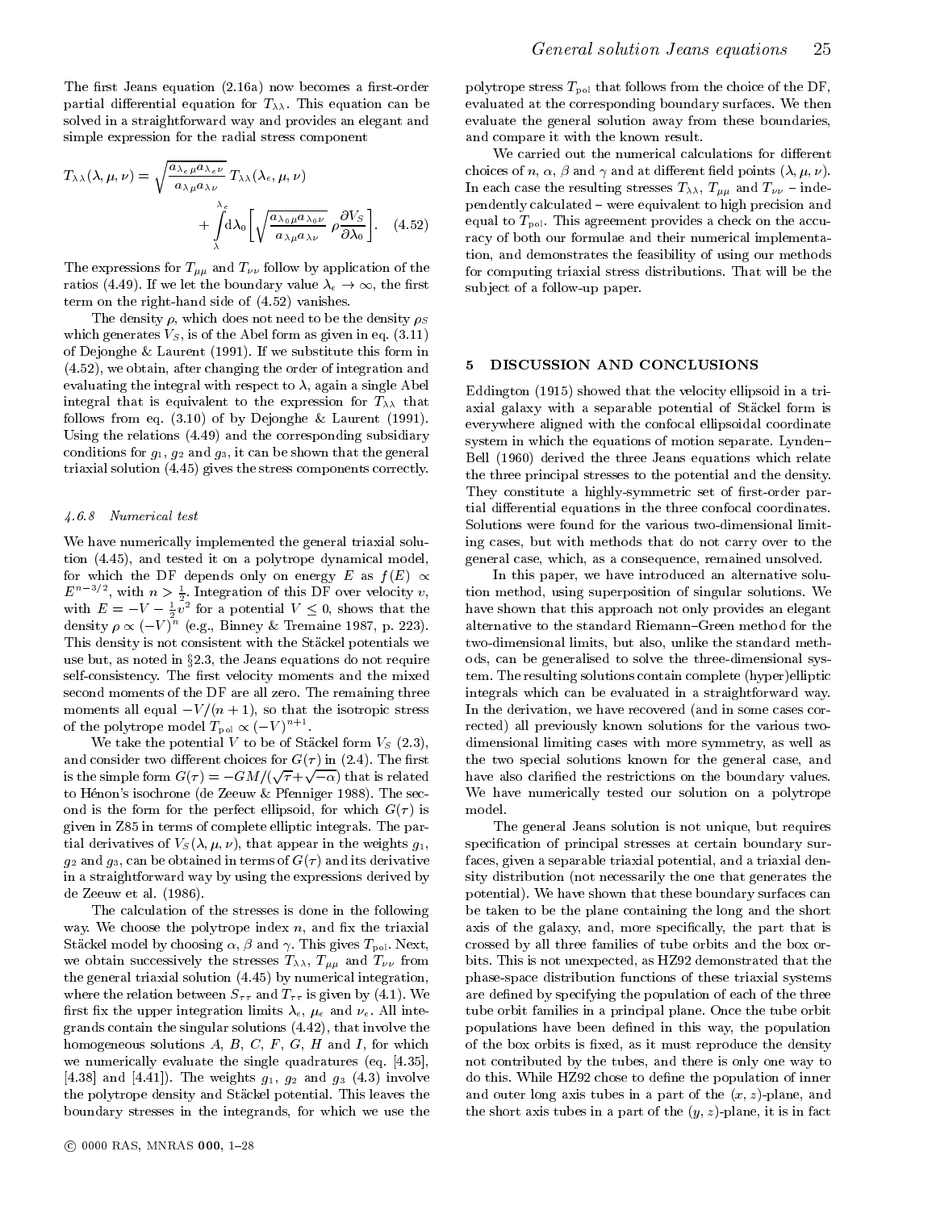The first Jeans equation (2.16a) now becomes a first-order partial differential equation for $T_{\lambda\lambda}$. This equation can be solved in a straightforward way and provides an elegant and simple expression for the radial stress component

$$T_{\lambda\lambda}(\lambda,\mu,\nu) = \sqrt{\frac{a_{\lambda_e\mu} a_{\lambda_e\nu}}{a_{\lambda\mu} a_{\lambda\nu}}}\, T_{\lambda\lambda}(\lambda_e,\mu,\nu) + \int_{\lambda}^{\lambda_e} \mathrm{d}\lambda_0 \left[ \sqrt{\frac{a_{\lambda_0\mu} a_{\lambda_0\nu}}{a_{\lambda\mu} a_{\lambda\nu}}}\, \rho \frac{\partial V_S}{\partial \lambda_0} \right]. \quad (4.52)$$

The expressions for $T_{\mu\mu}$ and $T_{\nu\nu}$ follow by application of the ratios (4.49). If we let the boundary value $\lambda_e \to \infty$, the first term on the right-hand side of (4.52) vanishes.

The density $\rho$, which does not need to be the density $\rho_S$ which generates $V_S$, is of the Abel form as given in eq. (3.11) of Dejonghe & Laurent (1991). If we substitute this form in (4.52), we obtain, after changing the order of integration and evaluating the integral with respect to $\lambda$, again a single Abel integral that is equivalent to the expression for $T_{\lambda\lambda}$ that follows from eq. (3.10) of by Dejonghe & Laurent (1991). Using the relations (4.49) and the corresponding subsidiary conditions for $g_1$, $g_2$ and $g_3$, it can be shown that the general triaxial solution (4.45) gives the stress components correctly.

#### 4.6.8 Numerical test

We have numerically implemented the general triaxial solution (4.45), and tested it on a polytrope dynamical model, for which the DF depends only on energy $E$ as $f(E) \propto E^{n-3/2}$, with $n > \frac{1}{2}$. Integration of this DF over velocity $v$, with $E = -V - \frac{1}{2}v^2$ for a potential $V \leq 0$, shows that the density $\rho \propto (-V)^n$ (e.g., Binney & Tremaine 1987, p. 223). This density is not consistent with the Stäckel potentials we use but, as noted in §2.3, the Jeans equations do not require self-consistency. The first velocity moments and the mixed second moments of the DF are all zero. The remaining three moments all equal $-V/(n+1)$, so that the isotropic stress of the polytrope model $T_{\rm pol} \propto (-V)^{n+1}$.

We take the potential $V$ to be of Stäckel form $V_S$ (2.3), and consider two different choices for $G(\tau)$ in (2.4). The first is the simple form $G(\tau) = -GM/(\sqrt{\tau} + \sqrt{-\alpha})$ that is related to Hénon's isochrone (de Zeeuw & Pfenniger 1988). The second is the form for the perfect ellipsoid, for which $G(\tau)$ is given in Z85 in terms of complete elliptic integrals. The partial derivatives of $V_S(\lambda,\mu,\nu)$, that appear in the weights $g_1$, $g_2$ and $g_3$, can be obtained in terms of $G(\tau)$ and its derivative in a straightforward way by using the expressions derived by de Zeeuw et al. (1986).

The calculation of the stresses is done in the following way. We choose the polytrope index $n$, and fix the triaxial Stäckel model by choosing $\alpha$, $\beta$ and $\gamma$. This gives $T_{\rm pol}$. Next, we obtain successively the stresses $T_{\lambda\lambda}$, $T_{\mu\mu}$ and $T_{\nu\nu}$ from the general triaxial solution (4.45) by numerical integration, where the relation between $S_{\tau\tau}$ and $T_{\tau\tau}$ is given by (4.1). We first fix the upper integration limits $\lambda_e$, $\mu_e$ and $\nu_e$. All integrands contain the singular solutions (4.42), that involve the homogeneous solutions $A$, $B$, $C$, $F$, $G$, $H$ and $I$, for which we numerically evaluate the single quadratures (eq. [4.35], [4.38] and [4.41]). The weights $g_1$, $g_2$ and $g_3$ (4.3) involve the polytrope density and Stäckel potential. This leaves the boundary stresses in the integrands, for which we use the polytrope stress $T_{\rm pol}$ that follows from the choice of the DF, evaluated at the corresponding boundary surfaces. We then evaluate the general solution away from these boundaries, and compare it with the known result.

We carried out the numerical calculations for different choices of $n$, $\alpha$, $\beta$ and $\gamma$ and at different field points $(\lambda,\mu,\nu)$. In each case the resulting stresses $T_{\lambda\lambda}$, $T_{\mu\mu}$ and $T_{\nu\nu}$ – independently calculated – were equivalent to high precision and equal to $T_{\rm pol}$. This agreement provides a check on the accuracy of both our formulae and their numerical implementation, and demonstrates the feasibility of using our methods for computing triaxial stress distributions. That will be the subject of a follow-up paper.

## 5 DISCUSSION AND CONCLUSIONS

Eddington (1915) showed that the velocity ellipsoid in a triaxial galaxy with a separable potential of Stäckel form is everywhere aligned with the confocal ellipsoidal coordinate system in which the equations of motion separate. Lynden–Bell (1960) derived the three Jeans equations which relate the three principal stresses to the potential and the density. They constitute a highly-symmetric set of first-order partial differential equations in the three confocal coordinates. Solutions were found for the various two-dimensional limiting cases, but with methods that do not carry over to the general case, which, as a consequence, remained unsolved.

In this paper, we have introduced an alternative solution method, using superposition of singular solutions. We have shown that this approach not only provides an elegant alternative to the standard Riemann–Green method for the two-dimensional limits, but also, unlike the standard methods, can be generalised to solve the three-dimensional system. The resulting solutions contain complete (hyper)elliptic integrals which can be evaluated in a straightforward way. In the derivation, we have recovered (and in some cases corrected) all previously known solutions for the various two-dimensional limiting cases with more symmetry, as well as the two special solutions known for the general case, and have also clarified the restrictions on the boundary values. We have numerically tested our solution on a polytrope model.

The general Jeans solution is not unique, but requires specification of principal stresses at certain boundary surfaces, given a separable triaxial potential, and a triaxial density distribution (not necessarily the one that generates the potential). We have shown that these boundary surfaces can be taken to be the plane containing the long and the short axis of the galaxy, and, more specifically, the part that is crossed by all three families of tube orbits and the box orbits. This is not unexpected, as HZ92 demonstrated that the phase-space distribution functions of these triaxial systems are defined by specifying the population of each of the three tube orbit families in a principal plane. Once the tube orbit populations have been defined in this way, the population of the box orbits is fixed, as it must reproduce the density not contributed by the tubes, and there is only one way to do this. While HZ92 chose to define the population of inner and outer long axis tubes in a part of the $(x,z)$-plane, and the short axis tubes in a part of the $(y,z)$-plane, it is in fact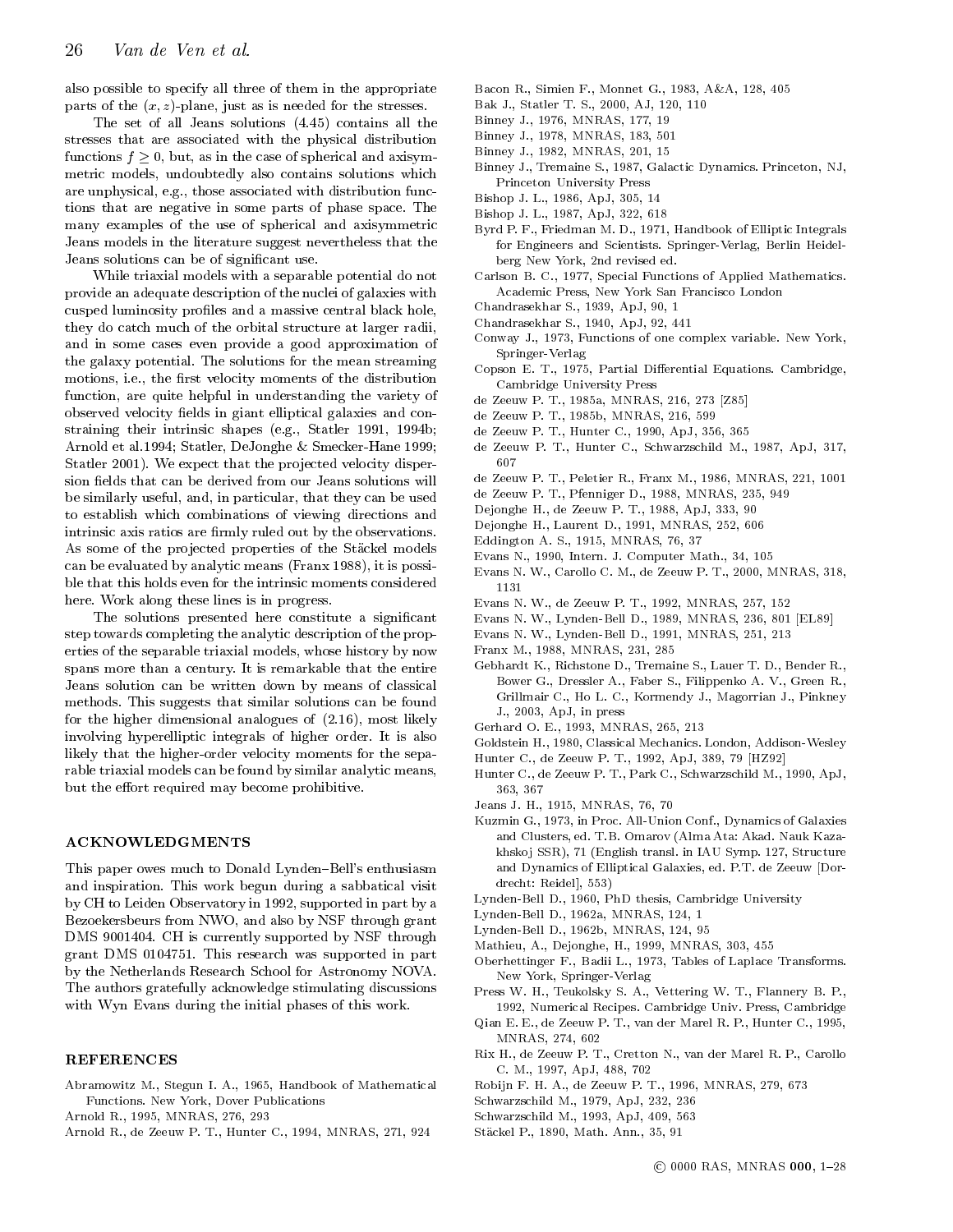also possible to specify all three of them in the appropriate parts of the $(x, z)$-plane, just as is needed for the stresses.

The set of all Jeans solutions (4.45) contains all the stresses that are associated with the physical distribution functions $f \geq 0$, but, as in the case of spherical and axisymmetric models, undoubtedly also contains solutions which are unphysical, e.g., those associated with distribution functions that are negative in some parts of phase space. The many examples of the use of spherical and axisymmetric Jeans models in the literature suggest nevertheless that the Jeans solutions can be of significant use.

While triaxial models with a separable potential do not provide an adequate description of the nuclei of galaxies with cusped luminosity profiles and a massive central black hole, they do catch much of the orbital structure at larger radii, and in some cases even provide a good approximation of the galaxy potential. The solutions for the mean streaming motions, i.e., the first velocity moments of the distribution function, are quite helpful in understanding the variety of observed velocity fields in giant elliptical galaxies and constraining their intrinsic shapes (e.g., Statler 1991, 1994b; Arnold et al.1994; Statler, DeJonghe & Smecker-Hane 1999; Statler 2001). We expect that the projected velocity dispersion fields that can be derived from our Jeans solutions will be similarly useful, and, in particular, that they can be used to establish which combinations of viewing directions and intrinsic axis ratios are firmly ruled out by the observations. As some of the projected properties of the Stäckel models can be evaluated by analytic means (Franx 1988), it is possible that this holds even for the intrinsic moments considered here. Work along these lines is in progress.

The solutions presented here constitute a significant step towards completing the analytic description of the properties of the separable triaxial models, whose history by now spans more than a century. It is remarkable that the entire Jeans solution can be written down by means of classical methods. This suggests that similar solutions can be found for the higher dimensional analogues of (2.16), most likely involving hyperelliptic integrals of higher order. It is also likely that the higher-order velocity moments for the separable triaxial models can be found by similar analytic means, but the effort required may become prohibitive.

## ACKNOWLEDGMENTS

This paper owes much to Donald Lynden–Bell's enthusiasm and inspiration. This work begun during a sabbatical visit by CH to Leiden Observatory in 1992, supported in part by a Bezoekersbeurs from NWO, and also by NSF through grant DMS 9001404. CH is currently supported by NSF through grant DMS 0104751. This research was supported in part by the Netherlands Research School for Astronomy NOVA. The authors gratefully acknowledge stimulating discussions with Wyn Evans during the initial phases of this work.

## REFERENCES

Abramowitz M., Stegun I. A., 1965, Handbook of Mathematical Functions. New York, Dover Publications

Arnold R., 1995, MNRAS, 276, 293

Arnold R., de Zeeuw P. T., Hunter C., 1994, MNRAS, 271, 924

Bacon R., Simien F., Monnet G., 1983, A&A, 128, 405

Bak J., Statler T. S., 2000, AJ, 120, 110

Binney J., 1976, MNRAS, 177, 19

Binney J., 1978, MNRAS, 183, 501

Binney J., 1982, MNRAS, 201, 15

Binney J., Tremaine S., 1987, Galactic Dynamics. Princeton, NJ, Princeton University Press

Bishop J. L., 1986, ApJ, 305, 14

Bishop J. L., 1987, ApJ, 322, 618

Byrd P. F., Friedman M. D., 1971, Handbook of Elliptic Integrals for Engineers and Scientists. Springer-Verlag, Berlin Heidelberg New York, 2nd revised ed.

Carlson B. C., 1977, Special Functions of Applied Mathematics. Academic Press, New York San Francisco London

Chandrasekhar S., 1939, ApJ, 90, 1

Chandrasekhar S., 1940, ApJ, 92, 441

Conway J., 1973, Functions of one complex variable. New York, Springer-Verlag

Copson E. T., 1975, Partial Differential Equations. Cambridge, Cambridge University Press

de Zeeuw P. T., 1985a, MNRAS, 216, 273 [Z85]

de Zeeuw P. T., 1985b, MNRAS, 216, 599

de Zeeuw P. T., Hunter C., 1990, ApJ, 356, 365

de Zeeuw P. T., Hunter C., Schwarzschild M., 1987, ApJ, 317, 607

de Zeeuw P. T., Peletier R., Franx M., 1986, MNRAS, 221, 1001

de Zeeuw P. T., Pfenniger D., 1988, MNRAS, 235, 949

Dejonghe H., de Zeeuw P. T., 1988, ApJ, 333, 90

Dejonghe H., Laurent D., 1991, MNRAS, 252, 606

Eddington A. S., 1915, MNRAS, 76, 37

Evans N., 1990, Intern. J. Computer Math., 34, 105

Evans N. W., Carollo C. M., de Zeeuw P. T., 2000, MNRAS, 318, 1131

Evans N. W., de Zeeuw P. T., 1992, MNRAS, 257, 152

Evans N. W., Lynden-Bell D., 1989, MNRAS, 236, 801 [EL89]

Evans N. W., Lynden-Bell D., 1991, MNRAS, 251, 213

Franx M., 1988, MNRAS, 231, 285

Gebhardt K., Richstone D., Tremaine S., Lauer T. D., Bender R., Bower G., Dressler A., Faber S., Filippenko A. V., Green R., Grillmair C., Ho L. C., Kormendy J., Magorrian J., Pinkney J., 2003, ApJ, in press

Gerhard O. E., 1993, MNRAS, 265, 213

Goldstein H., 1980, Classical Mechanics. London, Addison-Wesley

Hunter C., de Zeeuw P. T., 1992, ApJ, 389, 79 [HZ92]

Hunter C., de Zeeuw P. T., Park C., Schwarzschild M., 1990, ApJ, 363, 367

Jeans J. H., 1915, MNRAS, 76, 70

Kuzmin G., 1973, in Proc. All-Union Conf., Dynamics of Galaxies and Clusters, ed. T.B. Omarov (Alma Ata: Akad. Nauk Kazakhskoj SSR), 71 (English transl. in IAU Symp. 127, Structure and Dynamics of Elliptical Galaxies, ed. P.T. de Zeeuw [Dordrecht: Reidel], 553)

Lynden-Bell D., 1960, PhD thesis, Cambridge University

Lynden-Bell D., 1962a, MNRAS, 124, 1

Lynden-Bell D., 1962b, MNRAS, 124, 95

Mathieu, A., Dejonghe, H., 1999, MNRAS, 303, 455

Oberhettinger F., Badii L., 1973, Tables of Laplace Transforms. New York, Springer-Verlag

Press W. H., Teukolsky S. A., Vettering W. T., Flannery B. P., 1992, Numerical Recipes. Cambridge Univ. Press, Cambridge

Qian E. E., de Zeeuw P. T., van der Marel R. P., Hunter C., 1995, MNRAS, 274, 602

Rix H., de Zeeuw P. T., Cretton N., van der Marel R. P., Carollo C. M., 1997, ApJ, 488, 702

Robijn F. H. A., de Zeeuw P. T., 1996, MNRAS, 279, 673

Schwarzschild M., 1979, ApJ, 232, 236

Schwarzschild M., 1993, ApJ, 409, 563

Stäckel P., 1890, Math. Ann., 35, 91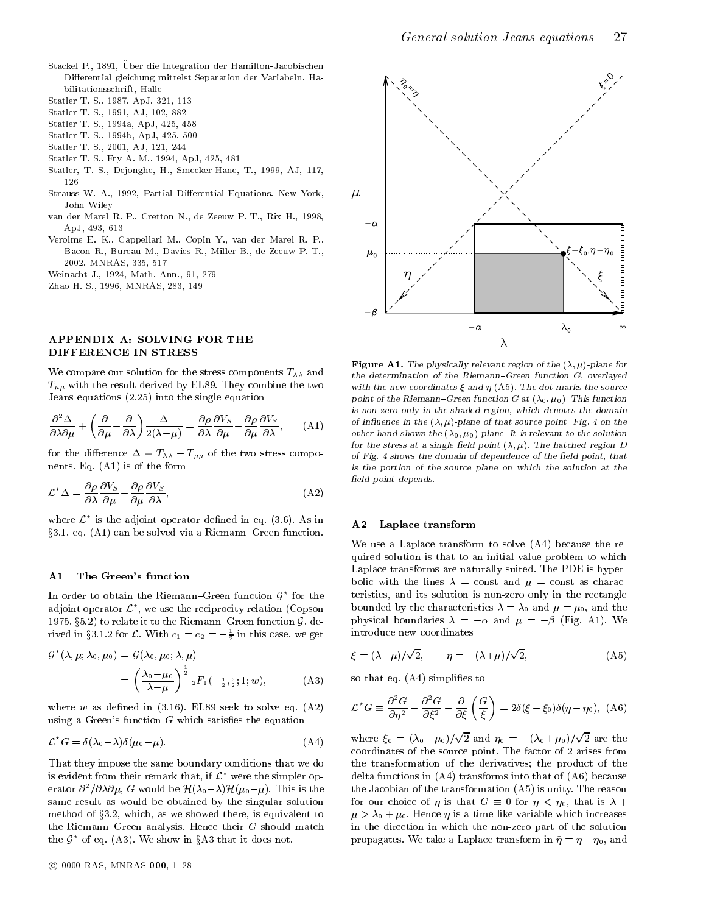Stäckel P., 1891, Über die Integration der Hamilton-Jacobischen Differential gleichung mittelst Separation der Variabeln. Habilitationsschrift, Halle

Statler T. S., 1987, ApJ, 321, 113

Statler T. S., 1991, AJ, 102, 882

Statler T. S., 1994a, ApJ, 425, 458

Statler T. S., 1994b, ApJ, 425, 500

Statler T. S., 2001, AJ, 121, 244

Statler T. S., Fry A. M., 1994, ApJ, 425, 481

Statler, T. S., Dejonghe, H., Smecker-Hane, T., 1999, AJ, 117, 126

Strauss W. A., 1992, Partial Differential Equations. New York, John Wiley

van der Marel R. P., Cretton N., de Zeeuw P. T., Rix H., 1998, ApJ, 493, 613

Verolme E. K., Cappellari M., Copin Y., van der Marel R. P., Bacon R., Bureau M., Davies R., Miller B., de Zeeuw P. T., 2002, MNRAS, 335, 517

Weinacht J., 1924, Math. Ann., 91, 279

Zhao H. S., 1996, MNRAS, 283, 149

## APPENDIX A: SOLVING FOR THE DIFFERENCE IN STRESS

We compare our solution for the stress components $T_{\lambda\lambda}$ and $T_{\mu\mu}$ with the result derived by EL89. They combine the two Jeans equations (2.25) into the single equation

$$\frac{\partial^2 \Delta}{\partial\lambda\partial\mu} + \left(\frac{\partial}{\partial\mu} - \frac{\partial}{\partial\lambda}\right)\frac{\Delta}{2(\lambda-\mu)} = \frac{\partial\rho}{\partial\lambda}\frac{\partial V_S}{\partial\mu} - \frac{\partial\rho}{\partial\mu}\frac{\partial V_S}{\partial\lambda}, \qquad \text{(A1)}$$

for the difference $\Delta \equiv T_{\lambda\lambda} - T_{\mu\mu}$ of the two stress components. Eq. (A1) is of the form

$$\mathcal{L}^\star \Delta = \frac{\partial\rho}{\partial\lambda}\frac{\partial V_S}{\partial\mu} - \frac{\partial\rho}{\partial\mu}\frac{\partial V_S}{\partial\lambda}, \qquad \text{(A2)}$$

where $\mathcal{L}^\star$ is the adjoint operator defined in eq. (3.6). As in §3.1, eq. (A1) can be solved via a Riemann–Green function.

### A1 The Green's function

In order to obtain the Riemann–Green function $\mathcal{G}^\star$ for the adjoint operator $\mathcal{L}^\star$, we use the reciprocity relation (Copson 1975, §5.2) to relate it to the Riemann–Green function $\mathcal{G}$, derived in §3.1.2 for $\mathcal{L}$. With $c_1 = c_2 = -\frac{1}{2}$ in this case, we get

$$\begin{aligned}\mathcal{G}^\star(\lambda,\mu;\lambda_0,\mu_0) &= \mathcal{G}(\lambda_0,\mu_0;\lambda,\mu) \\ &= \left(\frac{\lambda_0-\mu_0}{\lambda-\mu}\right)^{\frac{1}{2}} {}_2F_1(-\tfrac{1}{2},\tfrac{3}{2};1;w), \qquad \text{(A3)}\end{aligned}$$

where $w$ as defined in (3.16). EL89 seek to solve eq. (A2) using a Green's function $G$ which satisfies the equation

$$\mathcal{L}^\star G = \delta(\lambda_0-\lambda)\delta(\mu_0-\mu). \qquad \text{(A4)}$$

That they impose the same boundary conditions that we do is evident from their remark that, if $\mathcal{L}^\star$ were the simpler operator $\partial^2/\partial\lambda\partial\mu$, $G$ would be $\mathcal{H}(\lambda_0-\lambda)\mathcal{H}(\mu_0-\mu)$. This is the same result as would be obtained by the singular solution method of §3.2, which, as we showed there, is equivalent to the Riemann–Green analysis. Hence their $G$ should match the $\mathcal{G}^\star$ of eq. (A3). We show in §A3 that it does not.

**Figure A1.** *The physically relevant region of the $(\lambda,\mu)$-plane for the determination of the Riemann–Green function $G$, overlayed with the new coordinates $\xi$ and $\eta$ (A5). The dot marks the source point of the Riemann–Green function $G$ at $(\lambda_0,\mu_0)$. This function is non-zero only in the shaded region, which denotes the domain of influence in the $(\lambda,\mu)$-plane of that source point. Fig. 4 on the other hand shows the $(\lambda_0,\mu_0)$-plane. It is relevant to the solution for the stress at a single field point $(\lambda,\mu)$. The hatched region D of Fig. 4 shows the domain of dependence of the field point, that is the portion of the source plane on which the solution at the field point depends.*

### A2 Laplace transform

We use a Laplace transform to solve (A4) because the required solution is that to an initial value problem to which Laplace transforms are naturally suited. The PDE is hyperbolic with the lines $\lambda = $ const and $\mu = $ const as characteristics, and its solution is non-zero only in the rectangle bounded by the characteristics $\lambda = \lambda_0$ and $\mu = \mu_0$, and the physical boundaries $\lambda = -\alpha$ and $\mu = -\beta$ (Fig. A1). We introduce new coordinates

$$\xi = (\lambda-\mu)/\sqrt{2}, \qquad \eta = -(\lambda+\mu)/\sqrt{2}, \qquad \text{(A5)}$$

so that eq. (A4) simplifies to

$$\mathcal{L}^\star G \equiv \frac{\partial^2 G}{\partial\eta^2} - \frac{\partial^2 G}{\partial\xi^2} - \frac{\partial}{\partial\xi}\left(\frac{G}{\xi}\right) = 2\delta(\xi-\xi_0)\delta(\eta-\eta_0), \qquad \text{(A6)}$$

where $\xi_0 = (\lambda_0-\mu_0)/\sqrt{2}$ and $\eta_0 = -(\lambda_0+\mu_0)/\sqrt{2}$ are the coordinates of the source point. The factor of 2 arises from the transformation of the derivatives; the product of the delta functions in (A4) transforms into that of (A6) because the Jacobian of the transformation (A5) is unity. The reason for our choice of $\eta$ is that $G \equiv 0$ for $\eta < \eta_0$, that is $\lambda + \mu > \lambda_0 + \mu_0$. Hence $\eta$ is a time-like variable which increases in the direction in which the non-zero part of the solution propagates. We take a Laplace transform in $\bar{\eta} = \eta - \eta_0$, and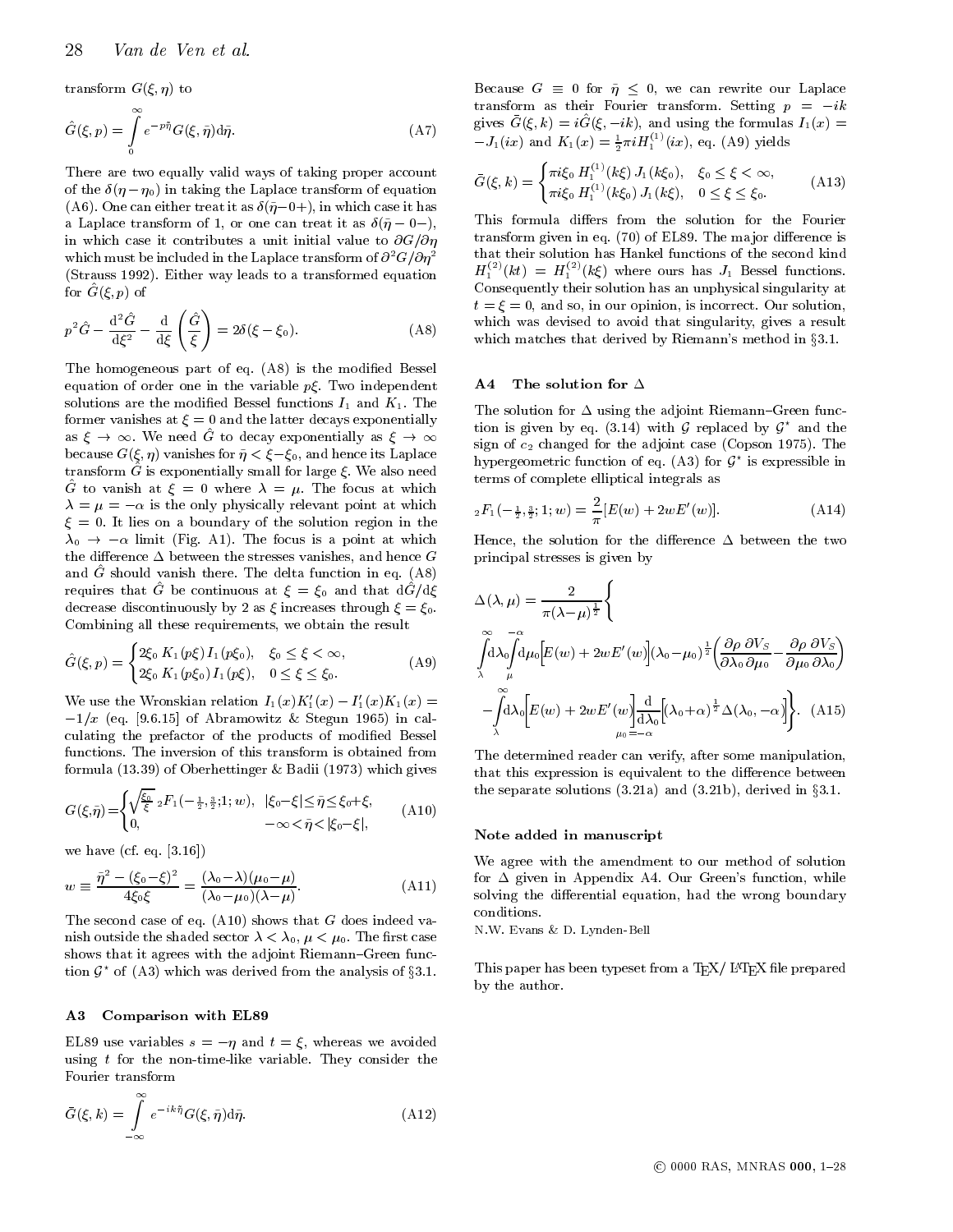transform $G(\xi,\eta)$ to

$$\hat{G}(\xi,p)=\int_0^\infty e^{-p\bar{\eta}}G(\xi,\bar{\eta})\mathrm{d}\bar{\eta}. \tag{A7}$$

There are two equally valid ways of taking proper account of the $\delta(\eta-\eta_0)$ in taking the Laplace transform of equation (A6). One can either treat it as $\delta(\bar{\eta}-0+)$, in which case it has a Laplace transform of 1, or one can treat it as $\delta(\bar{\eta}-0-)$, in which case it contributes a unit initial value to $\partial G/\partial\eta$ which must be included in the Laplace transform of $\partial^2 G/\partial\eta^2$ (Strauss 1992). Either way leads to a transformed equation for $\hat{G}(\xi,p)$ of

$$p^2\hat{G}-\frac{\mathrm{d}^2\hat{G}}{\mathrm{d}\xi^2}-\frac{\mathrm{d}}{\mathrm{d}\xi}\left(\frac{\hat{G}}{\xi}\right)=2\delta(\xi-\xi_0). \tag{A8}$$

The homogeneous part of eq. (A8) is the modified Bessel equation of order one in the variable $p\xi$. Two independent solutions are the modified Bessel functions $I_1$ and $K_1$. The former vanishes at $\xi=0$ and the latter decays exponentially as $\xi\to\infty$. We need $\hat{G}$ to decay exponentially as $\xi\to\infty$ because $G(\xi,\eta)$ vanishes for $\bar{\eta}<\xi-\xi_0$, and hence its Laplace transform $\hat{G}$ is exponentially small for large $\xi$. We also need $\hat{G}$ to vanish at $\xi=0$ where $\lambda=\mu$. The focus at which $\lambda=\mu=-\alpha$ is the only physically relevant point at which $\xi=0$. It lies on a boundary of the solution region in the $\lambda_0\to-\alpha$ limit (Fig. A1). The focus is a point at which the difference $\Delta$ between the stresses vanishes, and hence $G$ and $\hat{G}$ should vanish there. The delta function in eq. (A8) requires that $\hat{G}$ be continuous at $\xi=\xi_0$ and that $\mathrm{d}\hat{G}/\mathrm{d}\xi$ decrease discontinuously by 2 as $\xi$ increases through $\xi=\xi_0$. Combining all these requirements, we obtain the result

$$\hat{G}(\xi,p)=\begin{cases}2\xi_0\,K_1(p\xi)\,I_1(p\xi_0), & \xi_0\le\xi<\infty,\\ 2\xi_0\,K_1(p\xi_0)\,I_1(p\xi), & 0\le\xi\le\xi_0.\end{cases} \tag{A9}$$

We use the Wronskian relation $I_1(x)K_1'(x)-I_1'(x)K_1(x)=-1/x$ (eq. [9.6.15] of Abramowitz & Stegun 1965) in calculating the prefactor of the products of modified Bessel functions. The inversion of this transform is obtained from formula (13.39) of Oberhettinger & Badii (1973) which gives

$$G(\xi,\bar{\eta})=\begin{cases}\sqrt{\frac{\xi_0}{\xi}}\;{}_2F_1(-\tfrac{1}{2},\tfrac{3}{2};1;w), & |\xi_0-\xi|\le\bar{\eta}\le\xi_0+\xi,\\ 0, & -\infty<\bar{\eta}<|\xi_0-\xi|,\end{cases} \tag{A10}$$

we have (cf. eq. [3.16])

$$w\equiv\frac{\bar{\eta}^2-(\xi_0-\xi)^2}{4\xi_0\xi}=\frac{(\lambda_0-\lambda)(\mu_0-\mu)}{(\lambda_0-\mu_0)(\lambda-\mu)}. \tag{A11}$$

The second case of eq. (A10) shows that $G$ does indeed vanish outside the shaded sector $\lambda<\lambda_0$, $\mu<\mu_0$. The first case shows that it agrees with the adjoint Riemann–Green function $\mathcal{G}^\star$ of (A3) which was derived from the analysis of §3.1.

### A3 Comparison with EL89

EL89 use variables $s=-\eta$ and $t=\xi$, whereas we avoided using $t$ for the non-time-like variable. They consider the Fourier transform

$$\bar{G}(\xi,k)=\int_{-\infty}^{\infty}e^{-ik\bar{\eta}}G(\xi,\bar{\eta})\mathrm{d}\bar{\eta}. \tag{A12}$$

Because $G\equiv 0$ for $\bar{\eta}\le 0$, we can rewrite our Laplace transform as their Fourier transform. Setting $p=-ik$ gives $\bar{G}(\xi,k)=i\hat{G}(\xi,-ik)$, and using the formulas $I_1(x)=-J_1(ix)$ and $K_1(x)=\frac{1}{2}\pi iH_1^{(1)}(ix)$, eq. (A9) yields

$$\bar{G}(\xi,k)=\begin{cases}\pi i\xi_0\,H_1^{(1)}(k\xi)\,J_1(k\xi_0), & \xi_0\le\xi<\infty,\\ \pi i\xi_0\,H_1^{(1)}(k\xi_0)\,J_1(k\xi), & 0\le\xi\le\xi_0.\end{cases} \tag{A13}$$

This formula differs from the solution for the Fourier transform given in eq. (70) of EL89. The major difference is that their solution has Hankel functions of the second kind $H_1^{(2)}(kt)=H_1^{(2)}(k\xi)$ where ours has $J_1$ Bessel functions. Consequently their solution has an unphysical singularity at $t=\xi=0$, and so, in our opinion, is incorrect. Our solution, which was devised to avoid that singularity, gives a result which matches that derived by Riemann's method in §3.1.

### A4 The solution for $\Delta$

The solution for $\Delta$ using the adjoint Riemann–Green function is given by eq. (3.14) with $\mathcal{G}$ replaced by $\mathcal{G}^\star$ and the sign of $c_2$ changed for the adjoint case (Copson 1975). The hypergeometric function of eq. (A3) for $\mathcal{G}^\star$ is expressible in terms of complete elliptical integrals as

$${}_2F_1(-\tfrac{1}{2},\tfrac{3}{2};1;w)=\frac{2}{\pi}[E(w)+2wE'(w)]. \tag{A14}$$

Hence, the solution for the difference $\Delta$ between the two principal stresses is given by

$$\Delta(\lambda,\mu)=\frac{2}{\pi(\lambda-\mu)^{\frac{1}{2}}}\Bigg\{\int_\lambda^\infty\mathrm{d}\lambda_0\int_\mu^{-\alpha}\mathrm{d}\mu_0\Big[E(w)+2wE'(w)\Big](\lambda_0-\mu_0)^{\frac{1}{2}}\left(\frac{\partial\rho}{\partial\lambda_0}\frac{\partial V_S}{\partial\mu_0}-\frac{\partial\rho}{\partial\mu_0}\frac{\partial V_S}{\partial\lambda_0}\right)$$
$$-\int_\lambda^\infty\mathrm{d}\lambda_0\Big[E(w)+2wE'(w)\Big]_{\mu_0=-\alpha}\frac{\mathrm{d}}{\mathrm{d}\lambda_0}\Big[(\lambda_0+\alpha)^{\frac{1}{2}}\Delta(\lambda_0,-\alpha)\Big]\Bigg\}. \tag{A15}$$

The determined reader can verify, after some manipulation, that this expression is equivalent to the difference between the separate solutions (3.21a) and (3.21b), derived in §3.1.

### Note added in manuscript

We agree with the amendment to our method of solution for $\Delta$ given in Appendix A4. Our Green's function, while solving the differential equation, had the wrong boundary conditions.

N.W. Evans & D. Lynden-Bell

This paper has been typeset from a TEX/ LATEX file prepared by the author.